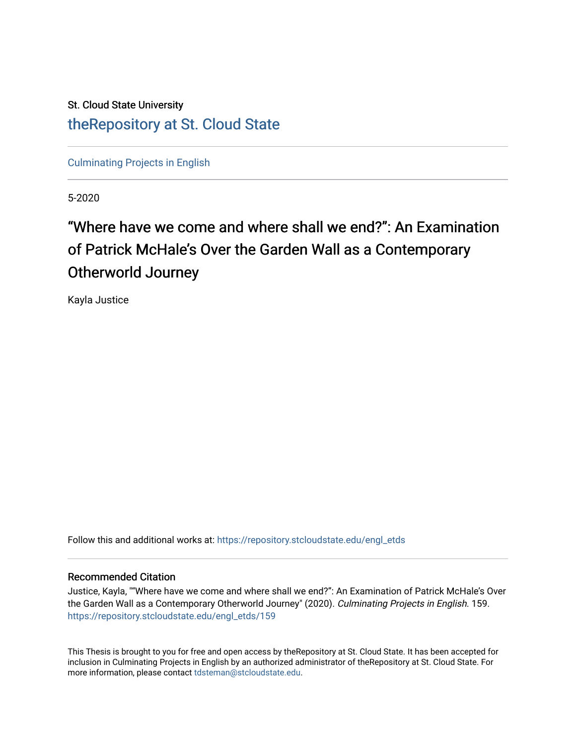St. Cloud State University

theRepository at St. Cloud State

Culminating Projects in English

5-2020

# “Where have we come and where shall we end?”: An Examination of Patrick McHale’s Over the Garden Wall as a Contemporary Otherworld Journey

Kayla Justice

Follow this and additional works at: https://repository.stcloudstate.edu/engl_etds

## Recommended Citation

Justice, Kayla, "“Where have we come and where shall we end?”: An Examination of Patrick McHale’s Over the Garden Wall as a Contemporary Otherworld Journey" (2020). *Culminating Projects in English*. 159. https://repository.stcloudstate.edu/engl_etds/159

This Thesis is brought to you for free and open access by theRepository at St. Cloud State. It has been accepted for inclusion in Culminating Projects in English by an authorized administrator of theRepository at St. Cloud State. For more information, please contact tdsteman@stcloudstate.edu.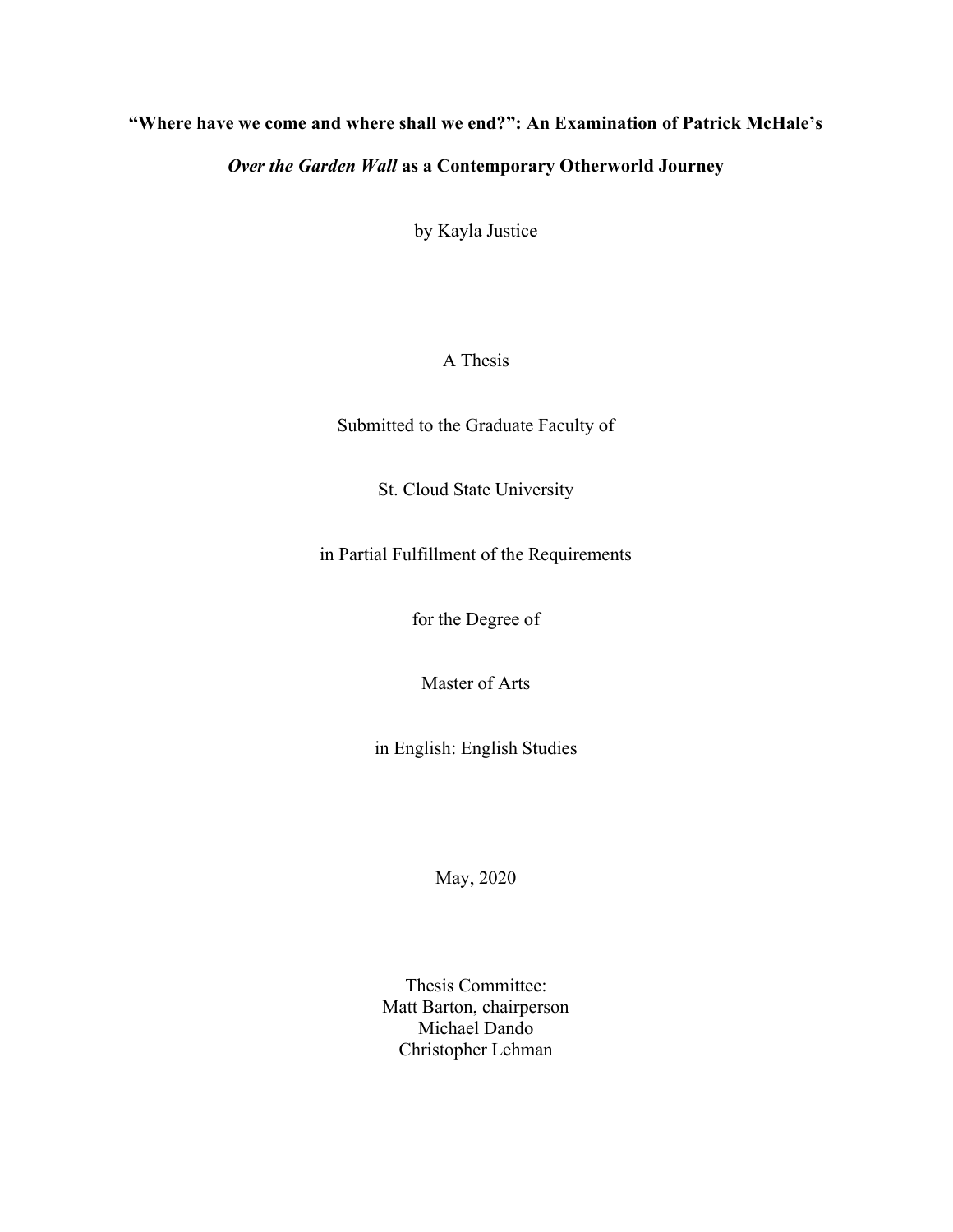**“Where have we come and where shall we end?”: An Examination of Patrick McHale’s *Over the Garden Wall* as a Contemporary Otherworld Journey**

by Kayla Justice

A Thesis

Submitted to the Graduate Faculty of

St. Cloud State University

in Partial Fulfillment of the Requirements

for the Degree of

Master of Arts

in English: English Studies

May, 2020

Thesis Committee:
Matt Barton, chairperson
Michael Dando
Christopher Lehman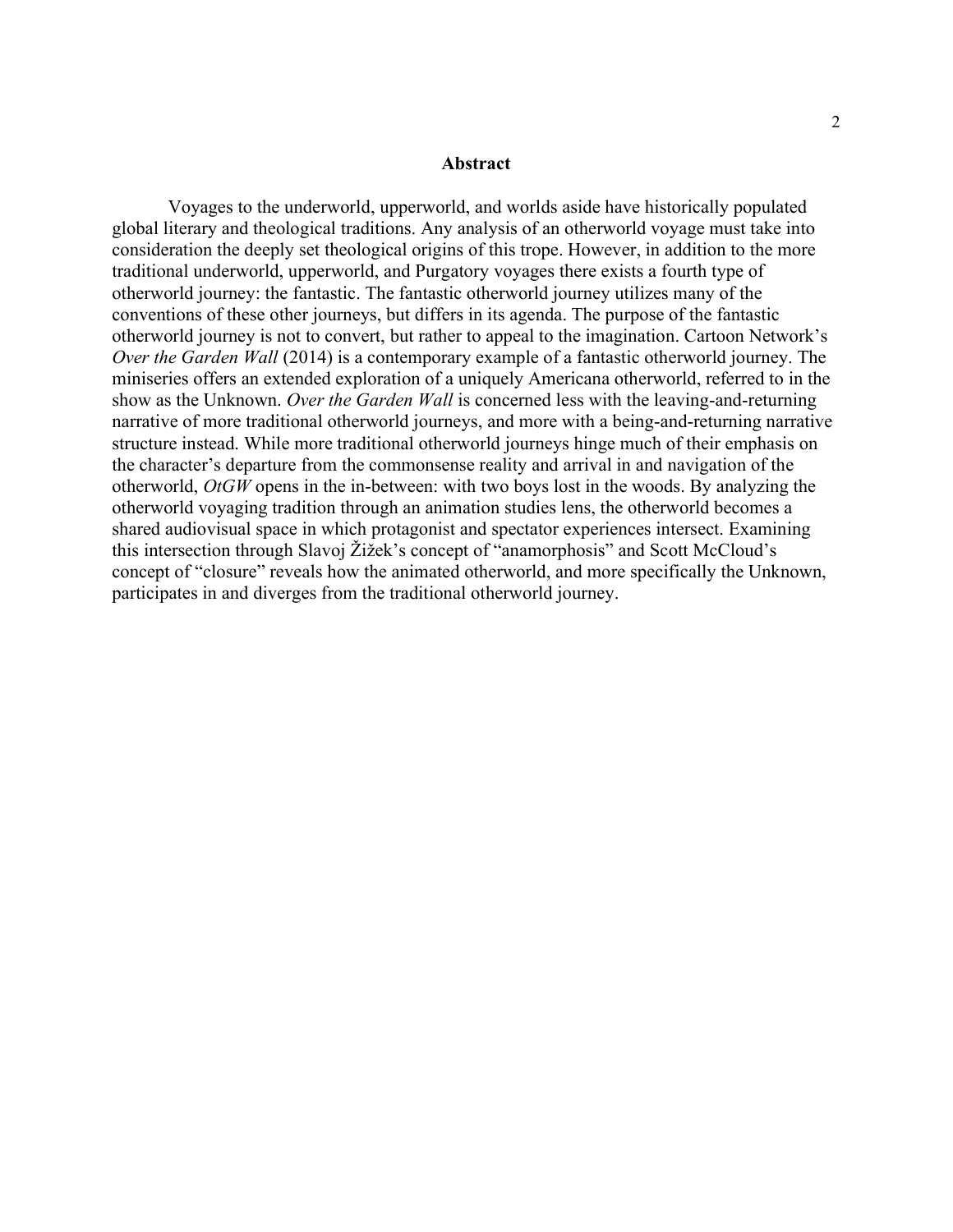## Abstract

Voyages to the underworld, upperworld, and worlds aside have historically populated global literary and theological traditions. Any analysis of an otherworld voyage must take into consideration the deeply set theological origins of this trope. However, in addition to the more traditional underworld, upperworld, and Purgatory voyages there exists a fourth type of otherworld journey: the fantastic. The fantastic otherworld journey utilizes many of the conventions of these other journeys, but differs in its agenda. The purpose of the fantastic otherworld journey is not to convert, but rather to appeal to the imagination. Cartoon Network's *Over the Garden Wall* (2014) is a contemporary example of a fantastic otherworld journey. The miniseries offers an extended exploration of a uniquely Americana otherworld, referred to in the show as the Unknown. *Over the Garden Wall* is concerned less with the leaving-and-returning narrative of more traditional otherworld journeys, and more with a being-and-returning narrative structure instead. While more traditional otherworld journeys hinge much of their emphasis on the character's departure from the commonsense reality and arrival in and navigation of the otherworld, *OtGW* opens in the in-between: with two boys lost in the woods. By analyzing the otherworld voyaging tradition through an animation studies lens, the otherworld becomes a shared audiovisual space in which protagonist and spectator experiences intersect. Examining this intersection through Slavoj Žižek's concept of "anamorphosis" and Scott McCloud's concept of "closure" reveals how the animated otherworld, and more specifically the Unknown, participates in and diverges from the traditional otherworld journey.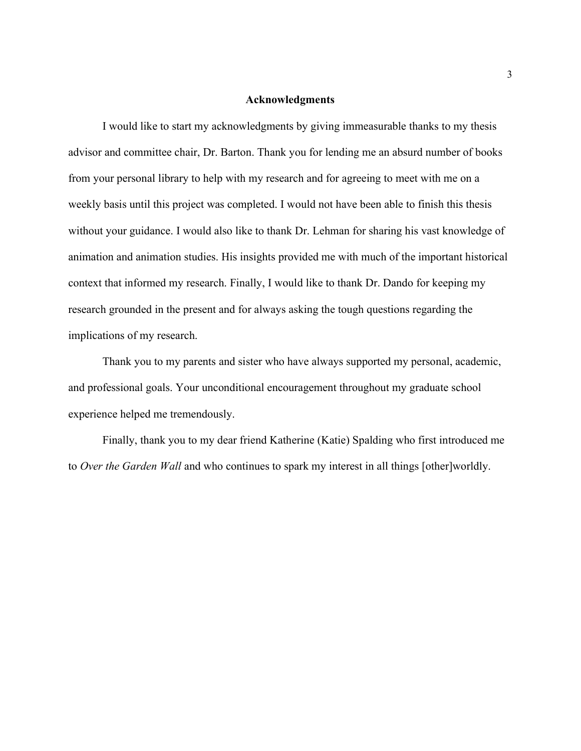## Acknowledgments

I would like to start my acknowledgments by giving immeasurable thanks to my thesis advisor and committee chair, Dr. Barton. Thank you for lending me an absurd number of books from your personal library to help with my research and for agreeing to meet with me on a weekly basis until this project was completed. I would not have been able to finish this thesis without your guidance. I would also like to thank Dr. Lehman for sharing his vast knowledge of animation and animation studies. His insights provided me with much of the important historical context that informed my research. Finally, I would like to thank Dr. Dando for keeping my research grounded in the present and for always asking the tough questions regarding the implications of my research.

Thank you to my parents and sister who have always supported my personal, academic, and professional goals. Your unconditional encouragement throughout my graduate school experience helped me tremendously.

Finally, thank you to my dear friend Katherine (Katie) Spalding who first introduced me to *Over the Garden Wall* and who continues to spark my interest in all things [other]worldly.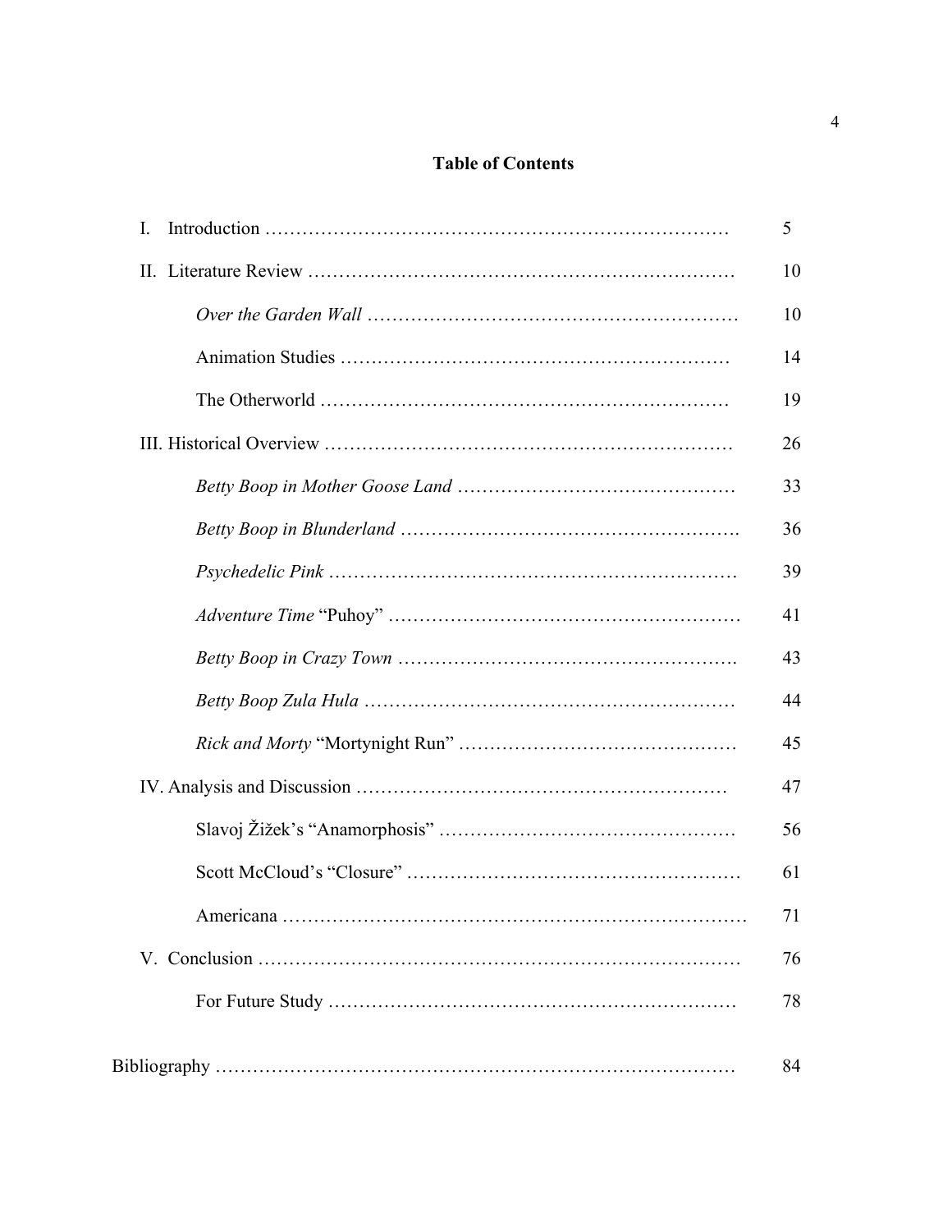# Table of Contents

| | |
|---|---|
| I. Introduction | 5 |
| II. Literature Review | 10 |
| *Over the Garden Wall* | 10 |
| Animation Studies | 14 |
| The Otherworld | 19 |
| III. Historical Overview | 26 |
| *Betty Boop in Mother Goose Land* | 33 |
| *Betty Boop in Blunderland* | 36 |
| *Psychedelic Pink* | 39 |
| *Adventure Time* "Puhoy" | 41 |
| *Betty Boop in Crazy Town* | 43 |
| *Betty Boop Zula Hula* | 44 |
| *Rick and Morty* "Mortynight Run" | 45 |
| IV. Analysis and Discussion | 47 |
| Slavoj Žižek's "Anamorphosis" | 56 |
| Scott McCloud's "Closure" | 61 |
| Americana | 71 |
| V. Conclusion | 76 |
| For Future Study | 78 |
| Bibliography | 84 |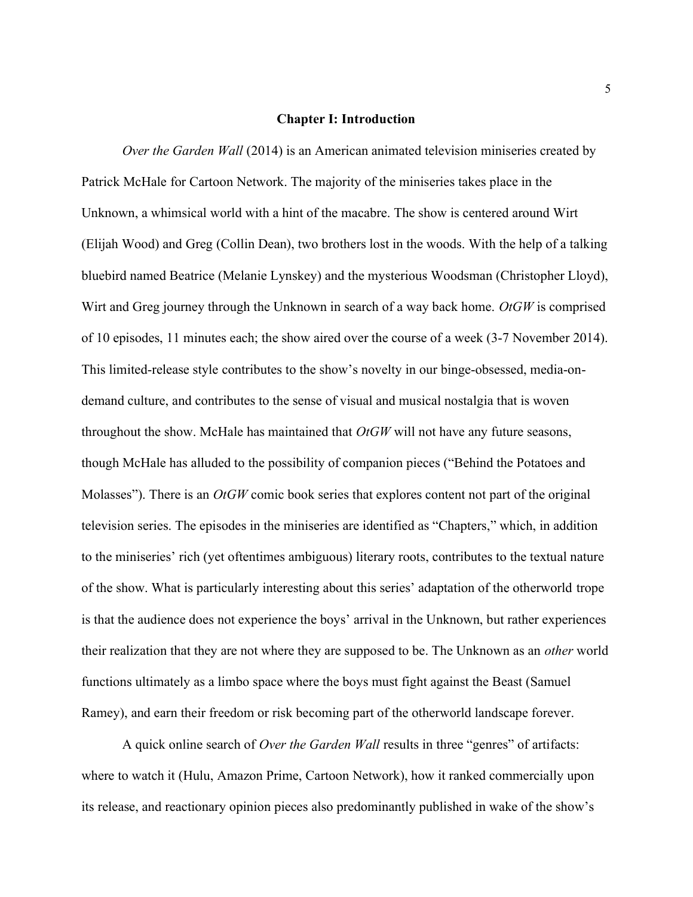## Chapter I: Introduction

*Over the Garden Wall* (2014) is an American animated television miniseries created by Patrick McHale for Cartoon Network. The majority of the miniseries takes place in the Unknown, a whimsical world with a hint of the macabre. The show is centered around Wirt (Elijah Wood) and Greg (Collin Dean), two brothers lost in the woods. With the help of a talking bluebird named Beatrice (Melanie Lynskey) and the mysterious Woodsman (Christopher Lloyd), Wirt and Greg journey through the Unknown in search of a way back home. *OtGW* is comprised of 10 episodes, 11 minutes each; the show aired over the course of a week (3-7 November 2014). This limited-release style contributes to the show's novelty in our binge-obsessed, media-on-demand culture, and contributes to the sense of visual and musical nostalgia that is woven throughout the show. McHale has maintained that *OtGW* will not have any future seasons, though McHale has alluded to the possibility of companion pieces ("Behind the Potatoes and Molasses"). There is an *OtGW* comic book series that explores content not part of the original television series. The episodes in the miniseries are identified as "Chapters," which, in addition to the miniseries' rich (yet oftentimes ambiguous) literary roots, contributes to the textual nature of the show. What is particularly interesting about this series' adaptation of the otherworld trope is that the audience does not experience the boys' arrival in the Unknown, but rather experiences their realization that they are not where they are supposed to be. The Unknown as an *other* world functions ultimately as a limbo space where the boys must fight against the Beast (Samuel Ramey), and earn their freedom or risk becoming part of the otherworld landscape forever.

A quick online search of *Over the Garden Wall* results in three "genres" of artifacts: where to watch it (Hulu, Amazon Prime, Cartoon Network), how it ranked commercially upon its release, and reactionary opinion pieces also predominantly published in wake of the show's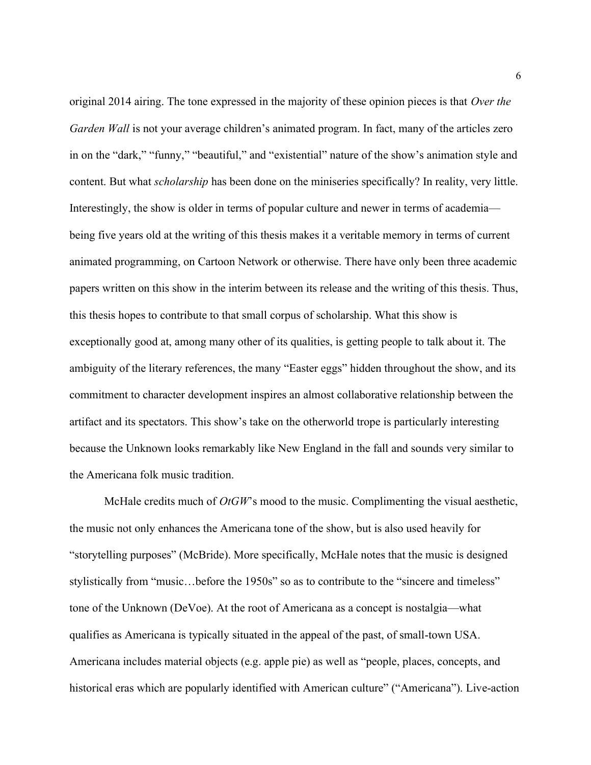original 2014 airing. The tone expressed in the majority of these opinion pieces is that *Over the Garden Wall* is not your average children's animated program. In fact, many of the articles zero in on the "dark," "funny," "beautiful," and "existential" nature of the show's animation style and content. But what *scholarship* has been done on the miniseries specifically? In reality, very little. Interestingly, the show is older in terms of popular culture and newer in terms of academia—being five years old at the writing of this thesis makes it a veritable memory in terms of current animated programming, on Cartoon Network or otherwise. There have only been three academic papers written on this show in the interim between its release and the writing of this thesis. Thus, this thesis hopes to contribute to that small corpus of scholarship. What this show is exceptionally good at, among many other of its qualities, is getting people to talk about it. The ambiguity of the literary references, the many "Easter eggs" hidden throughout the show, and its commitment to character development inspires an almost collaborative relationship between the artifact and its spectators. This show's take on the otherworld trope is particularly interesting because the Unknown looks remarkably like New England in the fall and sounds very similar to the Americana folk music tradition.

McHale credits much of *OtGW*'s mood to the music. Complimenting the visual aesthetic, the music not only enhances the Americana tone of the show, but is also used heavily for "storytelling purposes" (McBride). More specifically, McHale notes that the music is designed stylistically from "music…before the 1950s" so as to contribute to the "sincere and timeless" tone of the Unknown (DeVoe). At the root of Americana as a concept is nostalgia—what qualifies as Americana is typically situated in the appeal of the past, of small-town USA. Americana includes material objects (e.g. apple pie) as well as "people, places, concepts, and historical eras which are popularly identified with American culture" ("Americana"). Live-action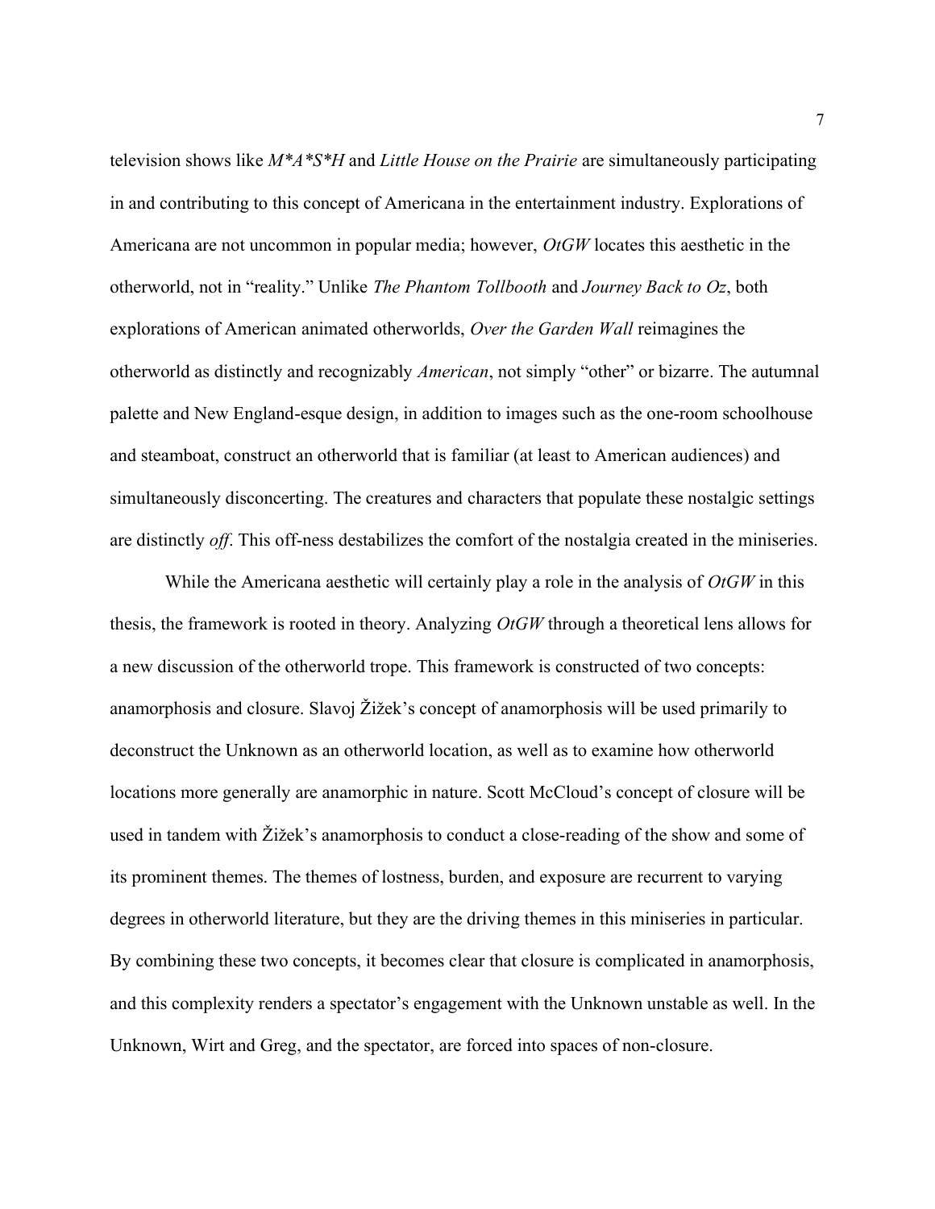television shows like *M*A*S*H* and *Little House on the Prairie* are simultaneously participating in and contributing to this concept of Americana in the entertainment industry. Explorations of Americana are not uncommon in popular media; however, *OtGW* locates this aesthetic in the otherworld, not in "reality." Unlike *The Phantom Tollbooth* and *Journey Back to Oz*, both explorations of American animated otherworlds, *Over the Garden Wall* reimagines the otherworld as distinctly and recognizably *American*, not simply "other" or bizarre. The autumnal palette and New England-esque design, in addition to images such as the one-room schoolhouse and steamboat, construct an otherworld that is familiar (at least to American audiences) and simultaneously disconcerting. The creatures and characters that populate these nostalgic settings are distinctly *off*. This off-ness destabilizes the comfort of the nostalgia created in the miniseries.

While the Americana aesthetic will certainly play a role in the analysis of *OtGW* in this thesis, the framework is rooted in theory. Analyzing *OtGW* through a theoretical lens allows for a new discussion of the otherworld trope. This framework is constructed of two concepts: anamorphosis and closure. Slavoj Žižek's concept of anamorphosis will be used primarily to deconstruct the Unknown as an otherworld location, as well as to examine how otherworld locations more generally are anamorphic in nature. Scott McCloud's concept of closure will be used in tandem with Žižek's anamorphosis to conduct a close-reading of the show and some of its prominent themes. The themes of lostness, burden, and exposure are recurrent to varying degrees in otherworld literature, but they are the driving themes in this miniseries in particular. By combining these two concepts, it becomes clear that closure is complicated in anamorphosis, and this complexity renders a spectator's engagement with the Unknown unstable as well. In the Unknown, Wirt and Greg, and the spectator, are forced into spaces of non-closure.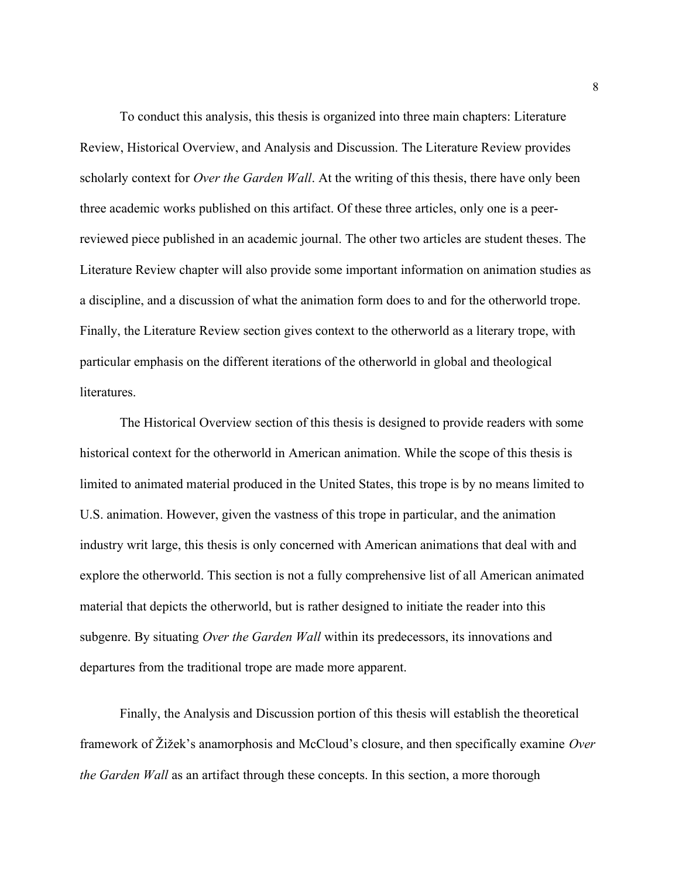To conduct this analysis, this thesis is organized into three main chapters: Literature Review, Historical Overview, and Analysis and Discussion. The Literature Review provides scholarly context for *Over the Garden Wall*. At the writing of this thesis, there have only been three academic works published on this artifact. Of these three articles, only one is a peer-reviewed piece published in an academic journal. The other two articles are student theses. The Literature Review chapter will also provide some important information on animation studies as a discipline, and a discussion of what the animation form does to and for the otherworld trope. Finally, the Literature Review section gives context to the otherworld as a literary trope, with particular emphasis on the different iterations of the otherworld in global and theological literatures.

The Historical Overview section of this thesis is designed to provide readers with some historical context for the otherworld in American animation. While the scope of this thesis is limited to animated material produced in the United States, this trope is by no means limited to U.S. animation. However, given the vastness of this trope in particular, and the animation industry writ large, this thesis is only concerned with American animations that deal with and explore the otherworld. This section is not a fully comprehensive list of all American animated material that depicts the otherworld, but is rather designed to initiate the reader into this subgenre. By situating *Over the Garden Wall* within its predecessors, its innovations and departures from the traditional trope are made more apparent.

Finally, the Analysis and Discussion portion of this thesis will establish the theoretical framework of Žižek's anamorphosis and McCloud's closure, and then specifically examine *Over the Garden Wall* as an artifact through these concepts. In this section, a more thorough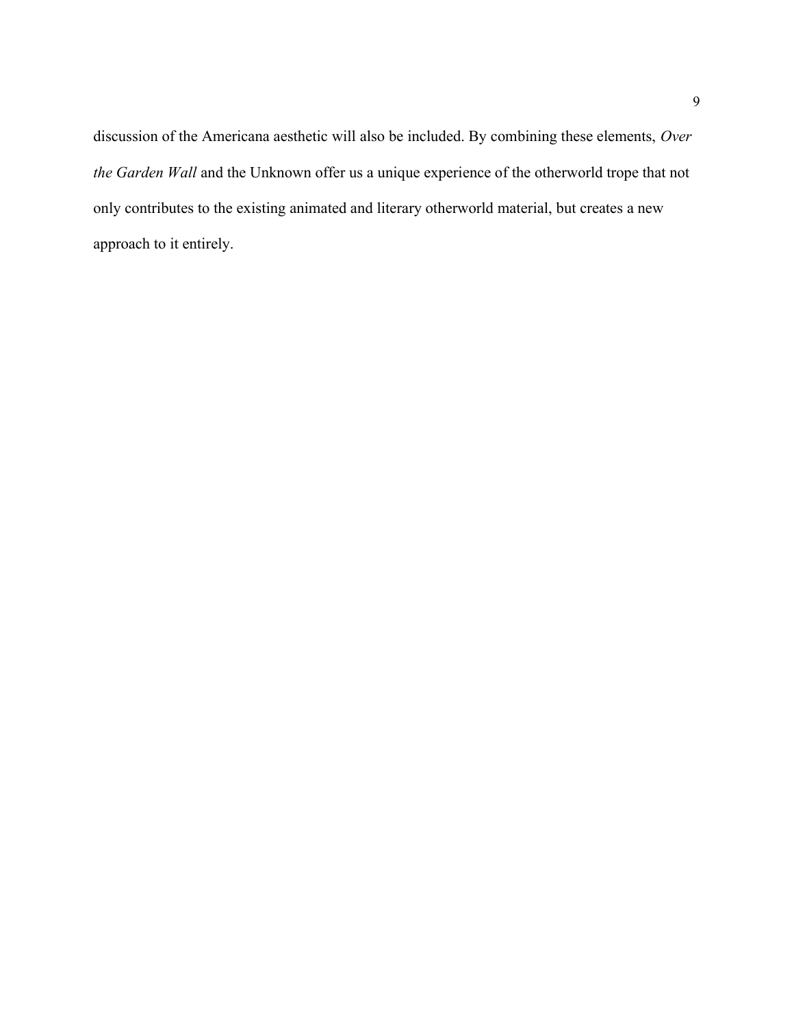discussion of the Americana aesthetic will also be included. By combining these elements, *Over the Garden Wall* and the Unknown offer us a unique experience of the otherworld trope that not only contributes to the existing animated and literary otherworld material, but creates a new approach to it entirely.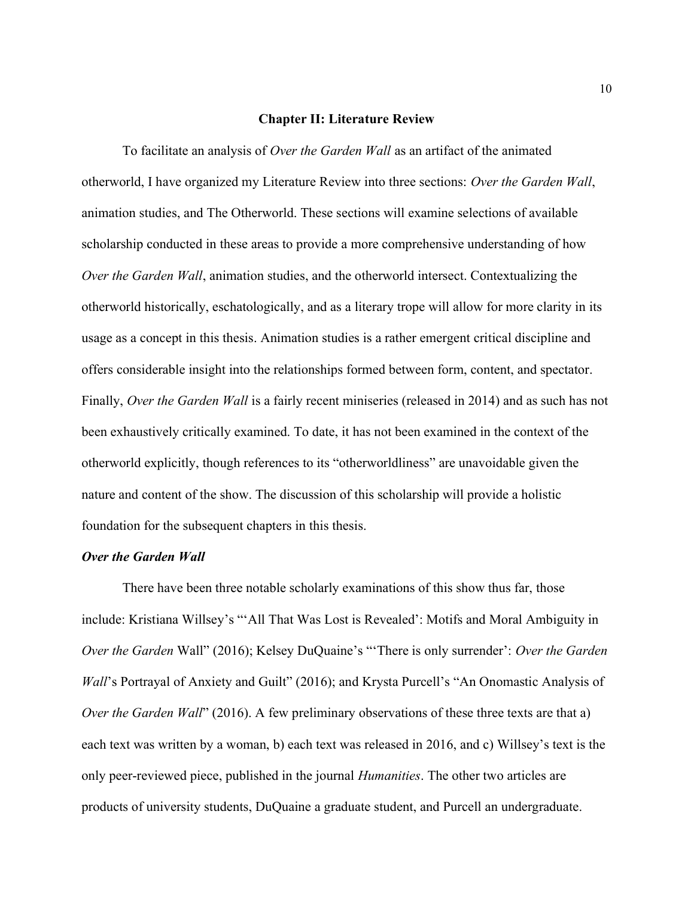## Chapter II: Literature Review

To facilitate an analysis of *Over the Garden Wall* as an artifact of the animated otherworld, I have organized my Literature Review into three sections: *Over the Garden Wall*, animation studies, and The Otherworld. These sections will examine selections of available scholarship conducted in these areas to provide a more comprehensive understanding of how *Over the Garden Wall*, animation studies, and the otherworld intersect. Contextualizing the otherworld historically, eschatologically, and as a literary trope will allow for more clarity in its usage as a concept in this thesis. Animation studies is a rather emergent critical discipline and offers considerable insight into the relationships formed between form, content, and spectator. Finally, *Over the Garden Wall* is a fairly recent miniseries (released in 2014) and as such has not been exhaustively critically examined. To date, it has not been examined in the context of the otherworld explicitly, though references to its "otherworldliness" are unavoidable given the nature and content of the show. The discussion of this scholarship will provide a holistic foundation for the subsequent chapters in this thesis.

### *Over the Garden Wall*

There have been three notable scholarly examinations of this show thus far, those include: Kristiana Willsey's "'All That Was Lost is Revealed': Motifs and Moral Ambiguity in *Over the Garden* Wall" (2016); Kelsey DuQuaine's "'There is only surrender': *Over the Garden Wall*'s Portrayal of Anxiety and Guilt" (2016); and Krysta Purcell's "An Onomastic Analysis of *Over the Garden Wall*" (2016). A few preliminary observations of these three texts are that a) each text was written by a woman, b) each text was released in 2016, and c) Willsey's text is the only peer-reviewed piece, published in the journal *Humanities*. The other two articles are products of university students, DuQuaine a graduate student, and Purcell an undergraduate.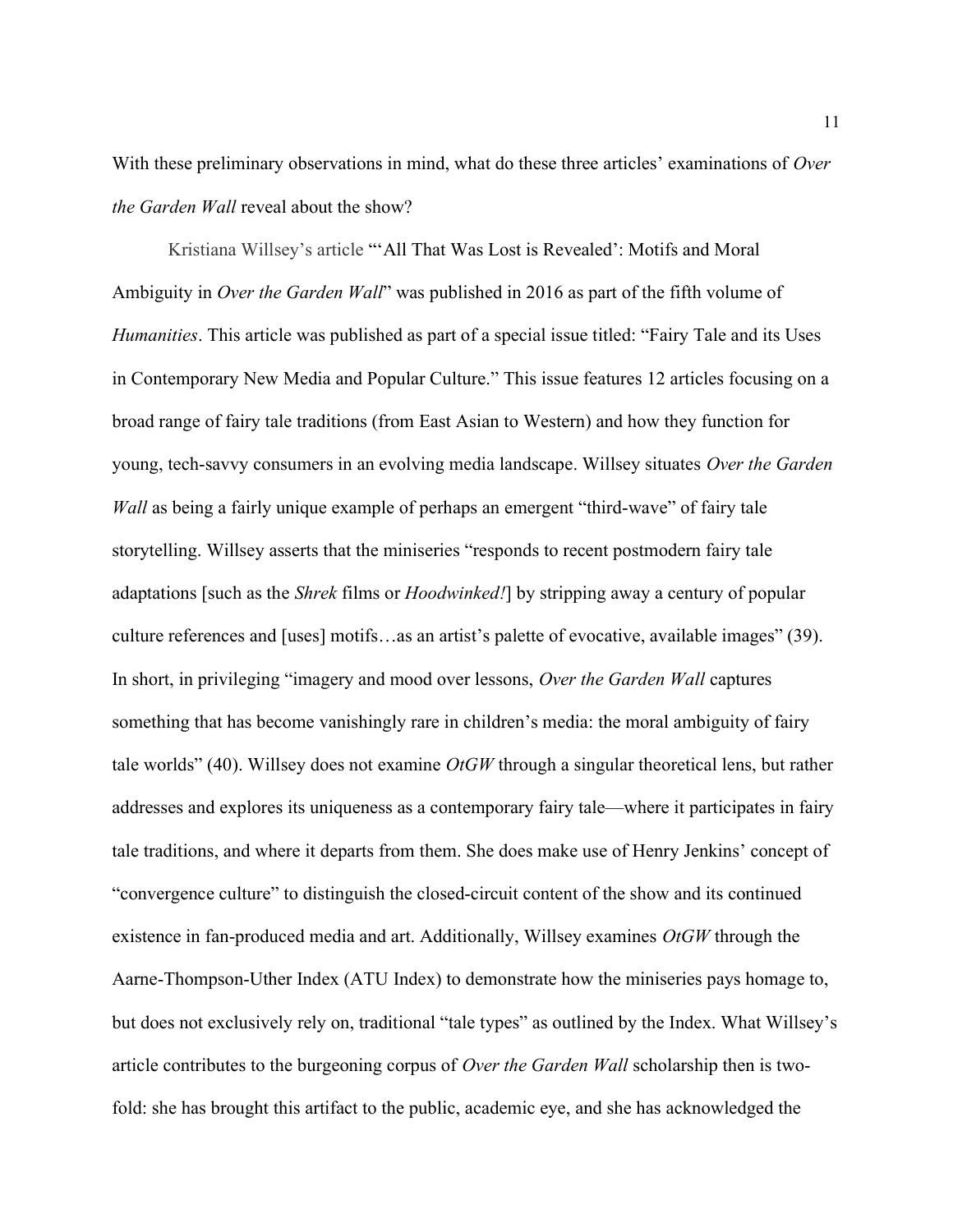With these preliminary observations in mind, what do these three articles' examinations of *Over the Garden Wall* reveal about the show?

Kristiana Willsey's article "'All That Was Lost is Revealed': Motifs and Moral Ambiguity in *Over the Garden Wall*" was published in 2016 as part of the fifth volume of *Humanities*. This article was published as part of a special issue titled: "Fairy Tale and its Uses in Contemporary New Media and Popular Culture." This issue features 12 articles focusing on a broad range of fairy tale traditions (from East Asian to Western) and how they function for young, tech-savvy consumers in an evolving media landscape. Willsey situates *Over the Garden Wall* as being a fairly unique example of perhaps an emergent "third-wave" of fairy tale storytelling. Willsey asserts that the miniseries "responds to recent postmodern fairy tale adaptations [such as the *Shrek* films or *Hoodwinked!*] by stripping away a century of popular culture references and [uses] motifs…as an artist's palette of evocative, available images" (39). In short, in privileging "imagery and mood over lessons, *Over the Garden Wall* captures something that has become vanishingly rare in children's media: the moral ambiguity of fairy tale worlds" (40). Willsey does not examine *OtGW* through a singular theoretical lens, but rather addresses and explores its uniqueness as a contemporary fairy tale—where it participates in fairy tale traditions, and where it departs from them. She does make use of Henry Jenkins' concept of "convergence culture" to distinguish the closed-circuit content of the show and its continued existence in fan-produced media and art. Additionally, Willsey examines *OtGW* through the Aarne-Thompson-Uther Index (ATU Index) to demonstrate how the miniseries pays homage to, but does not exclusively rely on, traditional "tale types" as outlined by the Index. What Willsey's article contributes to the burgeoning corpus of *Over the Garden Wall* scholarship then is two-fold: she has brought this artifact to the public, academic eye, and she has acknowledged the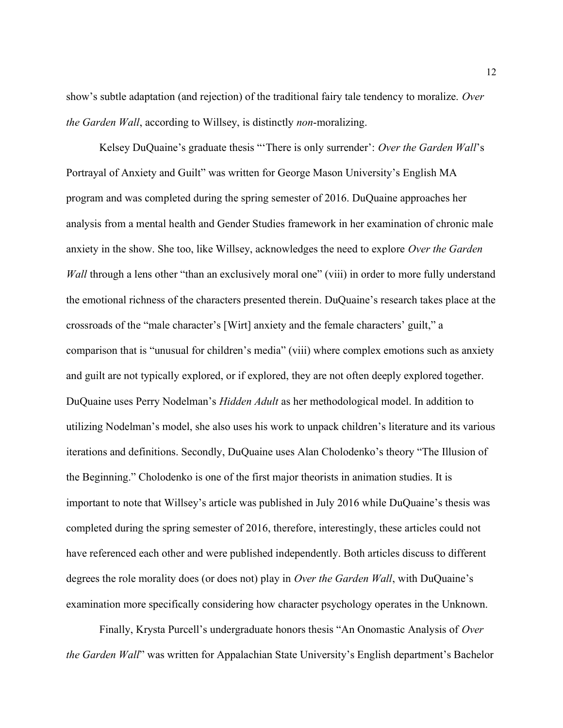show's subtle adaptation (and rejection) of the traditional fairy tale tendency to moralize. *Over the Garden Wall*, according to Willsey, is distinctly *non*-moralizing.

Kelsey DuQuaine's graduate thesis "'There is only surrender': *Over the Garden Wall*'s Portrayal of Anxiety and Guilt" was written for George Mason University's English MA program and was completed during the spring semester of 2016. DuQuaine approaches her analysis from a mental health and Gender Studies framework in her examination of chronic male anxiety in the show. She too, like Willsey, acknowledges the need to explore *Over the Garden Wall* through a lens other "than an exclusively moral one" (viii) in order to more fully understand the emotional richness of the characters presented therein. DuQuaine's research takes place at the crossroads of the "male character's [Wirt] anxiety and the female characters' guilt," a comparison that is "unusual for children's media" (viii) where complex emotions such as anxiety and guilt are not typically explored, or if explored, they are not often deeply explored together. DuQuaine uses Perry Nodelman's *Hidden Adult* as her methodological model. In addition to utilizing Nodelman's model, she also uses his work to unpack children's literature and its various iterations and definitions. Secondly, DuQuaine uses Alan Cholodenko's theory "The Illusion of the Beginning." Cholodenko is one of the first major theorists in animation studies. It is important to note that Willsey's article was published in July 2016 while DuQuaine's thesis was completed during the spring semester of 2016, therefore, interestingly, these articles could not have referenced each other and were published independently. Both articles discuss to different degrees the role morality does (or does not) play in *Over the Garden Wall*, with DuQuaine's examination more specifically considering how character psychology operates in the Unknown.

Finally, Krysta Purcell's undergraduate honors thesis "An Onomastic Analysis of *Over the Garden Wall*" was written for Appalachian State University's English department's Bachelor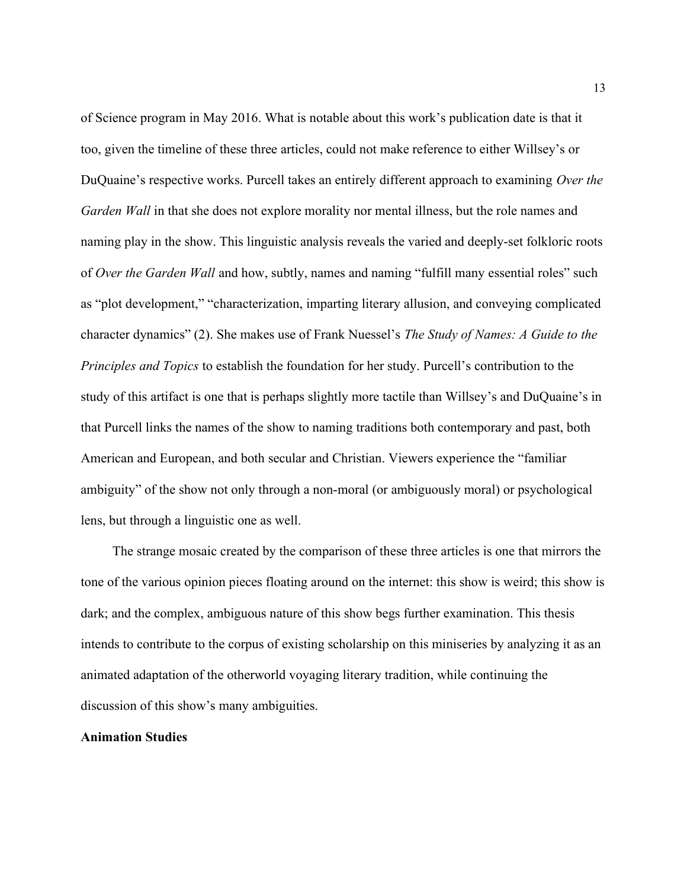of Science program in May 2016. What is notable about this work's publication date is that it too, given the timeline of these three articles, could not make reference to either Willsey's or DuQuaine's respective works. Purcell takes an entirely different approach to examining *Over the Garden Wall* in that she does not explore morality nor mental illness, but the role names and naming play in the show. This linguistic analysis reveals the varied and deeply-set folkloric roots of *Over the Garden Wall* and how, subtly, names and naming "fulfill many essential roles" such as "plot development," "characterization, imparting literary allusion, and conveying complicated character dynamics" (2). She makes use of Frank Nuessel's *The Study of Names: A Guide to the Principles and Topics* to establish the foundation for her study. Purcell's contribution to the study of this artifact is one that is perhaps slightly more tactile than Willsey's and DuQuaine's in that Purcell links the names of the show to naming traditions both contemporary and past, both American and European, and both secular and Christian. Viewers experience the "familiar ambiguity" of the show not only through a non-moral (or ambiguously moral) or psychological lens, but through a linguistic one as well.

The strange mosaic created by the comparison of these three articles is one that mirrors the tone of the various opinion pieces floating around on the internet: this show is weird; this show is dark; and the complex, ambiguous nature of this show begs further examination. This thesis intends to contribute to the corpus of existing scholarship on this miniseries by analyzing it as an animated adaptation of the otherworld voyaging literary tradition, while continuing the discussion of this show's many ambiguities.

**Animation Studies**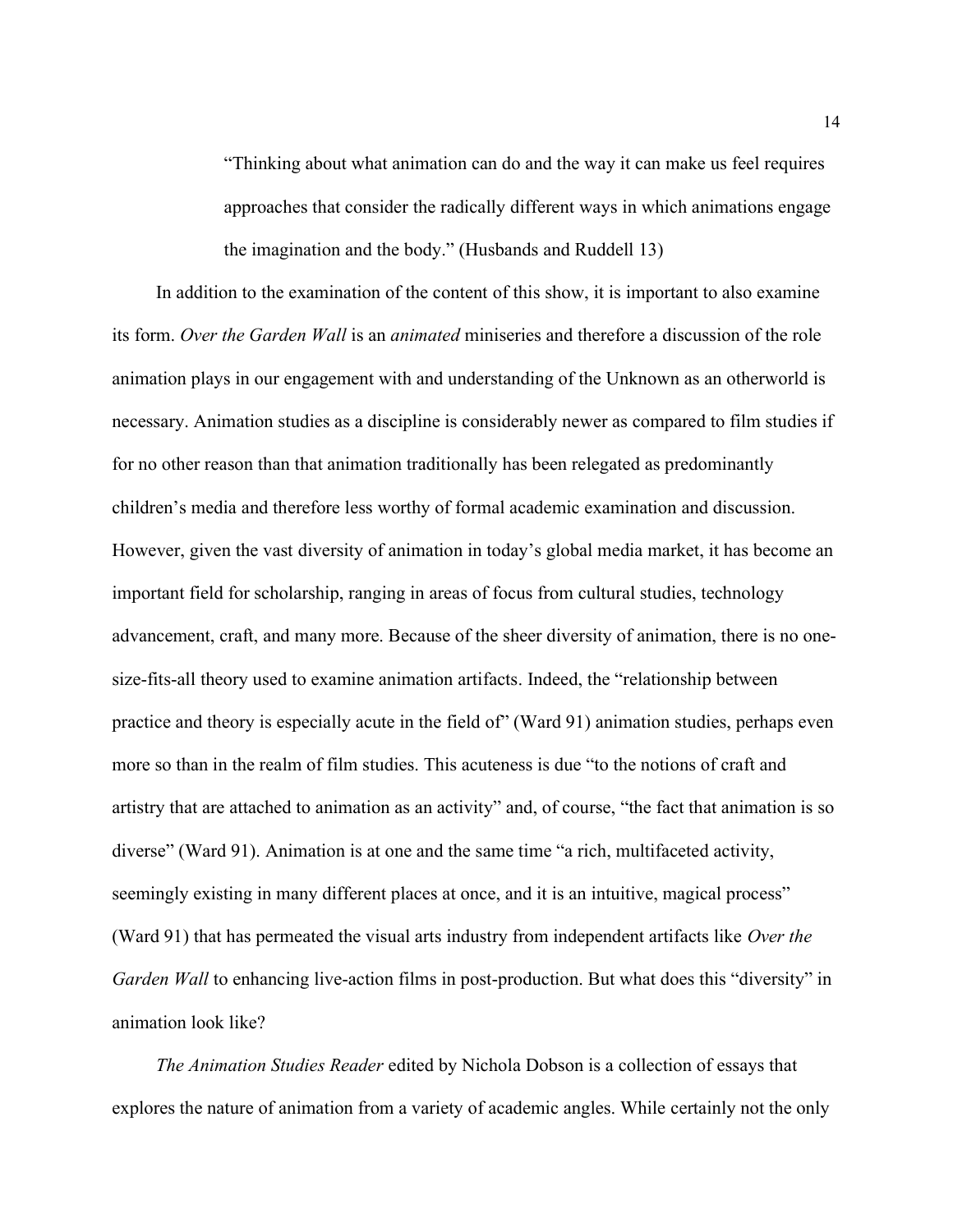> "Thinking about what animation can do and the way it can make us feel requires approaches that consider the radically different ways in which animations engage the imagination and the body." (Husbands and Ruddell 13)

In addition to the examination of the content of this show, it is important to also examine its form. *Over the Garden Wall* is an *animated* miniseries and therefore a discussion of the role animation plays in our engagement with and understanding of the Unknown as an otherworld is necessary. Animation studies as a discipline is considerably newer as compared to film studies if for no other reason than that animation traditionally has been relegated as predominantly children's media and therefore less worthy of formal academic examination and discussion. However, given the vast diversity of animation in today's global media market, it has become an important field for scholarship, ranging in areas of focus from cultural studies, technology advancement, craft, and many more. Because of the sheer diversity of animation, there is no one-size-fits-all theory used to examine animation artifacts. Indeed, the "relationship between practice and theory is especially acute in the field of" (Ward 91) animation studies, perhaps even more so than in the realm of film studies. This acuteness is due "to the notions of craft and artistry that are attached to animation as an activity" and, of course, "the fact that animation is so diverse" (Ward 91). Animation is at one and the same time "a rich, multifaceted activity, seemingly existing in many different places at once, and it is an intuitive, magical process" (Ward 91) that has permeated the visual arts industry from independent artifacts like *Over the Garden Wall* to enhancing live-action films in post-production. But what does this "diversity" in animation look like?

*The Animation Studies Reader* edited by Nichola Dobson is a collection of essays that explores the nature of animation from a variety of academic angles. While certainly not the only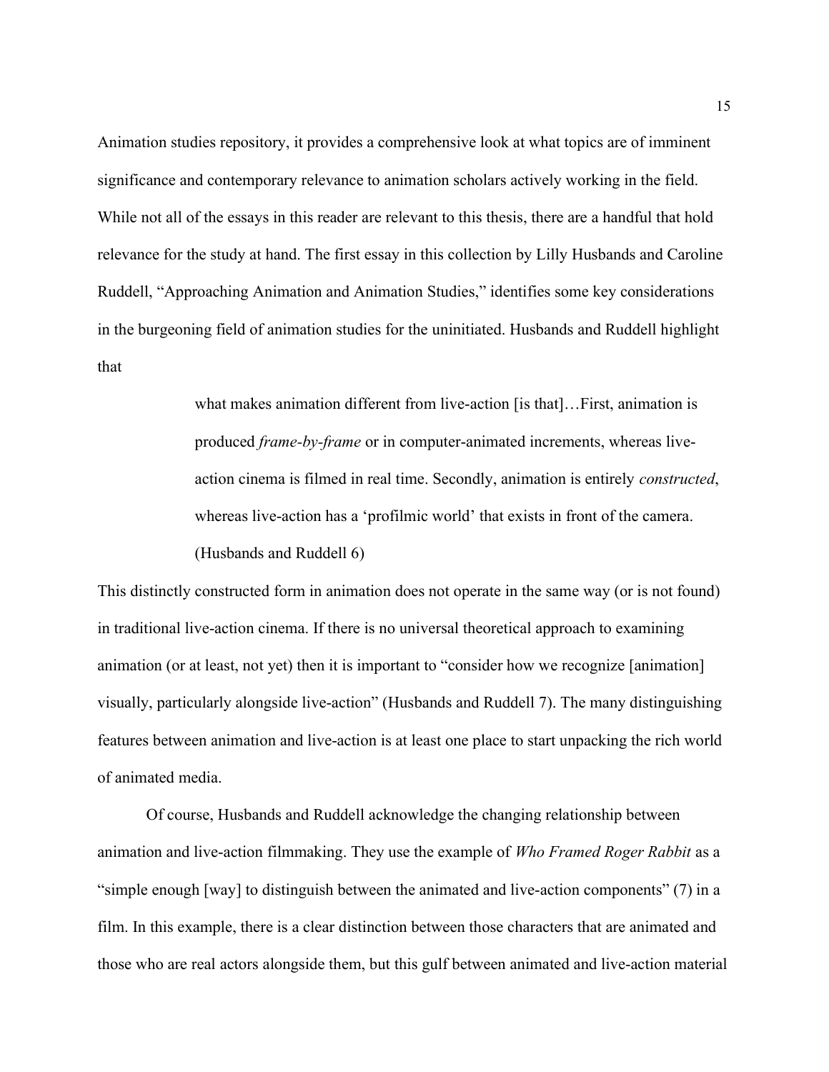Animation studies repository, it provides a comprehensive look at what topics are of imminent significance and contemporary relevance to animation scholars actively working in the field. While not all of the essays in this reader are relevant to this thesis, there are a handful that hold relevance for the study at hand. The first essay in this collection by Lilly Husbands and Caroline Ruddell, "Approaching Animation and Animation Studies," identifies some key considerations in the burgeoning field of animation studies for the uninitiated. Husbands and Ruddell highlight that

> what makes animation different from live-action [is that]…First, animation is produced *frame-by-frame* or in computer-animated increments, whereas live-action cinema is filmed in real time. Secondly, animation is entirely *constructed*, whereas live-action has a 'profilmic world' that exists in front of the camera. (Husbands and Ruddell 6)

This distinctly constructed form in animation does not operate in the same way (or is not found) in traditional live-action cinema. If there is no universal theoretical approach to examining animation (or at least, not yet) then it is important to "consider how we recognize [animation] visually, particularly alongside live-action" (Husbands and Ruddell 7). The many distinguishing features between animation and live-action is at least one place to start unpacking the rich world of animated media.

Of course, Husbands and Ruddell acknowledge the changing relationship between animation and live-action filmmaking. They use the example of *Who Framed Roger Rabbit* as a "simple enough [way] to distinguish between the animated and live-action components" (7) in a film. In this example, there is a clear distinction between those characters that are animated and those who are real actors alongside them, but this gulf between animated and live-action material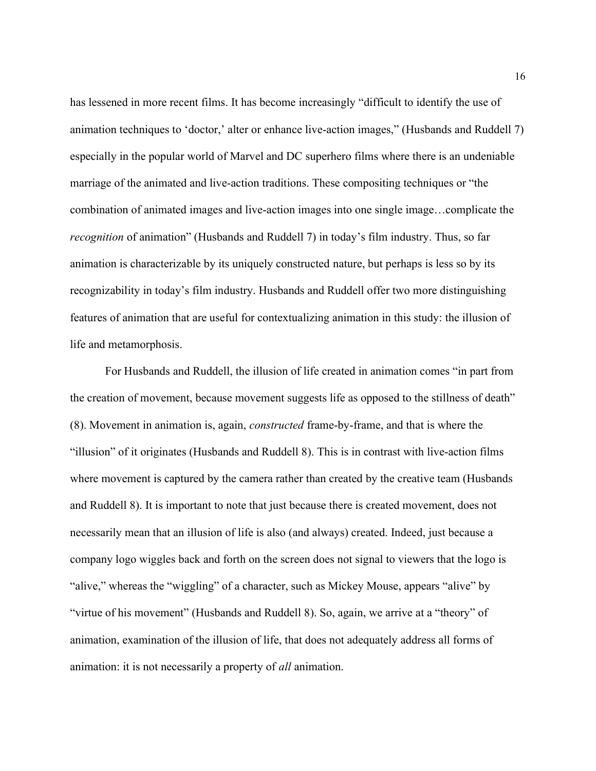has lessened in more recent films. It has become increasingly "difficult to identify the use of animation techniques to 'doctor,' alter or enhance live-action images," (Husbands and Ruddell 7) especially in the popular world of Marvel and DC superhero films where there is an undeniable marriage of the animated and live-action traditions. These compositing techniques or "the combination of animated images and live-action images into one single image…complicate the *recognition* of animation" (Husbands and Ruddell 7) in today's film industry. Thus, so far animation is characterizable by its uniquely constructed nature, but perhaps is less so by its recognizability in today's film industry. Husbands and Ruddell offer two more distinguishing features of animation that are useful for contextualizing animation in this study: the illusion of life and metamorphosis.

For Husbands and Ruddell, the illusion of life created in animation comes "in part from the creation of movement, because movement suggests life as opposed to the stillness of death" (8). Movement in animation is, again, *constructed* frame-by-frame, and that is where the "illusion" of it originates (Husbands and Ruddell 8). This is in contrast with live-action films where movement is captured by the camera rather than created by the creative team (Husbands and Ruddell 8). It is important to note that just because there is created movement, does not necessarily mean that an illusion of life is also (and always) created. Indeed, just because a company logo wiggles back and forth on the screen does not signal to viewers that the logo is "alive," whereas the "wiggling" of a character, such as Mickey Mouse, appears "alive" by "virtue of his movement" (Husbands and Ruddell 8). So, again, we arrive at a "theory" of animation, examination of the illusion of life, that does not adequately address all forms of animation: it is not necessarily a property of *all* animation.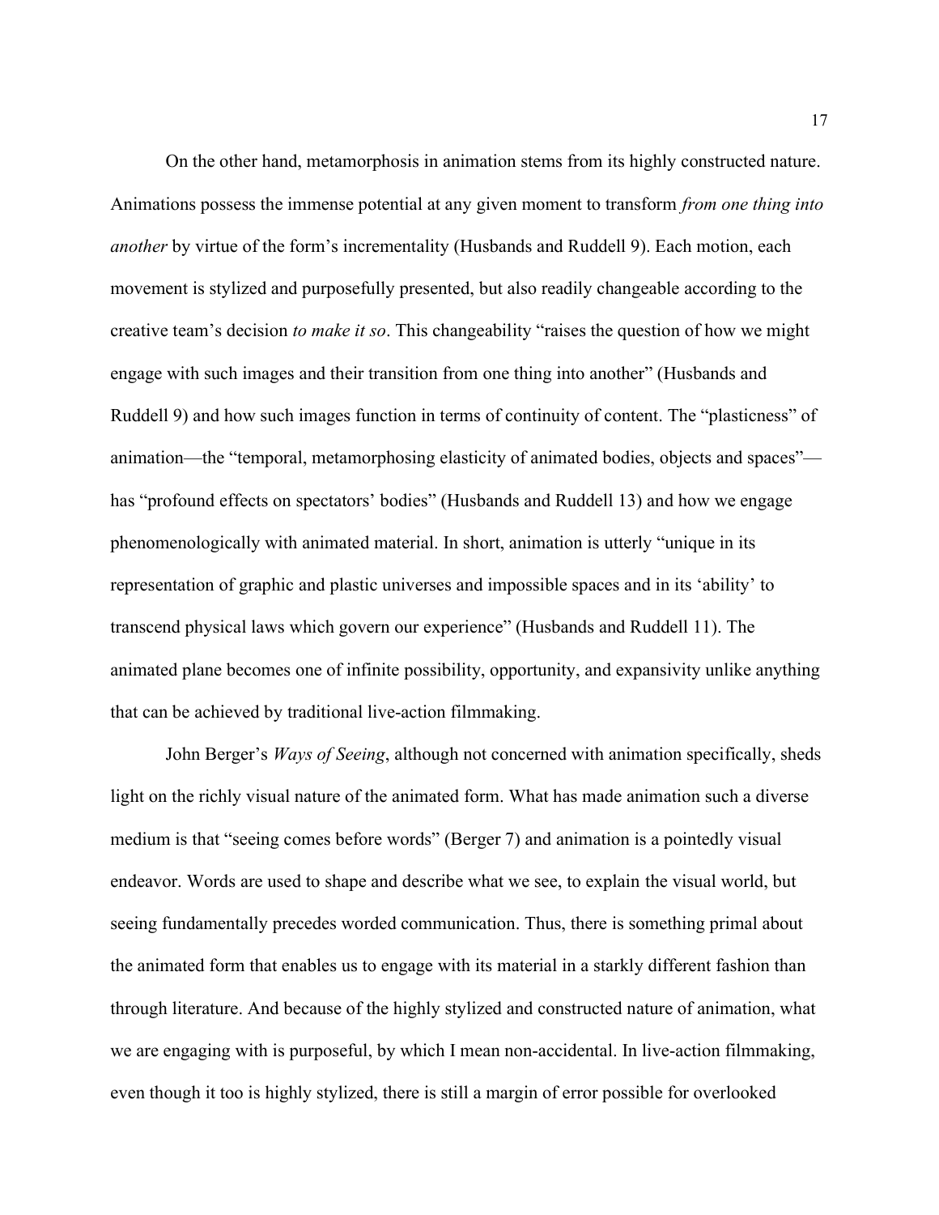On the other hand, metamorphosis in animation stems from its highly constructed nature. Animations possess the immense potential at any given moment to transform *from one thing into another* by virtue of the form's incrementality (Husbands and Ruddell 9). Each motion, each movement is stylized and purposefully presented, but also readily changeable according to the creative team's decision *to make it so*. This changeability "raises the question of how we might engage with such images and their transition from one thing into another" (Husbands and Ruddell 9) and how such images function in terms of continuity of content. The "plasticness" of animation—the "temporal, metamorphosing elasticity of animated bodies, objects and spaces"—has "profound effects on spectators' bodies" (Husbands and Ruddell 13) and how we engage phenomenologically with animated material. In short, animation is utterly "unique in its representation of graphic and plastic universes and impossible spaces and in its 'ability' to transcend physical laws which govern our experience" (Husbands and Ruddell 11). The animated plane becomes one of infinite possibility, opportunity, and expansivity unlike anything that can be achieved by traditional live-action filmmaking.

John Berger's *Ways of Seeing*, although not concerned with animation specifically, sheds light on the richly visual nature of the animated form. What has made animation such a diverse medium is that "seeing comes before words" (Berger 7) and animation is a pointedly visual endeavor. Words are used to shape and describe what we see, to explain the visual world, but seeing fundamentally precedes worded communication. Thus, there is something primal about the animated form that enables us to engage with its material in a starkly different fashion than through literature. And because of the highly stylized and constructed nature of animation, what we are engaging with is purposeful, by which I mean non-accidental. In live-action filmmaking, even though it too is highly stylized, there is still a margin of error possible for overlooked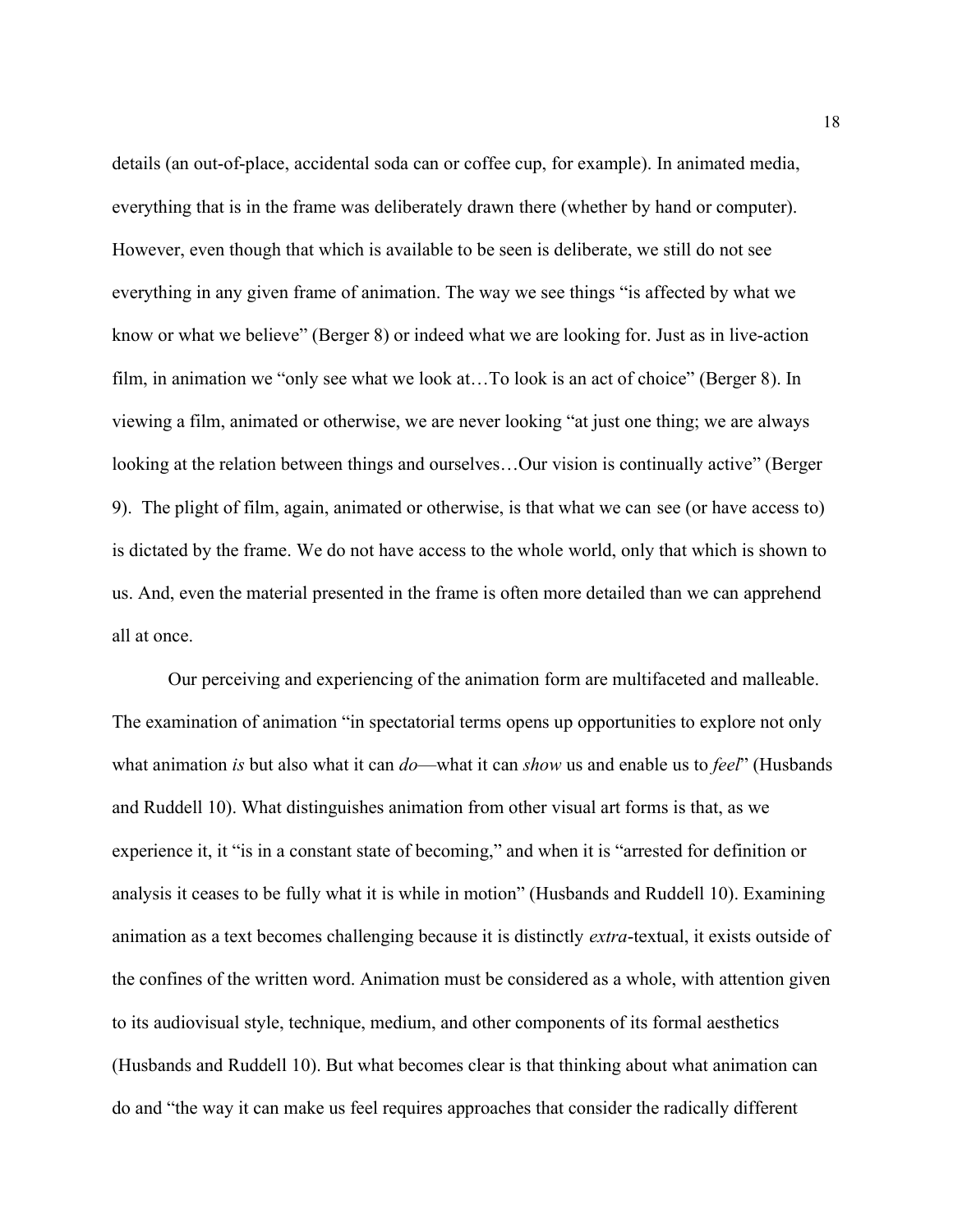details (an out-of-place, accidental soda can or coffee cup, for example). In animated media, everything that is in the frame was deliberately drawn there (whether by hand or computer). However, even though that which is available to be seen is deliberate, we still do not see everything in any given frame of animation. The way we see things "is affected by what we know or what we believe" (Berger 8) or indeed what we are looking for. Just as in live-action film, in animation we "only see what we look at…To look is an act of choice" (Berger 8). In viewing a film, animated or otherwise, we are never looking "at just one thing; we are always looking at the relation between things and ourselves…Our vision is continually active" (Berger 9). The plight of film, again, animated or otherwise, is that what we can see (or have access to) is dictated by the frame. We do not have access to the whole world, only that which is shown to us. And, even the material presented in the frame is often more detailed than we can apprehend all at once.

Our perceiving and experiencing of the animation form are multifaceted and malleable. The examination of animation "in spectatorial terms opens up opportunities to explore not only what animation *is* but also what it can *do*—what it can *show* us and enable us to *feel*" (Husbands and Ruddell 10). What distinguishes animation from other visual art forms is that, as we experience it, it "is in a constant state of becoming," and when it is "arrested for definition or analysis it ceases to be fully what it is while in motion" (Husbands and Ruddell 10). Examining animation as a text becomes challenging because it is distinctly *extra*-textual, it exists outside of the confines of the written word. Animation must be considered as a whole, with attention given to its audiovisual style, technique, medium, and other components of its formal aesthetics (Husbands and Ruddell 10). But what becomes clear is that thinking about what animation can do and "the way it can make us feel requires approaches that consider the radically different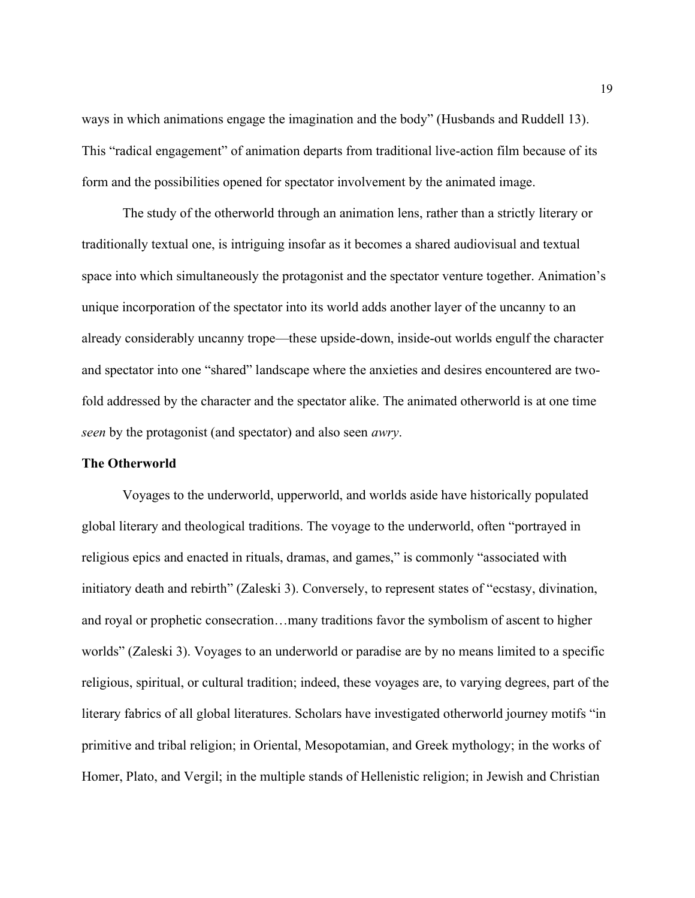ways in which animations engage the imagination and the body" (Husbands and Ruddell 13). This "radical engagement" of animation departs from traditional live-action film because of its form and the possibilities opened for spectator involvement by the animated image.

The study of the otherworld through an animation lens, rather than a strictly literary or traditionally textual one, is intriguing insofar as it becomes a shared audiovisual and textual space into which simultaneously the protagonist and the spectator venture together. Animation's unique incorporation of the spectator into its world adds another layer of the uncanny to an already considerably uncanny trope—these upside-down, inside-out worlds engulf the character and spectator into one "shared" landscape where the anxieties and desires encountered are two-fold addressed by the character and the spectator alike. The animated otherworld is at one time *seen* by the protagonist (and spectator) and also seen *awry*.

**The Otherworld**

Voyages to the underworld, upperworld, and worlds aside have historically populated global literary and theological traditions. The voyage to the underworld, often "portrayed in religious epics and enacted in rituals, dramas, and games," is commonly "associated with initiatory death and rebirth" (Zaleski 3). Conversely, to represent states of "ecstasy, divination, and royal or prophetic consecration…many traditions favor the symbolism of ascent to higher worlds" (Zaleski 3). Voyages to an underworld or paradise are by no means limited to a specific religious, spiritual, or cultural tradition; indeed, these voyages are, to varying degrees, part of the literary fabrics of all global literatures. Scholars have investigated otherworld journey motifs "in primitive and tribal religion; in Oriental, Mesopotamian, and Greek mythology; in the works of Homer, Plato, and Vergil; in the multiple stands of Hellenistic religion; in Jewish and Christian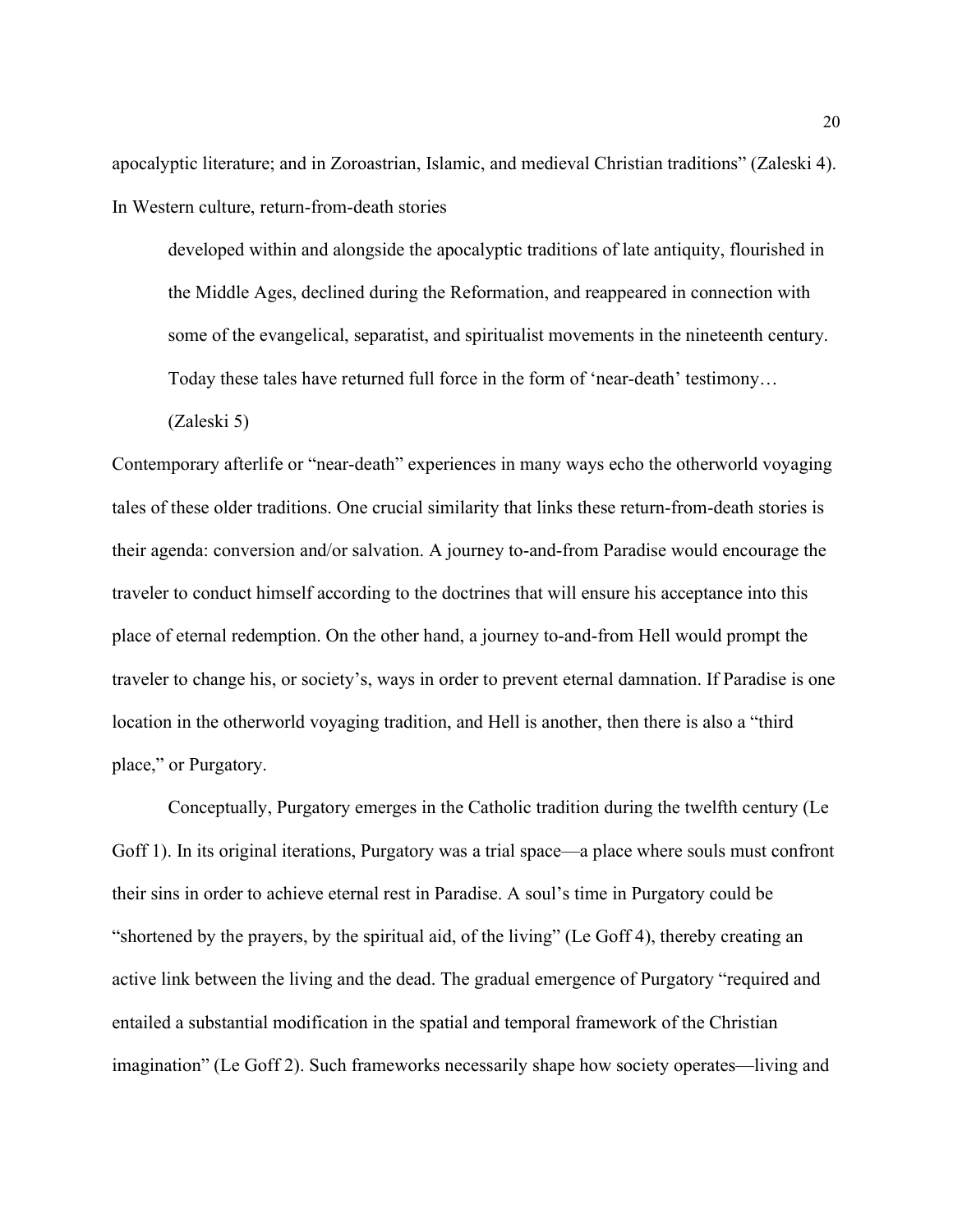apocalyptic literature; and in Zoroastrian, Islamic, and medieval Christian traditions" (Zaleski 4). In Western culture, return-from-death stories

> developed within and alongside the apocalyptic traditions of late antiquity, flourished in the Middle Ages, declined during the Reformation, and reappeared in connection with some of the evangelical, separatist, and spiritualist movements in the nineteenth century. Today these tales have returned full force in the form of 'near-death' testimony… (Zaleski 5)

Contemporary afterlife or "near-death" experiences in many ways echo the otherworld voyaging tales of these older traditions. One crucial similarity that links these return-from-death stories is their agenda: conversion and/or salvation. A journey to-and-from Paradise would encourage the traveler to conduct himself according to the doctrines that will ensure his acceptance into this place of eternal redemption. On the other hand, a journey to-and-from Hell would prompt the traveler to change his, or society's, ways in order to prevent eternal damnation. If Paradise is one location in the otherworld voyaging tradition, and Hell is another, then there is also a "third place," or Purgatory.

Conceptually, Purgatory emerges in the Catholic tradition during the twelfth century (Le Goff 1). In its original iterations, Purgatory was a trial space—a place where souls must confront their sins in order to achieve eternal rest in Paradise. A soul's time in Purgatory could be "shortened by the prayers, by the spiritual aid, of the living" (Le Goff 4), thereby creating an active link between the living and the dead. The gradual emergence of Purgatory "required and entailed a substantial modification in the spatial and temporal framework of the Christian imagination" (Le Goff 2). Such frameworks necessarily shape how society operates—living and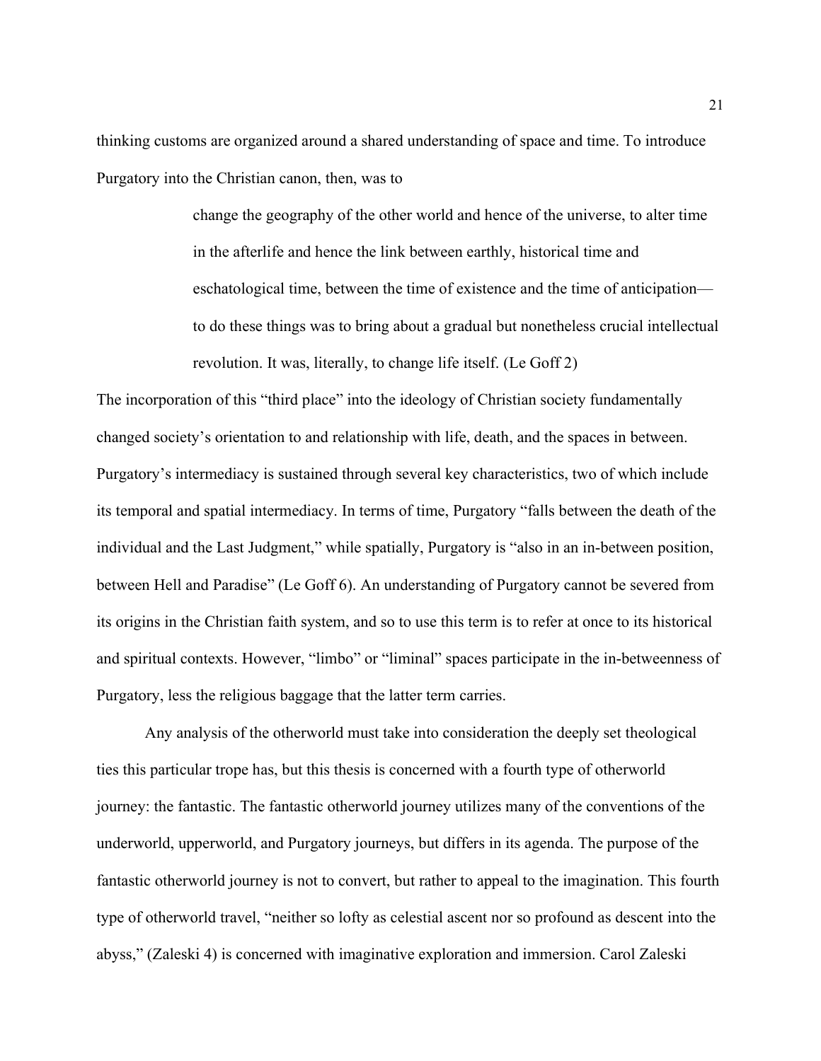thinking customs are organized around a shared understanding of space and time. To introduce Purgatory into the Christian canon, then, was to

> change the geography of the other world and hence of the universe, to alter time in the afterlife and hence the link between earthly, historical time and eschatological time, between the time of existence and the time of anticipation—to do these things was to bring about a gradual but nonetheless crucial intellectual revolution. It was, literally, to change life itself. (Le Goff 2)

The incorporation of this "third place" into the ideology of Christian society fundamentally changed society's orientation to and relationship with life, death, and the spaces in between. Purgatory's intermediacy is sustained through several key characteristics, two of which include its temporal and spatial intermediacy. In terms of time, Purgatory "falls between the death of the individual and the Last Judgment," while spatially, Purgatory is "also in an in-between position, between Hell and Paradise" (Le Goff 6). An understanding of Purgatory cannot be severed from its origins in the Christian faith system, and so to use this term is to refer at once to its historical and spiritual contexts. However, "limbo" or "liminal" spaces participate in the in-betweenness of Purgatory, less the religious baggage that the latter term carries.

Any analysis of the otherworld must take into consideration the deeply set theological ties this particular trope has, but this thesis is concerned with a fourth type of otherworld journey: the fantastic. The fantastic otherworld journey utilizes many of the conventions of the underworld, upperworld, and Purgatory journeys, but differs in its agenda. The purpose of the fantastic otherworld journey is not to convert, but rather to appeal to the imagination. This fourth type of otherworld travel, "neither so lofty as celestial ascent nor so profound as descent into the abyss," (Zaleski 4) is concerned with imaginative exploration and immersion. Carol Zaleski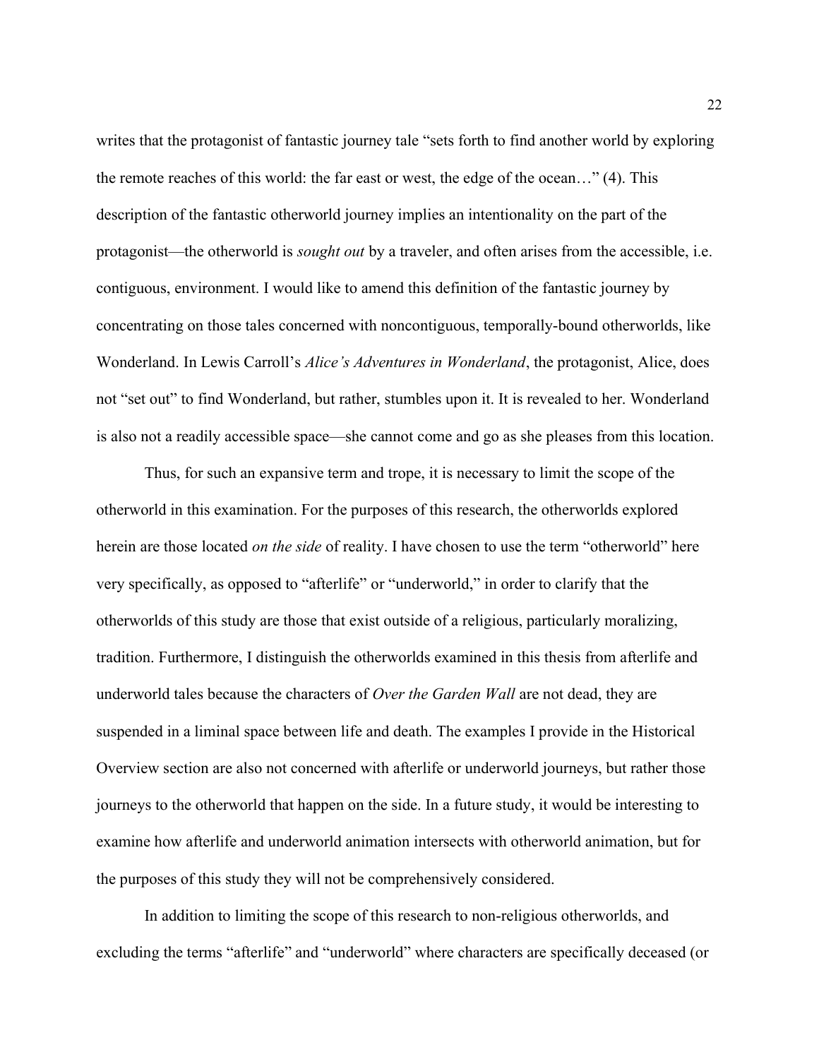writes that the protagonist of fantastic journey tale "sets forth to find another world by exploring the remote reaches of this world: the far east or west, the edge of the ocean…" (4). This description of the fantastic otherworld journey implies an intentionality on the part of the protagonist—the otherworld is *sought out* by a traveler, and often arises from the accessible, i.e. contiguous, environment. I would like to amend this definition of the fantastic journey by concentrating on those tales concerned with noncontiguous, temporally-bound otherworlds, like Wonderland. In Lewis Carroll's *Alice's Adventures in Wonderland*, the protagonist, Alice, does not "set out" to find Wonderland, but rather, stumbles upon it. It is revealed to her. Wonderland is also not a readily accessible space—she cannot come and go as she pleases from this location.

Thus, for such an expansive term and trope, it is necessary to limit the scope of the otherworld in this examination. For the purposes of this research, the otherworlds explored herein are those located *on the side* of reality. I have chosen to use the term "otherworld" here very specifically, as opposed to "afterlife" or "underworld," in order to clarify that the otherworlds of this study are those that exist outside of a religious, particularly moralizing, tradition. Furthermore, I distinguish the otherworlds examined in this thesis from afterlife and underworld tales because the characters of *Over the Garden Wall* are not dead, they are suspended in a liminal space between life and death. The examples I provide in the Historical Overview section are also not concerned with afterlife or underworld journeys, but rather those journeys to the otherworld that happen on the side. In a future study, it would be interesting to examine how afterlife and underworld animation intersects with otherworld animation, but for the purposes of this study they will not be comprehensively considered.

In addition to limiting the scope of this research to non-religious otherworlds, and excluding the terms "afterlife" and "underworld" where characters are specifically deceased (or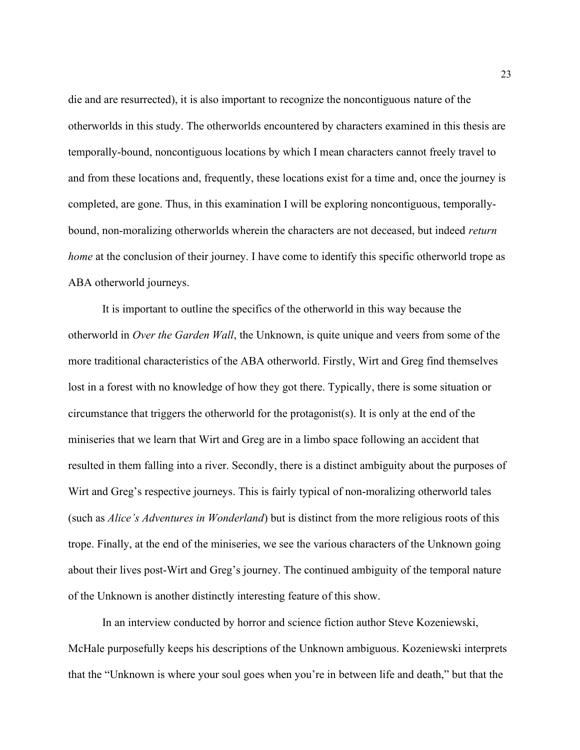die and are resurrected), it is also important to recognize the noncontiguous nature of the otherworlds in this study. The otherworlds encountered by characters examined in this thesis are temporally-bound, noncontiguous locations by which I mean characters cannot freely travel to and from these locations and, frequently, these locations exist for a time and, once the journey is completed, are gone. Thus, in this examination I will be exploring noncontiguous, temporally-bound, non-moralizing otherworlds wherein the characters are not deceased, but indeed *return home* at the conclusion of their journey. I have come to identify this specific otherworld trope as ABA otherworld journeys.

It is important to outline the specifics of the otherworld in this way because the otherworld in *Over the Garden Wall*, the Unknown, is quite unique and veers from some of the more traditional characteristics of the ABA otherworld. Firstly, Wirt and Greg find themselves lost in a forest with no knowledge of how they got there. Typically, there is some situation or circumstance that triggers the otherworld for the protagonist(s). It is only at the end of the miniseries that we learn that Wirt and Greg are in a limbo space following an accident that resulted in them falling into a river. Secondly, there is a distinct ambiguity about the purposes of Wirt and Greg's respective journeys. This is fairly typical of non-moralizing otherworld tales (such as *Alice's Adventures in Wonderland*) but is distinct from the more religious roots of this trope. Finally, at the end of the miniseries, we see the various characters of the Unknown going about their lives post-Wirt and Greg's journey. The continued ambiguity of the temporal nature of the Unknown is another distinctly interesting feature of this show.

In an interview conducted by horror and science fiction author Steve Kozeniewski, McHale purposefully keeps his descriptions of the Unknown ambiguous. Kozeniewski interprets that the "Unknown is where your soul goes when you're in between life and death," but that the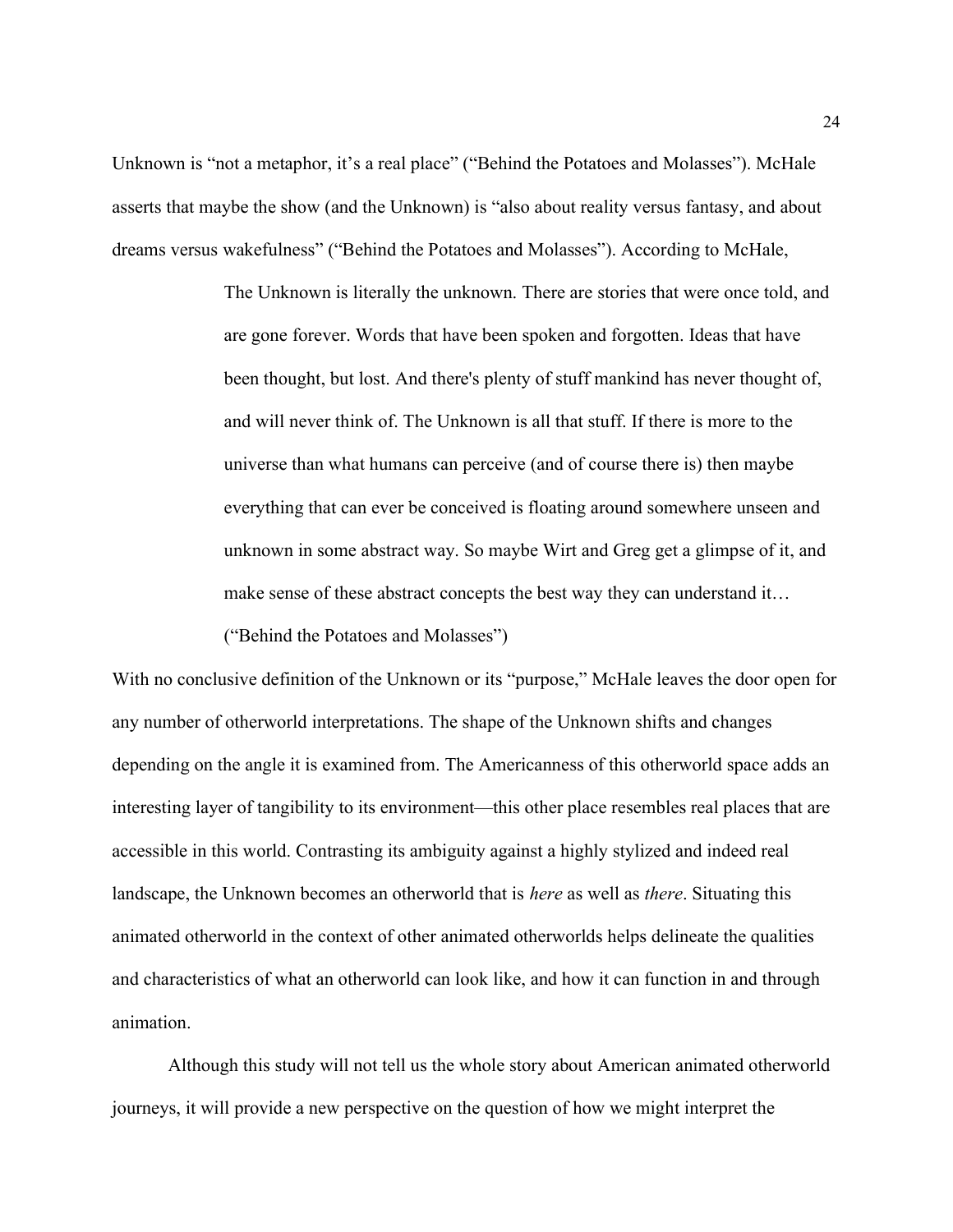Unknown is "not a metaphor, it's a real place" ("Behind the Potatoes and Molasses"). McHale asserts that maybe the show (and the Unknown) is "also about reality versus fantasy, and about dreams versus wakefulness" ("Behind the Potatoes and Molasses"). According to McHale,

> The Unknown is literally the unknown. There are stories that were once told, and are gone forever. Words that have been spoken and forgotten. Ideas that have been thought, but lost. And there's plenty of stuff mankind has never thought of, and will never think of. The Unknown is all that stuff. If there is more to the universe than what humans can perceive (and of course there is) then maybe everything that can ever be conceived is floating around somewhere unseen and unknown in some abstract way. So maybe Wirt and Greg get a glimpse of it, and make sense of these abstract concepts the best way they can understand it… ("Behind the Potatoes and Molasses")

With no conclusive definition of the Unknown or its "purpose," McHale leaves the door open for any number of otherworld interpretations. The shape of the Unknown shifts and changes depending on the angle it is examined from. The Americanness of this otherworld space adds an interesting layer of tangibility to its environment—this other place resembles real places that are accessible in this world. Contrasting its ambiguity against a highly stylized and indeed real landscape, the Unknown becomes an otherworld that is *here* as well as *there*. Situating this animated otherworld in the context of other animated otherworlds helps delineate the qualities and characteristics of what an otherworld can look like, and how it can function in and through animation.

Although this study will not tell us the whole story about American animated otherworld journeys, it will provide a new perspective on the question of how we might interpret the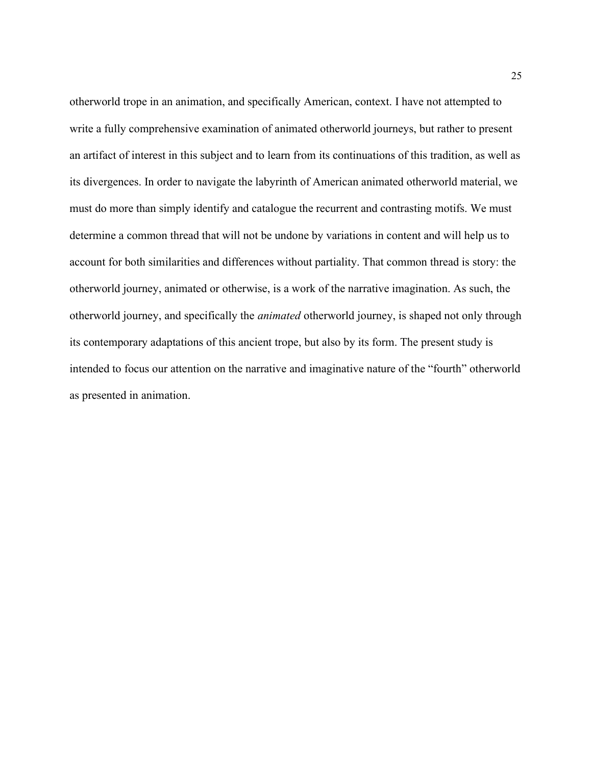otherworld trope in an animation, and specifically American, context. I have not attempted to write a fully comprehensive examination of animated otherworld journeys, but rather to present an artifact of interest in this subject and to learn from its continuations of this tradition, as well as its divergences. In order to navigate the labyrinth of American animated otherworld material, we must do more than simply identify and catalogue the recurrent and contrasting motifs. We must determine a common thread that will not be undone by variations in content and will help us to account for both similarities and differences without partiality. That common thread is story: the otherworld journey, animated or otherwise, is a work of the narrative imagination. As such, the otherworld journey, and specifically the *animated* otherworld journey, is shaped not only through its contemporary adaptations of this ancient trope, but also by its form. The present study is intended to focus our attention on the narrative and imaginative nature of the "fourth" otherworld as presented in animation.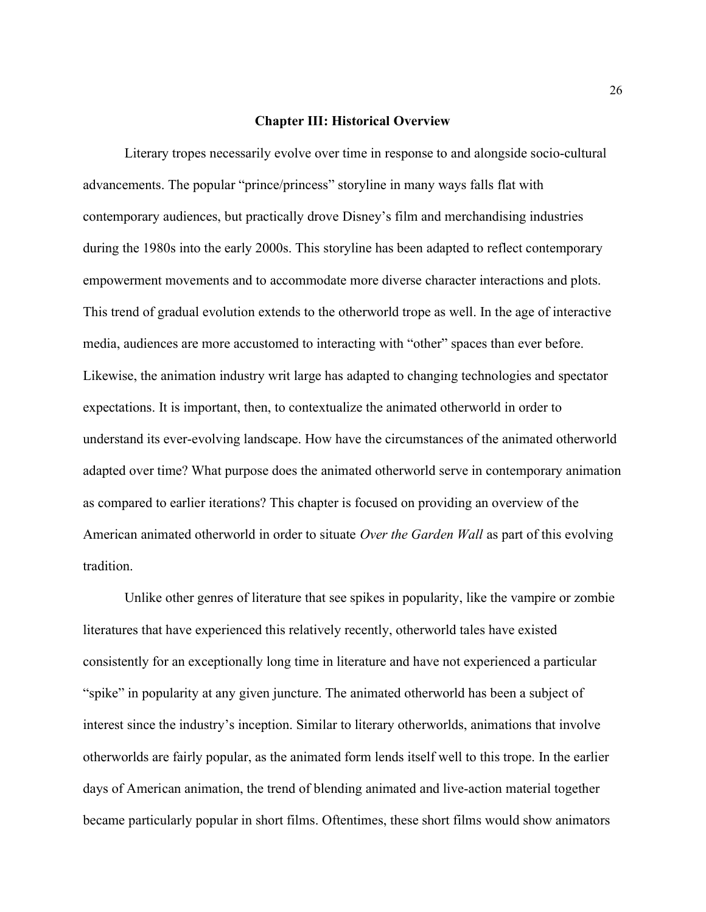# Chapter III: Historical Overview

Literary tropes necessarily evolve over time in response to and alongside socio-cultural advancements. The popular "prince/princess" storyline in many ways falls flat with contemporary audiences, but practically drove Disney's film and merchandising industries during the 1980s into the early 2000s. This storyline has been adapted to reflect contemporary empowerment movements and to accommodate more diverse character interactions and plots. This trend of gradual evolution extends to the otherworld trope as well. In the age of interactive media, audiences are more accustomed to interacting with "other" spaces than ever before. Likewise, the animation industry writ large has adapted to changing technologies and spectator expectations. It is important, then, to contextualize the animated otherworld in order to understand its ever-evolving landscape. How have the circumstances of the animated otherworld adapted over time? What purpose does the animated otherworld serve in contemporary animation as compared to earlier iterations? This chapter is focused on providing an overview of the American animated otherworld in order to situate *Over the Garden Wall* as part of this evolving tradition.

Unlike other genres of literature that see spikes in popularity, like the vampire or zombie literatures that have experienced this relatively recently, otherworld tales have existed consistently for an exceptionally long time in literature and have not experienced a particular "spike" in popularity at any given juncture. The animated otherworld has been a subject of interest since the industry's inception. Similar to literary otherworlds, animations that involve otherworlds are fairly popular, as the animated form lends itself well to this trope. In the earlier days of American animation, the trend of blending animated and live-action material together became particularly popular in short films. Oftentimes, these short films would show animators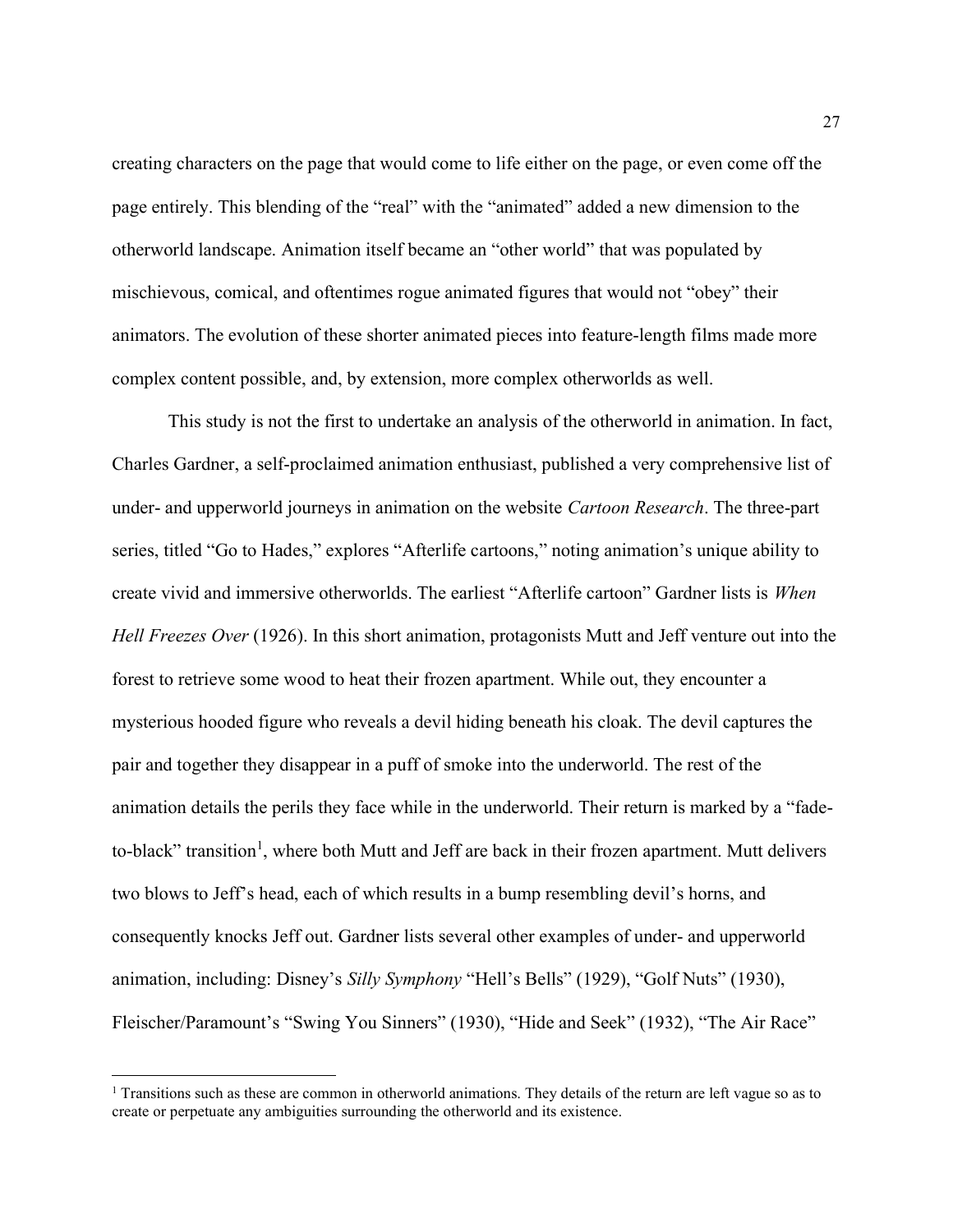creating characters on the page that would come to life either on the page, or even come off the page entirely. This blending of the "real" with the "animated" added a new dimension to the otherworld landscape. Animation itself became an "other world" that was populated by mischievous, comical, and oftentimes rogue animated figures that would not "obey" their animators. The evolution of these shorter animated pieces into feature-length films made more complex content possible, and, by extension, more complex otherworlds as well.

This study is not the first to undertake an analysis of the otherworld in animation. In fact, Charles Gardner, a self-proclaimed animation enthusiast, published a very comprehensive list of under- and upperworld journeys in animation on the website *Cartoon Research*. The three-part series, titled "Go to Hades," explores "Afterlife cartoons," noting animation's unique ability to create vivid and immersive otherworlds. The earliest "Afterlife cartoon" Gardner lists is *When Hell Freezes Over* (1926). In this short animation, protagonists Mutt and Jeff venture out into the forest to retrieve some wood to heat their frozen apartment. While out, they encounter a mysterious hooded figure who reveals a devil hiding beneath his cloak. The devil captures the pair and together they disappear in a puff of smoke into the underworld. The rest of the animation details the perils they face while in the underworld. Their return is marked by a "fade-to-black" transition[1], where both Mutt and Jeff are back in their frozen apartment. Mutt delivers two blows to Jeff's head, each of which results in a bump resembling devil's horns, and consequently knocks Jeff out. Gardner lists several other examples of under- and upperworld animation, including: Disney's *Silly Symphony* "Hell's Bells" (1929), "Golf Nuts" (1930), Fleischer/Paramount's "Swing You Sinners" (1930), "Hide and Seek" (1932), "The Air Race"

---

[1] Transitions such as these are common in otherworld animations. They details of the return are left vague so as to create or perpetuate any ambiguities surrounding the otherworld and its existence.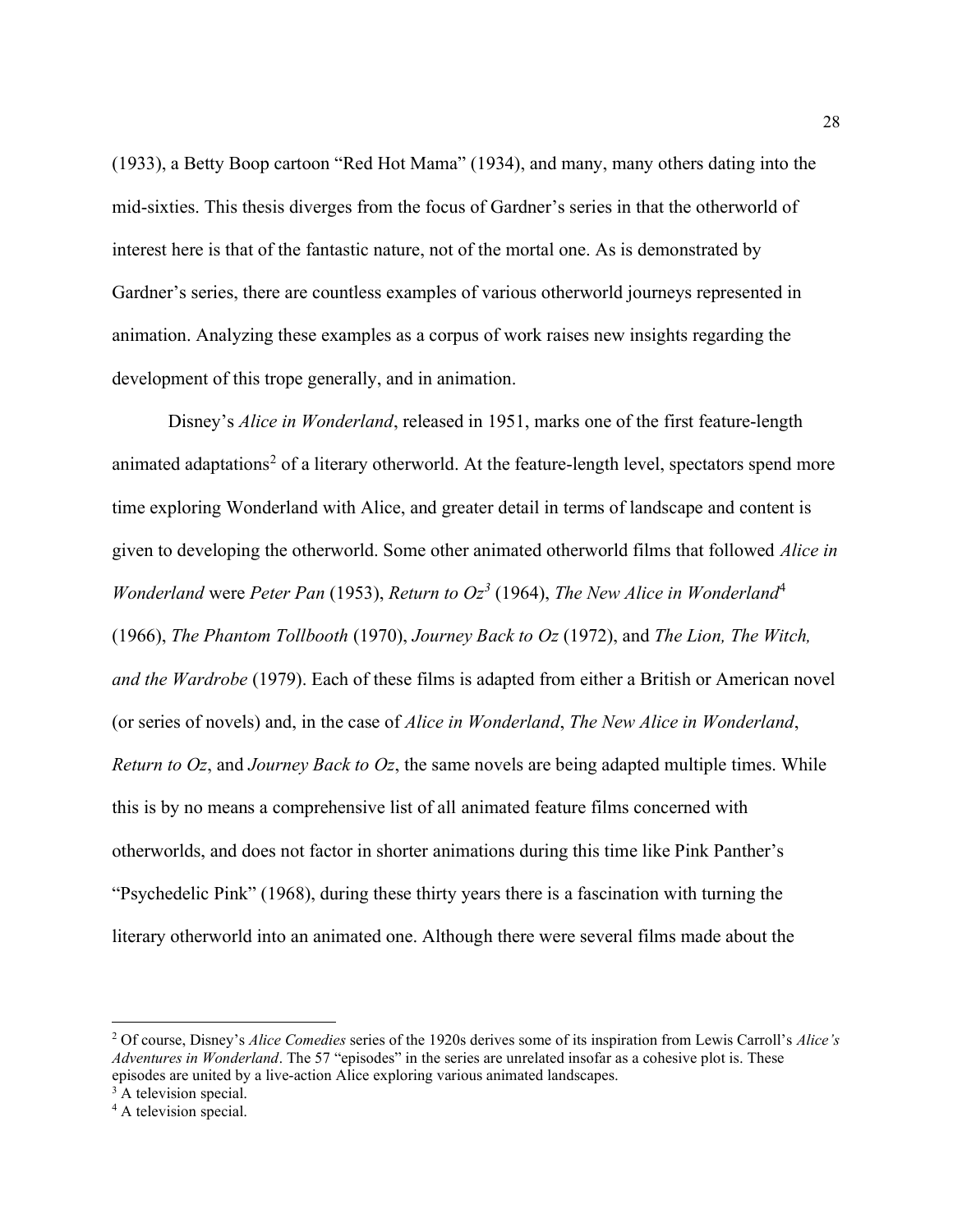(1933), a Betty Boop cartoon "Red Hot Mama" (1934), and many, many others dating into the mid-sixties. This thesis diverges from the focus of Gardner's series in that the otherworld of interest here is that of the fantastic nature, not of the mortal one. As is demonstrated by Gardner's series, there are countless examples of various otherworld journeys represented in animation. Analyzing these examples as a corpus of work raises new insights regarding the development of this trope generally, and in animation.

Disney's *Alice in Wonderland*, released in 1951, marks one of the first feature-length animated adaptations[2] of a literary otherworld. At the feature-length level, spectators spend more time exploring Wonderland with Alice, and greater detail in terms of landscape and content is given to developing the otherworld. Some other animated otherworld films that followed *Alice in Wonderland* were *Peter Pan* (1953), *Return to Oz*[3] (1964), *The New Alice in Wonderland*[4] (1966), *The Phantom Tollbooth* (1970), *Journey Back to Oz* (1972), and *The Lion, The Witch, and the Wardrobe* (1979). Each of these films is adapted from either a British or American novel (or series of novels) and, in the case of *Alice in Wonderland*, *The New Alice in Wonderland*, *Return to Oz*, and *Journey Back to Oz*, the same novels are being adapted multiple times. While this is by no means a comprehensive list of all animated feature films concerned with otherworlds, and does not factor in shorter animations during this time like Pink Panther's "Psychedelic Pink" (1968), during these thirty years there is a fascination with turning the literary otherworld into an animated one. Although there were several films made about the

[2] Of course, Disney's *Alice Comedies* series of the 1920s derives some of its inspiration from Lewis Carroll's *Alice's Adventures in Wonderland*. The 57 "episodes" in the series are unrelated insofar as a cohesive plot is. These episodes are united by a live-action Alice exploring various animated landscapes.

[3] A television special.

[4] A television special.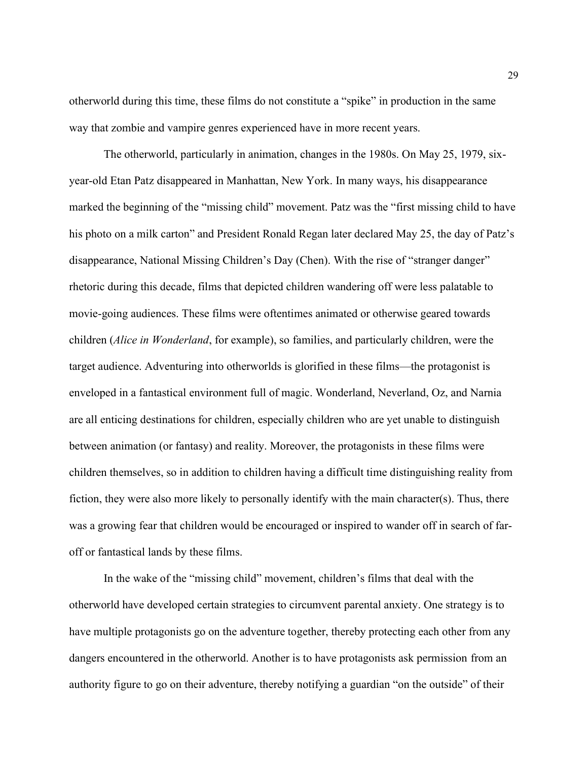otherworld during this time, these films do not constitute a "spike" in production in the same way that zombie and vampire genres experienced have in more recent years.

The otherworld, particularly in animation, changes in the 1980s. On May 25, 1979, six-year-old Etan Patz disappeared in Manhattan, New York. In many ways, his disappearance marked the beginning of the "missing child" movement. Patz was the "first missing child to have his photo on a milk carton" and President Ronald Regan later declared May 25, the day of Patz's disappearance, National Missing Children's Day (Chen). With the rise of "stranger danger" rhetoric during this decade, films that depicted children wandering off were less palatable to movie-going audiences. These films were oftentimes animated or otherwise geared towards children (*Alice in Wonderland*, for example), so families, and particularly children, were the target audience. Adventuring into otherworlds is glorified in these films—the protagonist is enveloped in a fantastical environment full of magic. Wonderland, Neverland, Oz, and Narnia are all enticing destinations for children, especially children who are yet unable to distinguish between animation (or fantasy) and reality. Moreover, the protagonists in these films were children themselves, so in addition to children having a difficult time distinguishing reality from fiction, they were also more likely to personally identify with the main character(s). Thus, there was a growing fear that children would be encouraged or inspired to wander off in search of far-off or fantastical lands by these films.

In the wake of the "missing child" movement, children's films that deal with the otherworld have developed certain strategies to circumvent parental anxiety. One strategy is to have multiple protagonists go on the adventure together, thereby protecting each other from any dangers encountered in the otherworld. Another is to have protagonists ask permission from an authority figure to go on their adventure, thereby notifying a guardian "on the outside" of their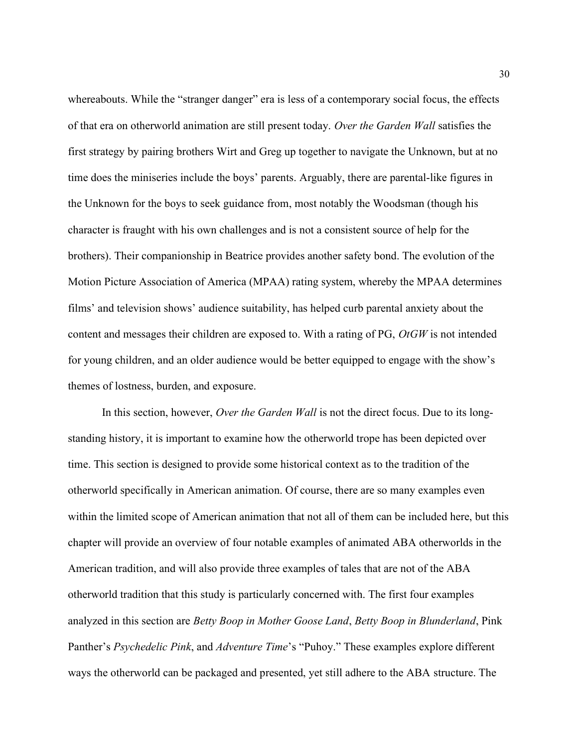whereabouts. While the "stranger danger" era is less of a contemporary social focus, the effects of that era on otherworld animation are still present today. *Over the Garden Wall* satisfies the first strategy by pairing brothers Wirt and Greg up together to navigate the Unknown, but at no time does the miniseries include the boys' parents. Arguably, there are parental-like figures in the Unknown for the boys to seek guidance from, most notably the Woodsman (though his character is fraught with his own challenges and is not a consistent source of help for the brothers). Their companionship in Beatrice provides another safety bond. The evolution of the Motion Picture Association of America (MPAA) rating system, whereby the MPAA determines films' and television shows' audience suitability, has helped curb parental anxiety about the content and messages their children are exposed to. With a rating of PG, *OtGW* is not intended for young children, and an older audience would be better equipped to engage with the show's themes of lostness, burden, and exposure.

In this section, however, *Over the Garden Wall* is not the direct focus. Due to its long-standing history, it is important to examine how the otherworld trope has been depicted over time. This section is designed to provide some historical context as to the tradition of the otherworld specifically in American animation. Of course, there are so many examples even within the limited scope of American animation that not all of them can be included here, but this chapter will provide an overview of four notable examples of animated ABA otherworlds in the American tradition, and will also provide three examples of tales that are not of the ABA otherworld tradition that this study is particularly concerned with. The first four examples analyzed in this section are *Betty Boop in Mother Goose Land*, *Betty Boop in Blunderland*, Pink Panther's *Psychedelic Pink*, and *Adventure Time*'s "Puhoy." These examples explore different ways the otherworld can be packaged and presented, yet still adhere to the ABA structure. The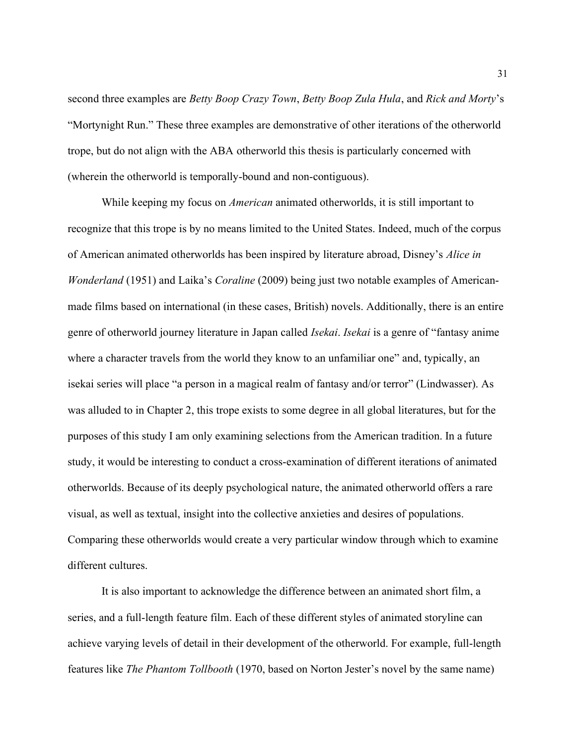second three examples are *Betty Boop Crazy Town*, *Betty Boop Zula Hula*, and *Rick and Morty*'s "Mortynight Run." These three examples are demonstrative of other iterations of the otherworld trope, but do not align with the ABA otherworld this thesis is particularly concerned with (wherein the otherworld is temporally-bound and non-contiguous).

While keeping my focus on *American* animated otherworlds, it is still important to recognize that this trope is by no means limited to the United States. Indeed, much of the corpus of American animated otherworlds has been inspired by literature abroad, Disney's *Alice in Wonderland* (1951) and Laika's *Coraline* (2009) being just two notable examples of American-made films based on international (in these cases, British) novels. Additionally, there is an entire genre of otherworld journey literature in Japan called *Isekai*. *Isekai* is a genre of "fantasy anime where a character travels from the world they know to an unfamiliar one" and, typically, an isekai series will place "a person in a magical realm of fantasy and/or terror" (Lindwasser). As was alluded to in Chapter 2, this trope exists to some degree in all global literatures, but for the purposes of this study I am only examining selections from the American tradition. In a future study, it would be interesting to conduct a cross-examination of different iterations of animated otherworlds. Because of its deeply psychological nature, the animated otherworld offers a rare visual, as well as textual, insight into the collective anxieties and desires of populations. Comparing these otherworlds would create a very particular window through which to examine different cultures.

It is also important to acknowledge the difference between an animated short film, a series, and a full-length feature film. Each of these different styles of animated storyline can achieve varying levels of detail in their development of the otherworld. For example, full-length features like *The Phantom Tollbooth* (1970, based on Norton Jester's novel by the same name)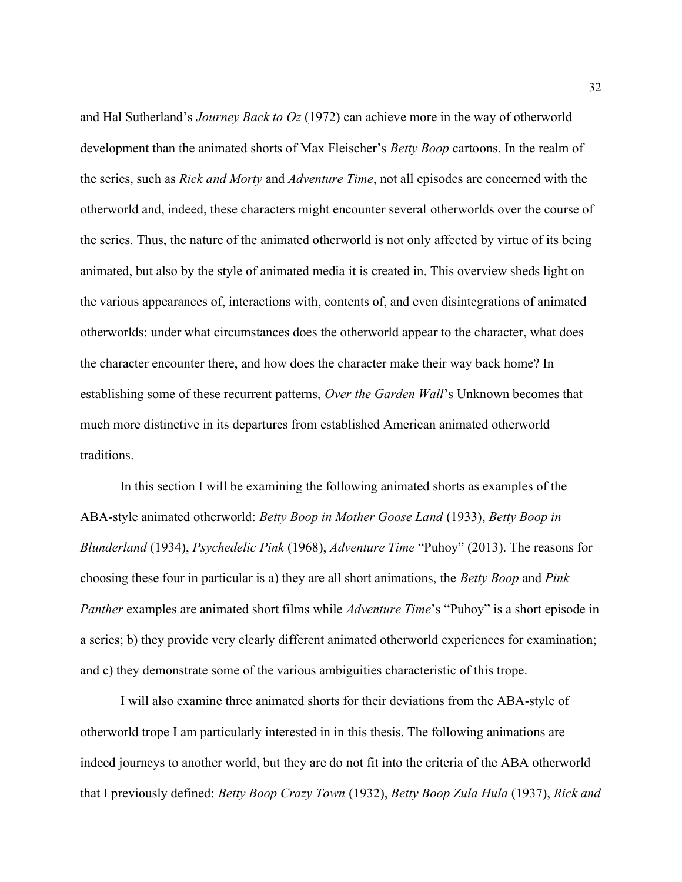and Hal Sutherland's *Journey Back to Oz* (1972) can achieve more in the way of otherworld development than the animated shorts of Max Fleischer's *Betty Boop* cartoons. In the realm of the series, such as *Rick and Morty* and *Adventure Time*, not all episodes are concerned with the otherworld and, indeed, these characters might encounter several otherworlds over the course of the series. Thus, the nature of the animated otherworld is not only affected by virtue of its being animated, but also by the style of animated media it is created in. This overview sheds light on the various appearances of, interactions with, contents of, and even disintegrations of animated otherworlds: under what circumstances does the otherworld appear to the character, what does the character encounter there, and how does the character make their way back home? In establishing some of these recurrent patterns, *Over the Garden Wall*'s Unknown becomes that much more distinctive in its departures from established American animated otherworld traditions.

In this section I will be examining the following animated shorts as examples of the ABA-style animated otherworld: *Betty Boop in Mother Goose Land* (1933), *Betty Boop in Blunderland* (1934), *Psychedelic Pink* (1968), *Adventure Time* "Puhoy" (2013). The reasons for choosing these four in particular is a) they are all short animations, the *Betty Boop* and *Pink Panther* examples are animated short films while *Adventure Time*'s "Puhoy" is a short episode in a series; b) they provide very clearly different animated otherworld experiences for examination; and c) they demonstrate some of the various ambiguities characteristic of this trope.

I will also examine three animated shorts for their deviations from the ABA-style of otherworld trope I am particularly interested in in this thesis. The following animations are indeed journeys to another world, but they are do not fit into the criteria of the ABA otherworld that I previously defined: *Betty Boop Crazy Town* (1932), *Betty Boop Zula Hula* (1937), *Rick and*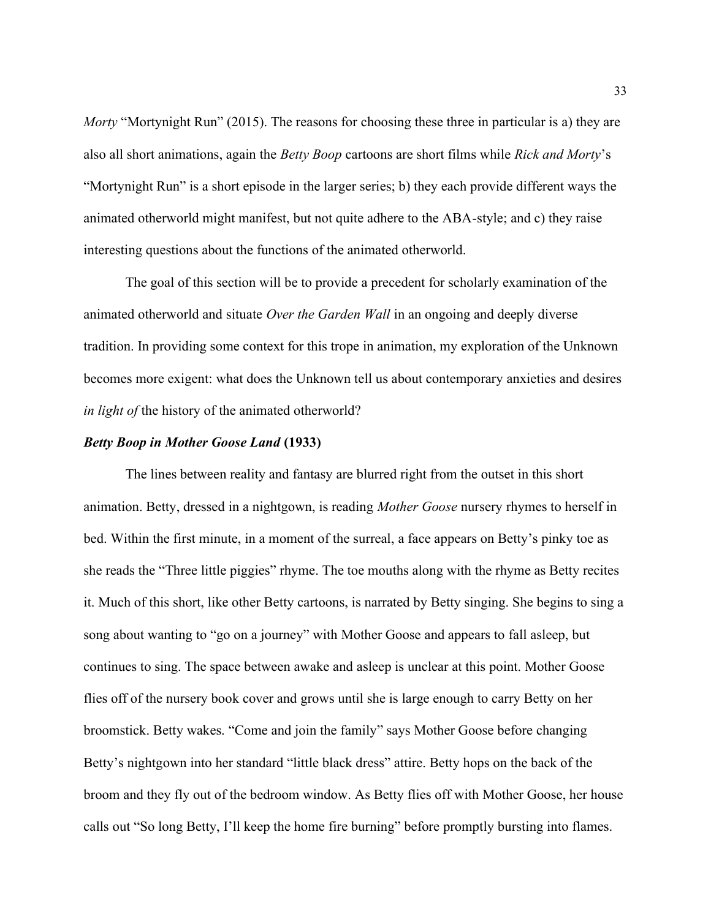*Morty* "Mortynight Run" (2015). The reasons for choosing these three in particular is a) they are also all short animations, again the *Betty Boop* cartoons are short films while *Rick and Morty*'s "Mortynight Run" is a short episode in the larger series; b) they each provide different ways the animated otherworld might manifest, but not quite adhere to the ABA-style; and c) they raise interesting questions about the functions of the animated otherworld.

The goal of this section will be to provide a precedent for scholarly examination of the animated otherworld and situate *Over the Garden Wall* in an ongoing and deeply diverse tradition. In providing some context for this trope in animation, my exploration of the Unknown becomes more exigent: what does the Unknown tell us about contemporary anxieties and desires *in light of* the history of the animated otherworld?

### ***Betty Boop in Mother Goose Land* (1933)**

The lines between reality and fantasy are blurred right from the outset in this short animation. Betty, dressed in a nightgown, is reading *Mother Goose* nursery rhymes to herself in bed. Within the first minute, in a moment of the surreal, a face appears on Betty's pinky toe as she reads the "Three little piggies" rhyme. The toe mouths along with the rhyme as Betty recites it. Much of this short, like other Betty cartoons, is narrated by Betty singing. She begins to sing a song about wanting to "go on a journey" with Mother Goose and appears to fall asleep, but continues to sing. The space between awake and asleep is unclear at this point. Mother Goose flies off of the nursery book cover and grows until she is large enough to carry Betty on her broomstick. Betty wakes. "Come and join the family" says Mother Goose before changing Betty's nightgown into her standard "little black dress" attire. Betty hops on the back of the broom and they fly out of the bedroom window. As Betty flies off with Mother Goose, her house calls out "So long Betty, I'll keep the home fire burning" before promptly bursting into flames.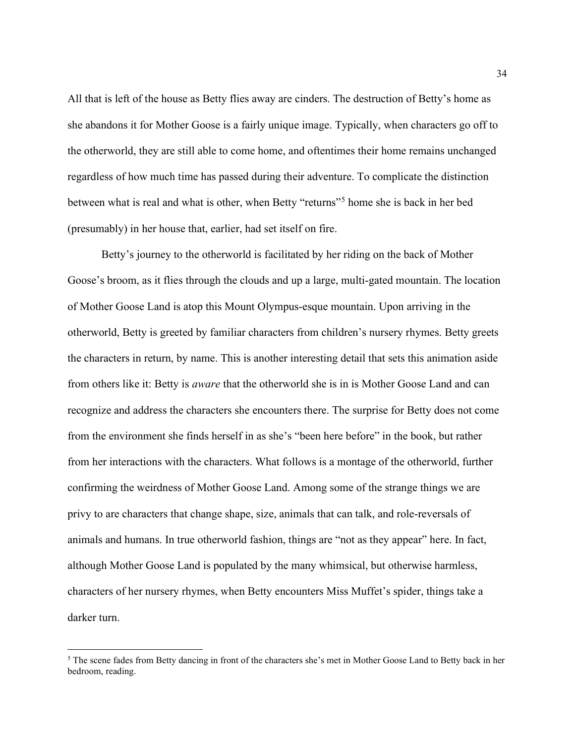All that is left of the house as Betty flies away are cinders. The destruction of Betty's home as she abandons it for Mother Goose is a fairly unique image. Typically, when characters go off to the otherworld, they are still able to come home, and oftentimes their home remains unchanged regardless of how much time has passed during their adventure. To complicate the distinction between what is real and what is other, when Betty "returns"[5] home she is back in her bed (presumably) in her house that, earlier, had set itself on fire.

Betty's journey to the otherworld is facilitated by her riding on the back of Mother Goose's broom, as it flies through the clouds and up a large, multi-gated mountain. The location of Mother Goose Land is atop this Mount Olympus-esque mountain. Upon arriving in the otherworld, Betty is greeted by familiar characters from children's nursery rhymes. Betty greets the characters in return, by name. This is another interesting detail that sets this animation aside from others like it: Betty is *aware* that the otherworld she is in is Mother Goose Land and can recognize and address the characters she encounters there. The surprise for Betty does not come from the environment she finds herself in as she's "been here before" in the book, but rather from her interactions with the characters. What follows is a montage of the otherworld, further confirming the weirdness of Mother Goose Land. Among some of the strange things we are privy to are characters that change shape, size, animals that can talk, and role-reversals of animals and humans. In true otherworld fashion, things are "not as they appear" here. In fact, although Mother Goose Land is populated by the many whimsical, but otherwise harmless, characters of her nursery rhymes, when Betty encounters Miss Muffet's spider, things take a darker turn.

[5] The scene fades from Betty dancing in front of the characters she's met in Mother Goose Land to Betty back in her bedroom, reading.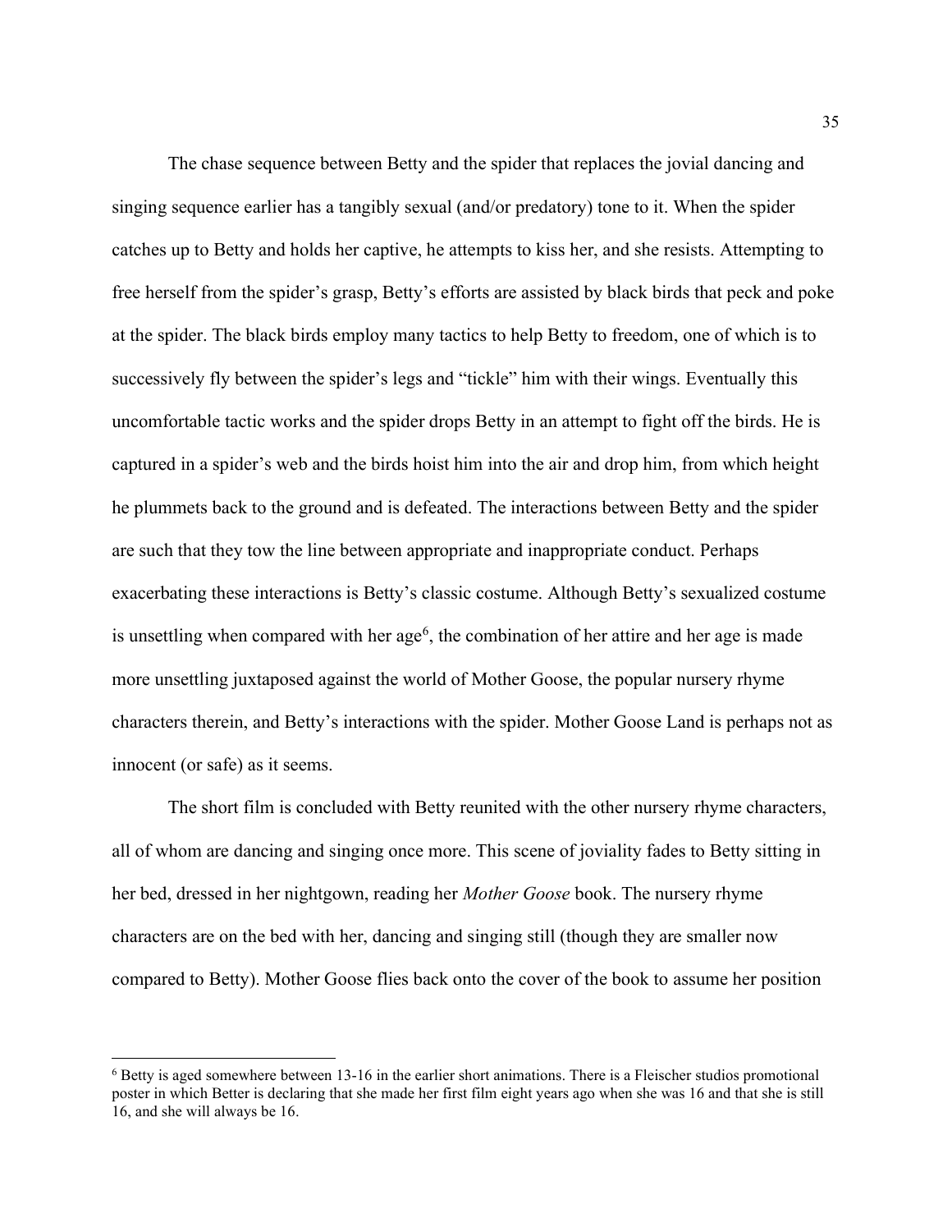The chase sequence between Betty and the spider that replaces the jovial dancing and singing sequence earlier has a tangibly sexual (and/or predatory) tone to it. When the spider catches up to Betty and holds her captive, he attempts to kiss her, and she resists. Attempting to free herself from the spider's grasp, Betty's efforts are assisted by black birds that peck and poke at the spider. The black birds employ many tactics to help Betty to freedom, one of which is to successively fly between the spider's legs and "tickle" him with their wings. Eventually this uncomfortable tactic works and the spider drops Betty in an attempt to fight off the birds. He is captured in a spider's web and the birds hoist him into the air and drop him, from which height he plummets back to the ground and is defeated. The interactions between Betty and the spider are such that they tow the line between appropriate and inappropriate conduct. Perhaps exacerbating these interactions is Betty's classic costume. Although Betty's sexualized costume is unsettling when compared with her age[6], the combination of her attire and her age is made more unsettling juxtaposed against the world of Mother Goose, the popular nursery rhyme characters therein, and Betty's interactions with the spider. Mother Goose Land is perhaps not as innocent (or safe) as it seems.

The short film is concluded with Betty reunited with the other nursery rhyme characters, all of whom are dancing and singing once more. This scene of joviality fades to Betty sitting in her bed, dressed in her nightgown, reading her *Mother Goose* book. The nursery rhyme characters are on the bed with her, dancing and singing still (though they are smaller now compared to Betty). Mother Goose flies back onto the cover of the book to assume her position

---

[6] Betty is aged somewhere between 13-16 in the earlier short animations. There is a Fleischer studios promotional poster in which Better is declaring that she made her first film eight years ago when she was 16 and that she is still 16, and she will always be 16.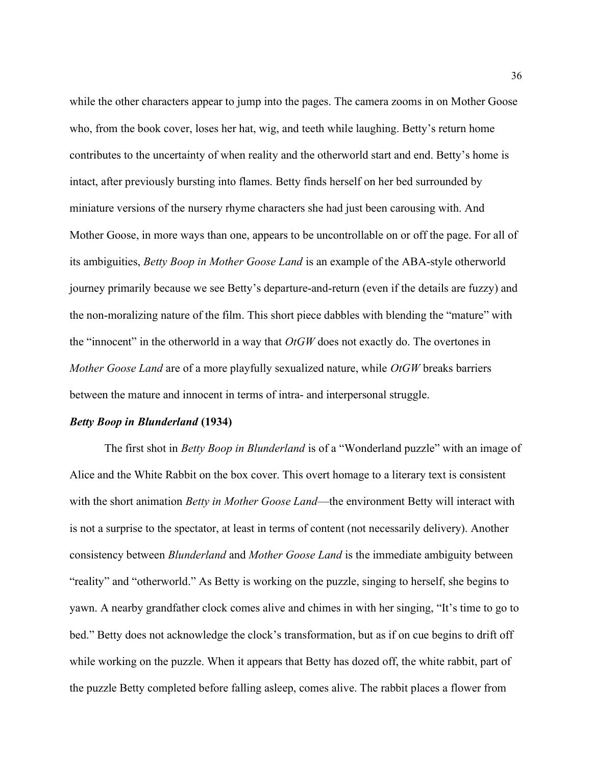while the other characters appear to jump into the pages. The camera zooms in on Mother Goose who, from the book cover, loses her hat, wig, and teeth while laughing. Betty's return home contributes to the uncertainty of when reality and the otherworld start and end. Betty's home is intact, after previously bursting into flames. Betty finds herself on her bed surrounded by miniature versions of the nursery rhyme characters she had just been carousing with. And Mother Goose, in more ways than one, appears to be uncontrollable on or off the page. For all of its ambiguities, *Betty Boop in Mother Goose Land* is an example of the ABA-style otherworld journey primarily because we see Betty's departure-and-return (even if the details are fuzzy) and the non-moralizing nature of the film. This short piece dabbles with blending the "mature" with the "innocent" in the otherworld in a way that *OtGW* does not exactly do. The overtones in *Mother Goose Land* are of a more playfully sexualized nature, while *OtGW* breaks barriers between the mature and innocent in terms of intra- and interpersonal struggle.

### ***Betty Boop in Blunderland* (1934)**

The first shot in *Betty Boop in Blunderland* is of a "Wonderland puzzle" with an image of Alice and the White Rabbit on the box cover. This overt homage to a literary text is consistent with the short animation *Betty in Mother Goose Land*—the environment Betty will interact with is not a surprise to the spectator, at least in terms of content (not necessarily delivery). Another consistency between *Blunderland* and *Mother Goose Land* is the immediate ambiguity between "reality" and "otherworld." As Betty is working on the puzzle, singing to herself, she begins to yawn. A nearby grandfather clock comes alive and chimes in with her singing, "It's time to go to bed." Betty does not acknowledge the clock's transformation, but as if on cue begins to drift off while working on the puzzle. When it appears that Betty has dozed off, the white rabbit, part of the puzzle Betty completed before falling asleep, comes alive. The rabbit places a flower from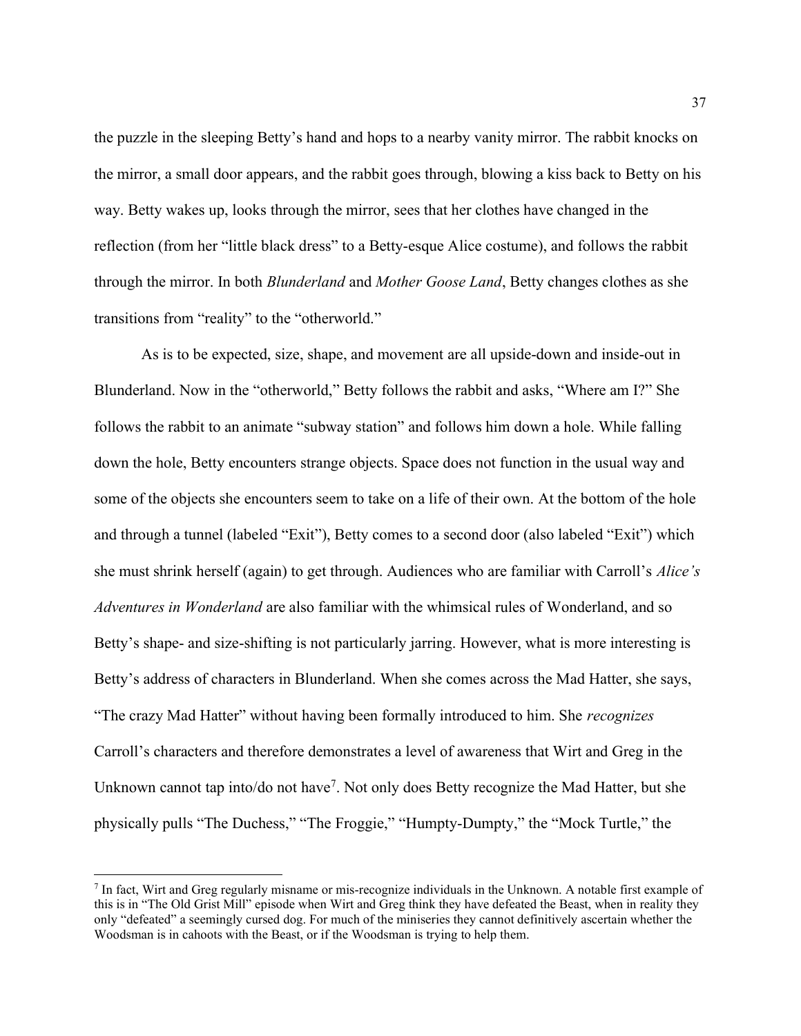the puzzle in the sleeping Betty's hand and hops to a nearby vanity mirror. The rabbit knocks on the mirror, a small door appears, and the rabbit goes through, blowing a kiss back to Betty on his way. Betty wakes up, looks through the mirror, sees that her clothes have changed in the reflection (from her "little black dress" to a Betty-esque Alice costume), and follows the rabbit through the mirror. In both *Blunderland* and *Mother Goose Land*, Betty changes clothes as she transitions from "reality" to the "otherworld."

As is to be expected, size, shape, and movement are all upside-down and inside-out in Blunderland. Now in the "otherworld," Betty follows the rabbit and asks, "Where am I?" She follows the rabbit to an animate "subway station" and follows him down a hole. While falling down the hole, Betty encounters strange objects. Space does not function in the usual way and some of the objects she encounters seem to take on a life of their own. At the bottom of the hole and through a tunnel (labeled "Exit"), Betty comes to a second door (also labeled "Exit") which she must shrink herself (again) to get through. Audiences who are familiar with Carroll's *Alice's Adventures in Wonderland* are also familiar with the whimsical rules of Wonderland, and so Betty's shape- and size-shifting is not particularly jarring. However, what is more interesting is Betty's address of characters in Blunderland. When she comes across the Mad Hatter, she says, "The crazy Mad Hatter" without having been formally introduced to him. She *recognizes* Carroll's characters and therefore demonstrates a level of awareness that Wirt and Greg in the Unknown cannot tap into/do not have[7]. Not only does Betty recognize the Mad Hatter, but she physically pulls "The Duchess," "The Froggie," "Humpty-Dumpty," the "Mock Turtle," the

[7] In fact, Wirt and Greg regularly misname or mis-recognize individuals in the Unknown. A notable first example of this is in "The Old Grist Mill" episode when Wirt and Greg think they have defeated the Beast, when in reality they only "defeated" a seemingly cursed dog. For much of the miniseries they cannot definitively ascertain whether the Woodsman is in cahoots with the Beast, or if the Woodsman is trying to help them.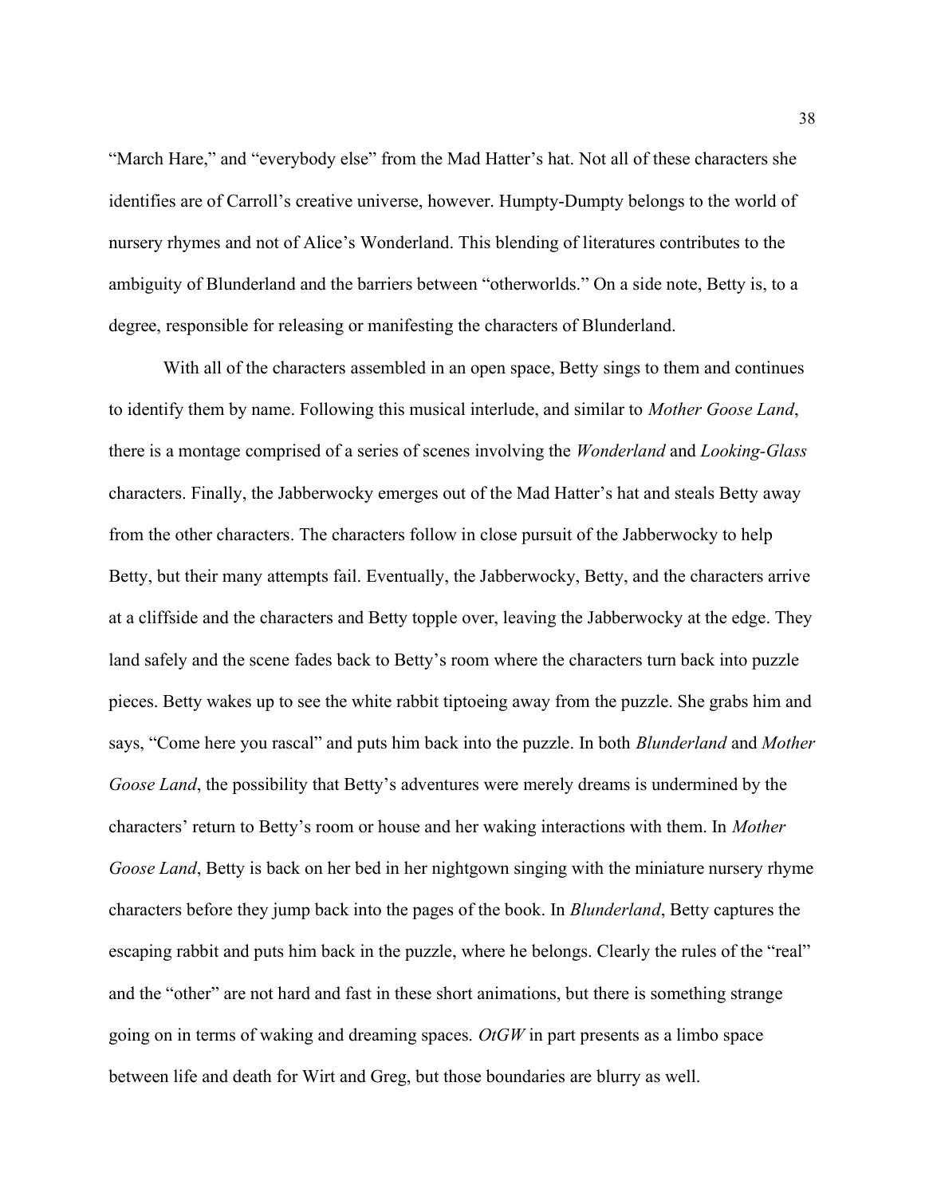"March Hare," and "everybody else" from the Mad Hatter's hat. Not all of these characters she identifies are of Carroll's creative universe, however. Humpty-Dumpty belongs to the world of nursery rhymes and not of Alice's Wonderland. This blending of literatures contributes to the ambiguity of Blunderland and the barriers between "otherworlds." On a side note, Betty is, to a degree, responsible for releasing or manifesting the characters of Blunderland.

With all of the characters assembled in an open space, Betty sings to them and continues to identify them by name. Following this musical interlude, and similar to *Mother Goose Land*, there is a montage comprised of a series of scenes involving the *Wonderland* and *Looking-Glass* characters. Finally, the Jabberwocky emerges out of the Mad Hatter's hat and steals Betty away from the other characters. The characters follow in close pursuit of the Jabberwocky to help Betty, but their many attempts fail. Eventually, the Jabberwocky, Betty, and the characters arrive at a cliffside and the characters and Betty topple over, leaving the Jabberwocky at the edge. They land safely and the scene fades back to Betty's room where the characters turn back into puzzle pieces. Betty wakes up to see the white rabbit tiptoeing away from the puzzle. She grabs him and says, "Come here you rascal" and puts him back into the puzzle. In both *Blunderland* and *Mother Goose Land*, the possibility that Betty's adventures were merely dreams is undermined by the characters' return to Betty's room or house and her waking interactions with them. In *Mother Goose Land*, Betty is back on her bed in her nightgown singing with the miniature nursery rhyme characters before they jump back into the pages of the book. In *Blunderland*, Betty captures the escaping rabbit and puts him back in the puzzle, where he belongs. Clearly the rules of the "real" and the "other" are not hard and fast in these short animations, but there is something strange going on in terms of waking and dreaming spaces. *OtGW* in part presents as a limbo space between life and death for Wirt and Greg, but those boundaries are blurry as well.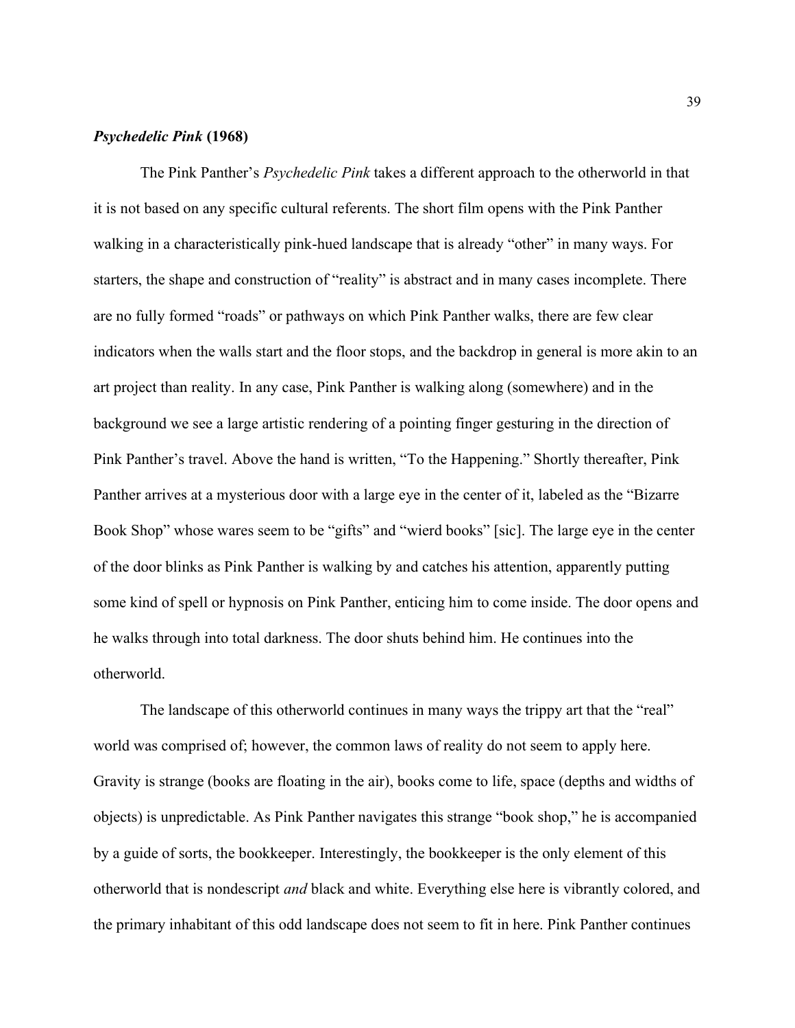### *Psychedelic Pink* (1968)

The Pink Panther's *Psychedelic Pink* takes a different approach to the otherworld in that it is not based on any specific cultural referents. The short film opens with the Pink Panther walking in a characteristically pink-hued landscape that is already "other" in many ways. For starters, the shape and construction of "reality" is abstract and in many cases incomplete. There are no fully formed "roads" or pathways on which Pink Panther walks, there are few clear indicators when the walls start and the floor stops, and the backdrop in general is more akin to an art project than reality. In any case, Pink Panther is walking along (somewhere) and in the background we see a large artistic rendering of a pointing finger gesturing in the direction of Pink Panther's travel. Above the hand is written, "To the Happening." Shortly thereafter, Pink Panther arrives at a mysterious door with a large eye in the center of it, labeled as the "Bizarre Book Shop" whose wares seem to be "gifts" and "wierd books" [sic]. The large eye in the center of the door blinks as Pink Panther is walking by and catches his attention, apparently putting some kind of spell or hypnosis on Pink Panther, enticing him to come inside. The door opens and he walks through into total darkness. The door shuts behind him. He continues into the otherworld.

The landscape of this otherworld continues in many ways the trippy art that the "real" world was comprised of; however, the common laws of reality do not seem to apply here. Gravity is strange (books are floating in the air), books come to life, space (depths and widths of objects) is unpredictable. As Pink Panther navigates this strange "book shop," he is accompanied by a guide of sorts, the bookkeeper. Interestingly, the bookkeeper is the only element of this otherworld that is nondescript *and* black and white. Everything else here is vibrantly colored, and the primary inhabitant of this odd landscape does not seem to fit in here. Pink Panther continues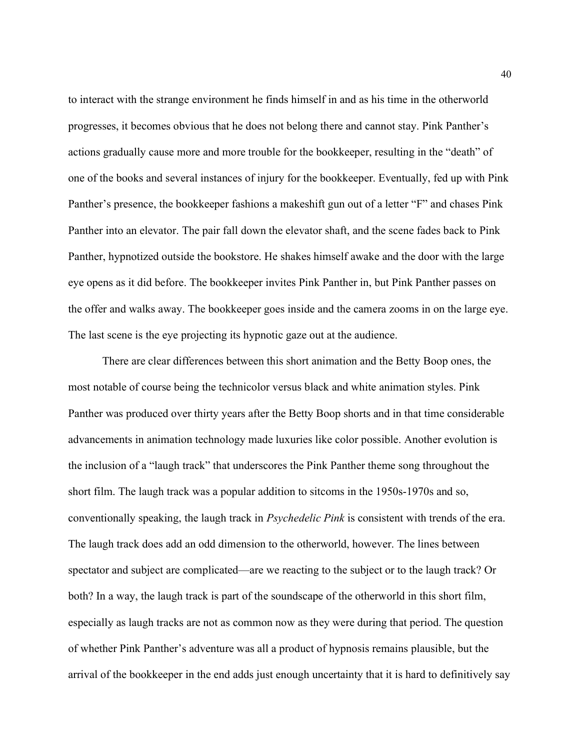to interact with the strange environment he finds himself in and as his time in the otherworld progresses, it becomes obvious that he does not belong there and cannot stay. Pink Panther's actions gradually cause more and more trouble for the bookkeeper, resulting in the "death" of one of the books and several instances of injury for the bookkeeper. Eventually, fed up with Pink Panther's presence, the bookkeeper fashions a makeshift gun out of a letter "F" and chases Pink Panther into an elevator. The pair fall down the elevator shaft, and the scene fades back to Pink Panther, hypnotized outside the bookstore. He shakes himself awake and the door with the large eye opens as it did before. The bookkeeper invites Pink Panther in, but Pink Panther passes on the offer and walks away. The bookkeeper goes inside and the camera zooms in on the large eye. The last scene is the eye projecting its hypnotic gaze out at the audience.

There are clear differences between this short animation and the Betty Boop ones, the most notable of course being the technicolor versus black and white animation styles. Pink Panther was produced over thirty years after the Betty Boop shorts and in that time considerable advancements in animation technology made luxuries like color possible. Another evolution is the inclusion of a "laugh track" that underscores the Pink Panther theme song throughout the short film. The laugh track was a popular addition to sitcoms in the 1950s-1970s and so, conventionally speaking, the laugh track in *Psychedelic Pink* is consistent with trends of the era. The laugh track does add an odd dimension to the otherworld, however. The lines between spectator and subject are complicated—are we reacting to the subject or to the laugh track? Or both? In a way, the laugh track is part of the soundscape of the otherworld in this short film, especially as laugh tracks are not as common now as they were during that period. The question of whether Pink Panther's adventure was all a product of hypnosis remains plausible, but the arrival of the bookkeeper in the end adds just enough uncertainty that it is hard to definitively say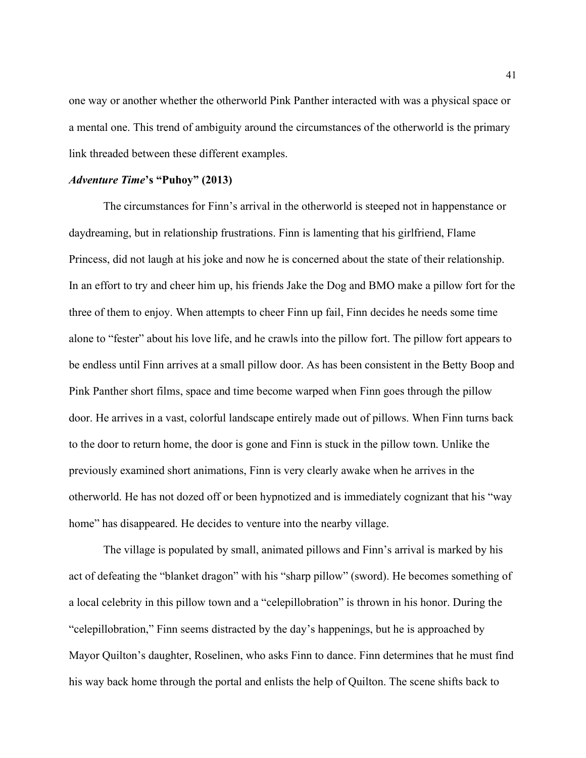one way or another whether the otherworld Pink Panther interacted with was a physical space or a mental one. This trend of ambiguity around the circumstances of the otherworld is the primary link threaded between these different examples.

### ***Adventure Time*'s "Puhoy" (2013)**

The circumstances for Finn's arrival in the otherworld is steeped not in happenstance or daydreaming, but in relationship frustrations. Finn is lamenting that his girlfriend, Flame Princess, did not laugh at his joke and now he is concerned about the state of their relationship. In an effort to try and cheer him up, his friends Jake the Dog and BMO make a pillow fort for the three of them to enjoy. When attempts to cheer Finn up fail, Finn decides he needs some time alone to "fester" about his love life, and he crawls into the pillow fort. The pillow fort appears to be endless until Finn arrives at a small pillow door. As has been consistent in the Betty Boop and Pink Panther short films, space and time become warped when Finn goes through the pillow door. He arrives in a vast, colorful landscape entirely made out of pillows. When Finn turns back to the door to return home, the door is gone and Finn is stuck in the pillow town. Unlike the previously examined short animations, Finn is very clearly awake when he arrives in the otherworld. He has not dozed off or been hypnotized and is immediately cognizant that his "way home" has disappeared. He decides to venture into the nearby village.

The village is populated by small, animated pillows and Finn's arrival is marked by his act of defeating the "blanket dragon" with his "sharp pillow" (sword). He becomes something of a local celebrity in this pillow town and a "celepillobration" is thrown in his honor. During the "celepillobration," Finn seems distracted by the day's happenings, but he is approached by Mayor Quilton's daughter, Roselinen, who asks Finn to dance. Finn determines that he must find his way back home through the portal and enlists the help of Quilton. The scene shifts back to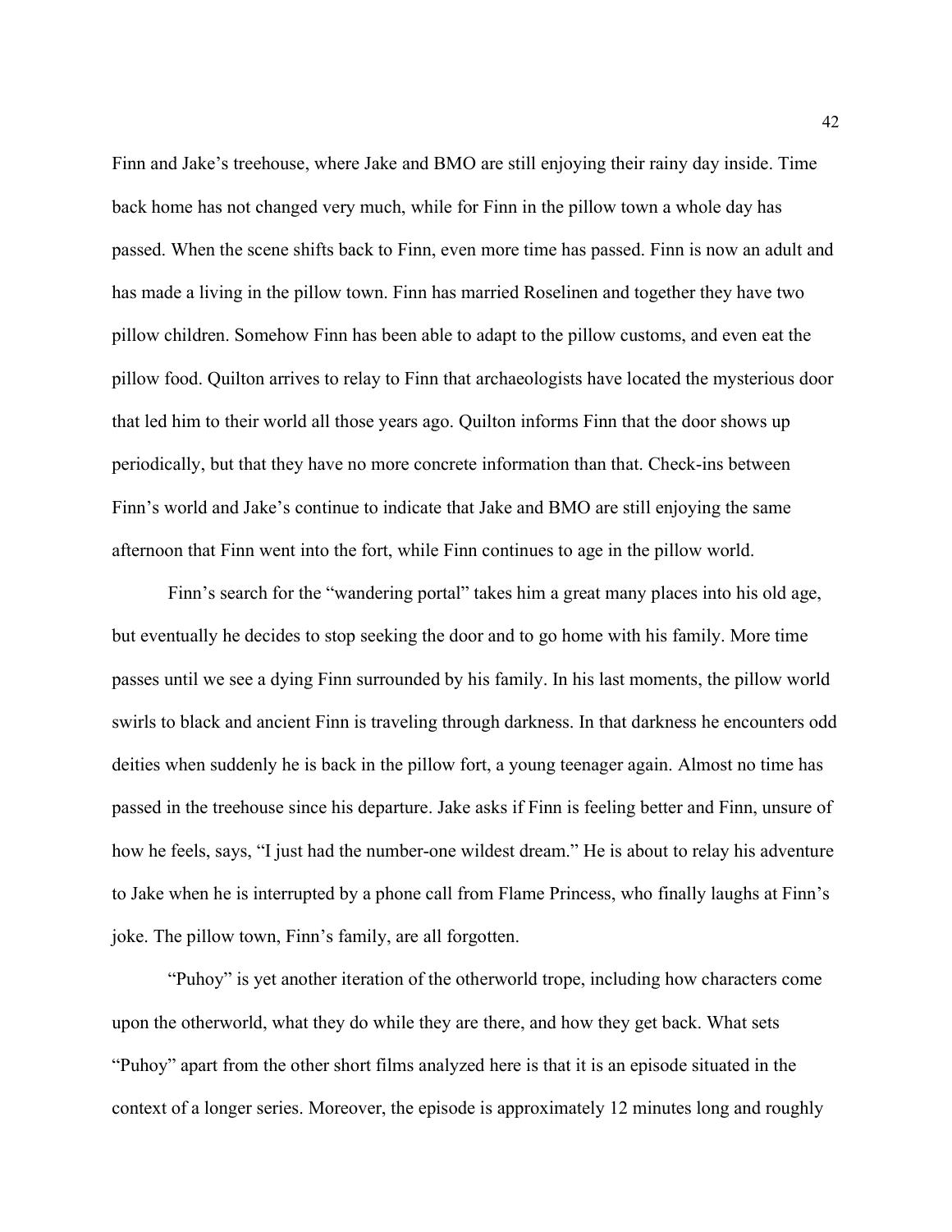Finn and Jake's treehouse, where Jake and BMO are still enjoying their rainy day inside. Time back home has not changed very much, while for Finn in the pillow town a whole day has passed. When the scene shifts back to Finn, even more time has passed. Finn is now an adult and has made a living in the pillow town. Finn has married Roselinen and together they have two pillow children. Somehow Finn has been able to adapt to the pillow customs, and even eat the pillow food. Quilton arrives to relay to Finn that archaeologists have located the mysterious door that led him to their world all those years ago. Quilton informs Finn that the door shows up periodically, but that they have no more concrete information than that. Check-ins between Finn's world and Jake's continue to indicate that Jake and BMO are still enjoying the same afternoon that Finn went into the fort, while Finn continues to age in the pillow world.

Finn's search for the "wandering portal" takes him a great many places into his old age, but eventually he decides to stop seeking the door and to go home with his family. More time passes until we see a dying Finn surrounded by his family. In his last moments, the pillow world swirls to black and ancient Finn is traveling through darkness. In that darkness he encounters odd deities when suddenly he is back in the pillow fort, a young teenager again. Almost no time has passed in the treehouse since his departure. Jake asks if Finn is feeling better and Finn, unsure of how he feels, says, "I just had the number-one wildest dream." He is about to relay his adventure to Jake when he is interrupted by a phone call from Flame Princess, who finally laughs at Finn's joke. The pillow town, Finn's family, are all forgotten.

"Puhoy" is yet another iteration of the otherworld trope, including how characters come upon the otherworld, what they do while they are there, and how they get back. What sets "Puhoy" apart from the other short films analyzed here is that it is an episode situated in the context of a longer series. Moreover, the episode is approximately 12 minutes long and roughly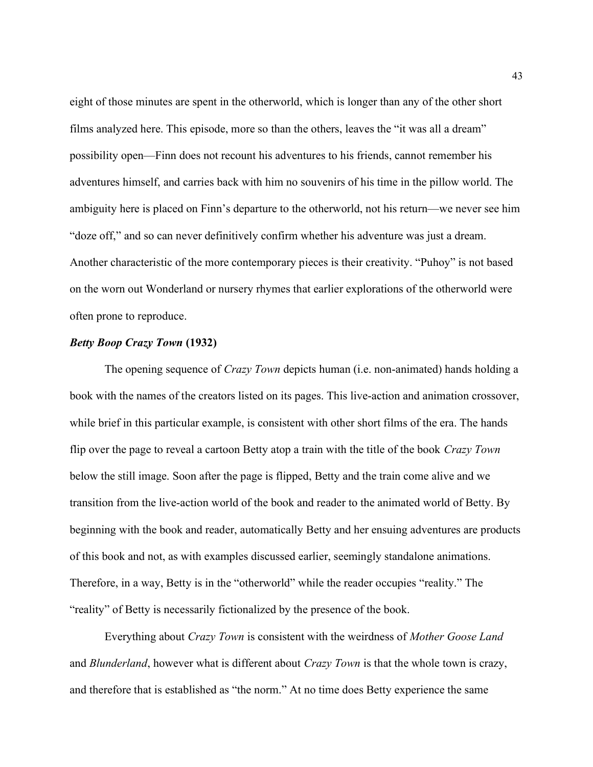eight of those minutes are spent in the otherworld, which is longer than any of the other short films analyzed here. This episode, more so than the others, leaves the "it was all a dream" possibility open—Finn does not recount his adventures to his friends, cannot remember his adventures himself, and carries back with him no souvenirs of his time in the pillow world. The ambiguity here is placed on Finn's departure to the otherworld, not his return—we never see him "doze off," and so can never definitively confirm whether his adventure was just a dream. Another characteristic of the more contemporary pieces is their creativity. "Puhoy" is not based on the worn out Wonderland or nursery rhymes that earlier explorations of the otherworld were often prone to reproduce.

### ***Betty Boop Crazy Town* (1932)**

The opening sequence of *Crazy Town* depicts human (i.e. non-animated) hands holding a book with the names of the creators listed on its pages. This live-action and animation crossover, while brief in this particular example, is consistent with other short films of the era. The hands flip over the page to reveal a cartoon Betty atop a train with the title of the book *Crazy Town* below the still image. Soon after the page is flipped, Betty and the train come alive and we transition from the live-action world of the book and reader to the animated world of Betty. By beginning with the book and reader, automatically Betty and her ensuing adventures are products of this book and not, as with examples discussed earlier, seemingly standalone animations. Therefore, in a way, Betty is in the "otherworld" while the reader occupies "reality." The "reality" of Betty is necessarily fictionalized by the presence of the book.

Everything about *Crazy Town* is consistent with the weirdness of *Mother Goose Land* and *Blunderland*, however what is different about *Crazy Town* is that the whole town is crazy, and therefore that is established as "the norm." At no time does Betty experience the same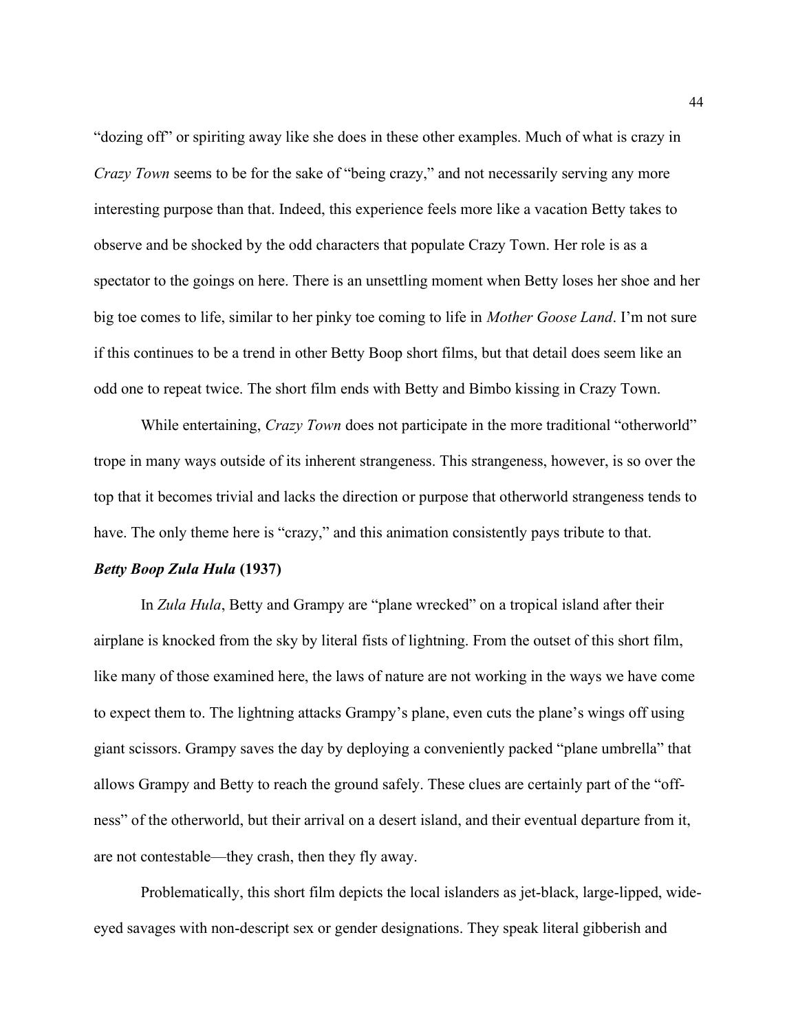"dozing off" or spiriting away like she does in these other examples. Much of what is crazy in *Crazy Town* seems to be for the sake of "being crazy," and not necessarily serving any more interesting purpose than that. Indeed, this experience feels more like a vacation Betty takes to observe and be shocked by the odd characters that populate Crazy Town. Her role is as a spectator to the goings on here. There is an unsettling moment when Betty loses her shoe and her big toe comes to life, similar to her pinky toe coming to life in *Mother Goose Land*. I'm not sure if this continues to be a trend in other Betty Boop short films, but that detail does seem like an odd one to repeat twice. The short film ends with Betty and Bimbo kissing in Crazy Town.

While entertaining, *Crazy Town* does not participate in the more traditional "otherworld" trope in many ways outside of its inherent strangeness. This strangeness, however, is so over the top that it becomes trivial and lacks the direction or purpose that otherworld strangeness tends to have. The only theme here is "crazy," and this animation consistently pays tribute to that.

### *Betty Boop Zula Hula* (1937)

In *Zula Hula*, Betty and Grampy are "plane wrecked" on a tropical island after their airplane is knocked from the sky by literal fists of lightning. From the outset of this short film, like many of those examined here, the laws of nature are not working in the ways we have come to expect them to. The lightning attacks Grampy's plane, even cuts the plane's wings off using giant scissors. Grampy saves the day by deploying a conveniently packed "plane umbrella" that allows Grampy and Betty to reach the ground safely. These clues are certainly part of the "off-ness" of the otherworld, but their arrival on a desert island, and their eventual departure from it, are not contestable—they crash, then they fly away.

Problematically, this short film depicts the local islanders as jet-black, large-lipped, wide-eyed savages with non-descript sex or gender designations. They speak literal gibberish and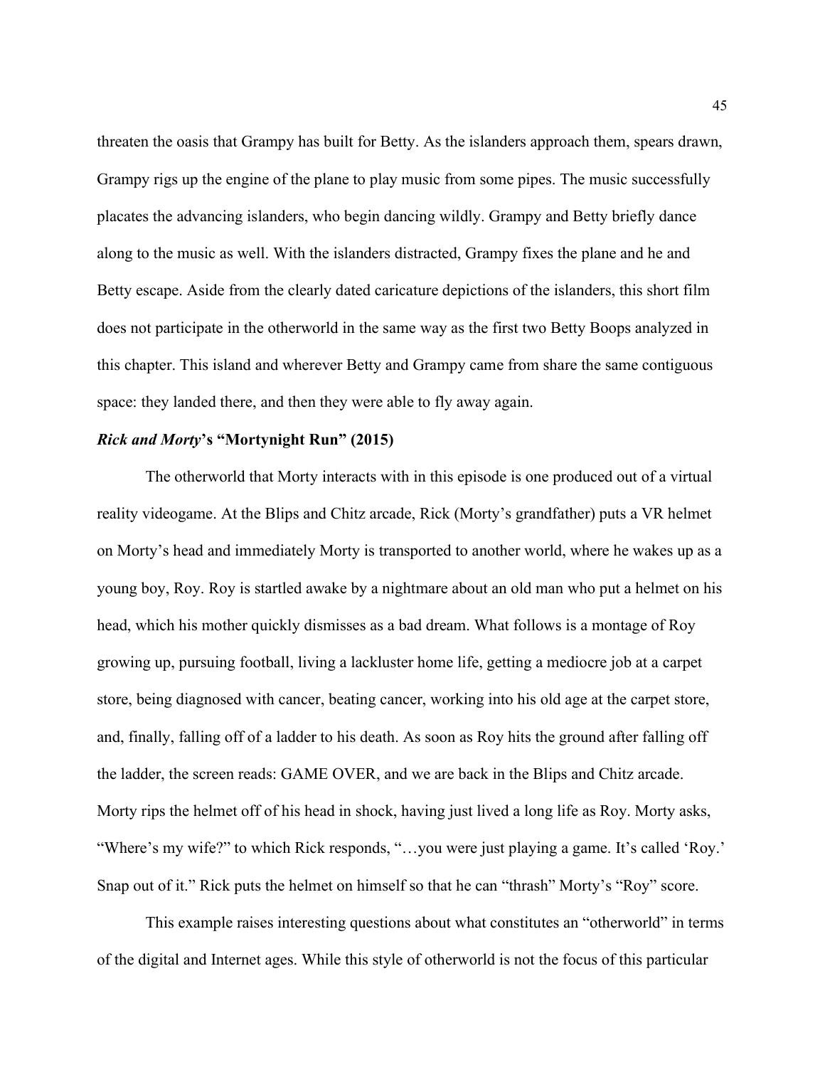threaten the oasis that Grampy has built for Betty. As the islanders approach them, spears drawn, Grampy rigs up the engine of the plane to play music from some pipes. The music successfully placates the advancing islanders, who begin dancing wildly. Grampy and Betty briefly dance along to the music as well. With the islanders distracted, Grampy fixes the plane and he and Betty escape. Aside from the clearly dated caricature depictions of the islanders, this short film does not participate in the otherworld in the same way as the first two Betty Boops analyzed in this chapter. This island and wherever Betty and Grampy came from share the same contiguous space: they landed there, and then they were able to fly away again.

### *Rick and Morty*'s "Mortynight Run" (2015)

The otherworld that Morty interacts with in this episode is one produced out of a virtual reality videogame. At the Blips and Chitz arcade, Rick (Morty's grandfather) puts a VR helmet on Morty's head and immediately Morty is transported to another world, where he wakes up as a young boy, Roy. Roy is startled awake by a nightmare about an old man who put a helmet on his head, which his mother quickly dismisses as a bad dream. What follows is a montage of Roy growing up, pursuing football, living a lackluster home life, getting a mediocre job at a carpet store, being diagnosed with cancer, beating cancer, working into his old age at the carpet store, and, finally, falling off of a ladder to his death. As soon as Roy hits the ground after falling off the ladder, the screen reads: GAME OVER, and we are back in the Blips and Chitz arcade. Morty rips the helmet off of his head in shock, having just lived a long life as Roy. Morty asks, "Where's my wife?" to which Rick responds, "…you were just playing a game. It's called 'Roy.' Snap out of it." Rick puts the helmet on himself so that he can "thrash" Morty's "Roy" score.

This example raises interesting questions about what constitutes an "otherworld" in terms of the digital and Internet ages. While this style of otherworld is not the focus of this particular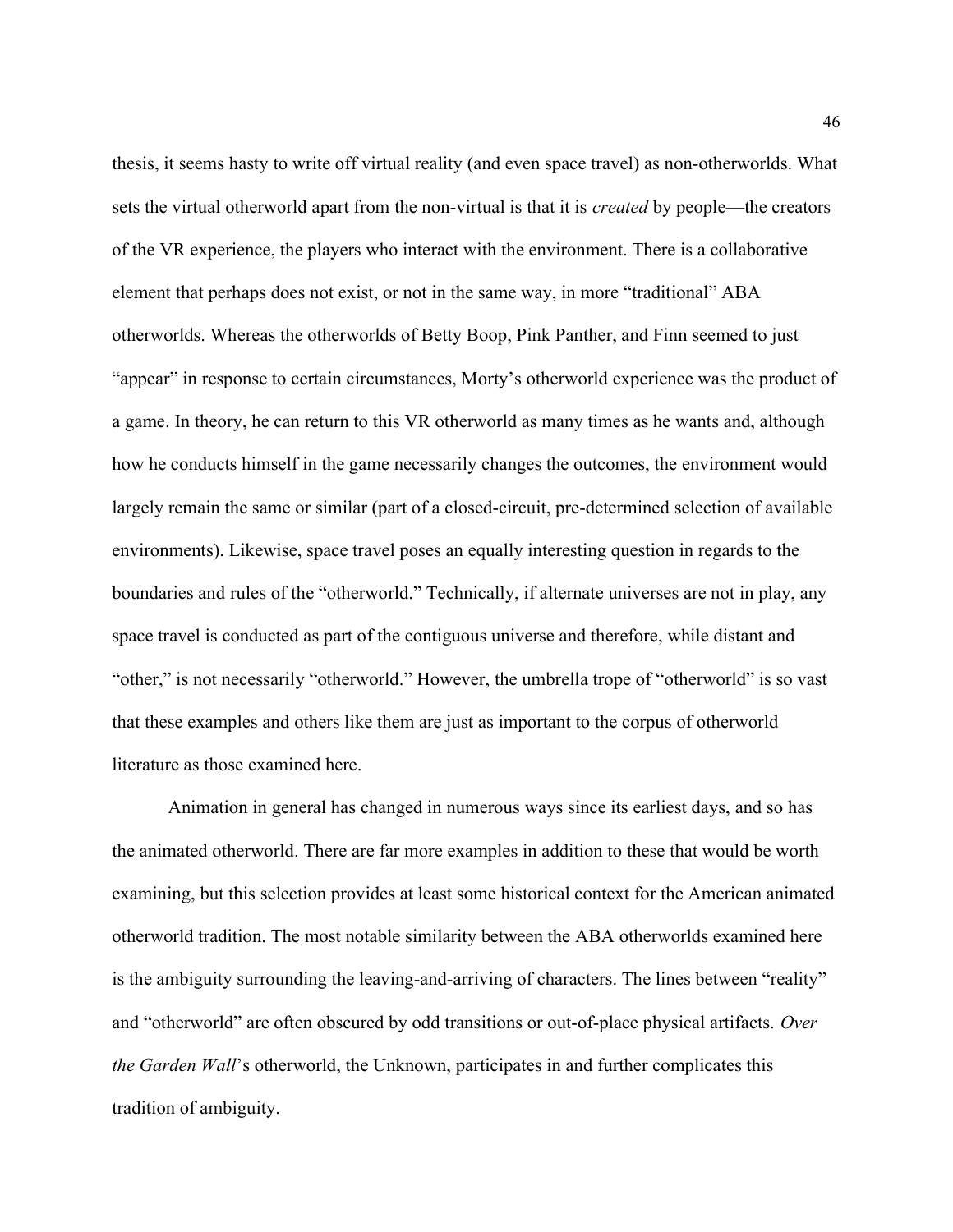thesis, it seems hasty to write off virtual reality (and even space travel) as non-otherworlds. What sets the virtual otherworld apart from the non-virtual is that it is *created* by people—the creators of the VR experience, the players who interact with the environment. There is a collaborative element that perhaps does not exist, or not in the same way, in more "traditional" ABA otherworlds. Whereas the otherworlds of Betty Boop, Pink Panther, and Finn seemed to just "appear" in response to certain circumstances, Morty's otherworld experience was the product of a game. In theory, he can return to this VR otherworld as many times as he wants and, although how he conducts himself in the game necessarily changes the outcomes, the environment would largely remain the same or similar (part of a closed-circuit, pre-determined selection of available environments). Likewise, space travel poses an equally interesting question in regards to the boundaries and rules of the "otherworld." Technically, if alternate universes are not in play, any space travel is conducted as part of the contiguous universe and therefore, while distant and "other," is not necessarily "otherworld." However, the umbrella trope of "otherworld" is so vast that these examples and others like them are just as important to the corpus of otherworld literature as those examined here.

Animation in general has changed in numerous ways since its earliest days, and so has the animated otherworld. There are far more examples in addition to these that would be worth examining, but this selection provides at least some historical context for the American animated otherworld tradition. The most notable similarity between the ABA otherworlds examined here is the ambiguity surrounding the leaving-and-arriving of characters. The lines between "reality" and "otherworld" are often obscured by odd transitions or out-of-place physical artifacts. *Over the Garden Wall*'s otherworld, the Unknown, participates in and further complicates this tradition of ambiguity.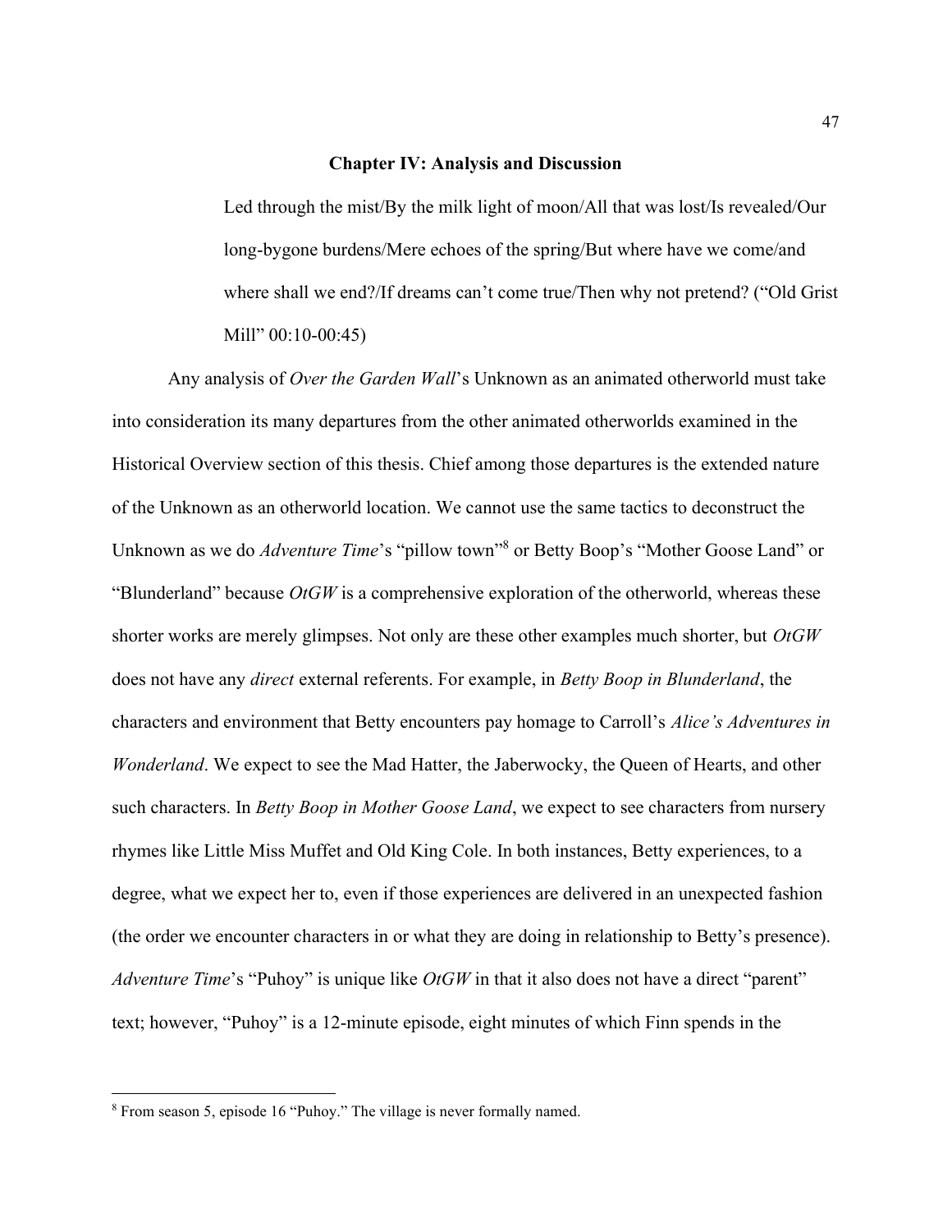## Chapter IV: Analysis and Discussion

> Led through the mist/By the milk light of moon/All that was lost/Is revealed/Our long-bygone burdens/Mere echoes of the spring/But where have we come/and where shall we end?/If dreams can't come true/Then why not pretend? ("Old Grist Mill" 00:10-00:45)

Any analysis of *Over the Garden Wall*'s Unknown as an animated otherworld must take into consideration its many departures from the other animated otherworlds examined in the Historical Overview section of this thesis. Chief among those departures is the extended nature of the Unknown as an otherworld location. We cannot use the same tactics to deconstruct the Unknown as we do *Adventure Time*'s "pillow town"[8] or Betty Boop's "Mother Goose Land" or "Blunderland" because *OtGW* is a comprehensive exploration of the otherworld, whereas these shorter works are merely glimpses. Not only are these other examples much shorter, but *OtGW* does not have any *direct* external referents. For example, in *Betty Boop in Blunderland*, the characters and environment that Betty encounters pay homage to Carroll's *Alice's Adventures in Wonderland*. We expect to see the Mad Hatter, the Jaberwocky, the Queen of Hearts, and other such characters. In *Betty Boop in Mother Goose Land*, we expect to see characters from nursery rhymes like Little Miss Muffet and Old King Cole. In both instances, Betty experiences, to a degree, what we expect her to, even if those experiences are delivered in an unexpected fashion (the order we encounter characters in or what they are doing in relationship to Betty's presence). *Adventure Time*'s "Puhoy" is unique like *OtGW* in that it also does not have a direct "parent" text; however, "Puhoy" is a 12-minute episode, eight minutes of which Finn spends in the

[8] From season 5, episode 16 "Puhoy." The village is never formally named.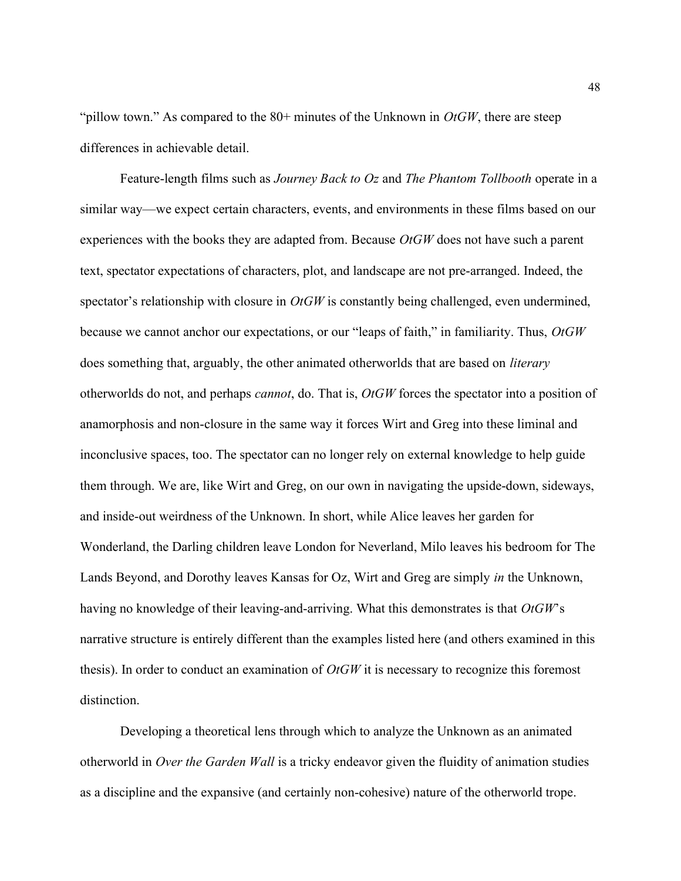"pillow town." As compared to the 80+ minutes of the Unknown in *OtGW*, there are steep differences in achievable detail.

Feature-length films such as *Journey Back to Oz* and *The Phantom Tollbooth* operate in a similar way—we expect certain characters, events, and environments in these films based on our experiences with the books they are adapted from. Because *OtGW* does not have such a parent text, spectator expectations of characters, plot, and landscape are not pre-arranged. Indeed, the spectator's relationship with closure in *OtGW* is constantly being challenged, even undermined, because we cannot anchor our expectations, or our "leaps of faith," in familiarity. Thus, *OtGW* does something that, arguably, the other animated otherworlds that are based on *literary* otherworlds do not, and perhaps *cannot*, do. That is, *OtGW* forces the spectator into a position of anamorphosis and non-closure in the same way it forces Wirt and Greg into these liminal and inconclusive spaces, too. The spectator can no longer rely on external knowledge to help guide them through. We are, like Wirt and Greg, on our own in navigating the upside-down, sideways, and inside-out weirdness of the Unknown. In short, while Alice leaves her garden for Wonderland, the Darling children leave London for Neverland, Milo leaves his bedroom for The Lands Beyond, and Dorothy leaves Kansas for Oz, Wirt and Greg are simply *in* the Unknown, having no knowledge of their leaving-and-arriving. What this demonstrates is that *OtGW*'s narrative structure is entirely different than the examples listed here (and others examined in this thesis). In order to conduct an examination of *OtGW* it is necessary to recognize this foremost distinction.

Developing a theoretical lens through which to analyze the Unknown as an animated otherworld in *Over the Garden Wall* is a tricky endeavor given the fluidity of animation studies as a discipline and the expansive (and certainly non-cohesive) nature of the otherworld trope.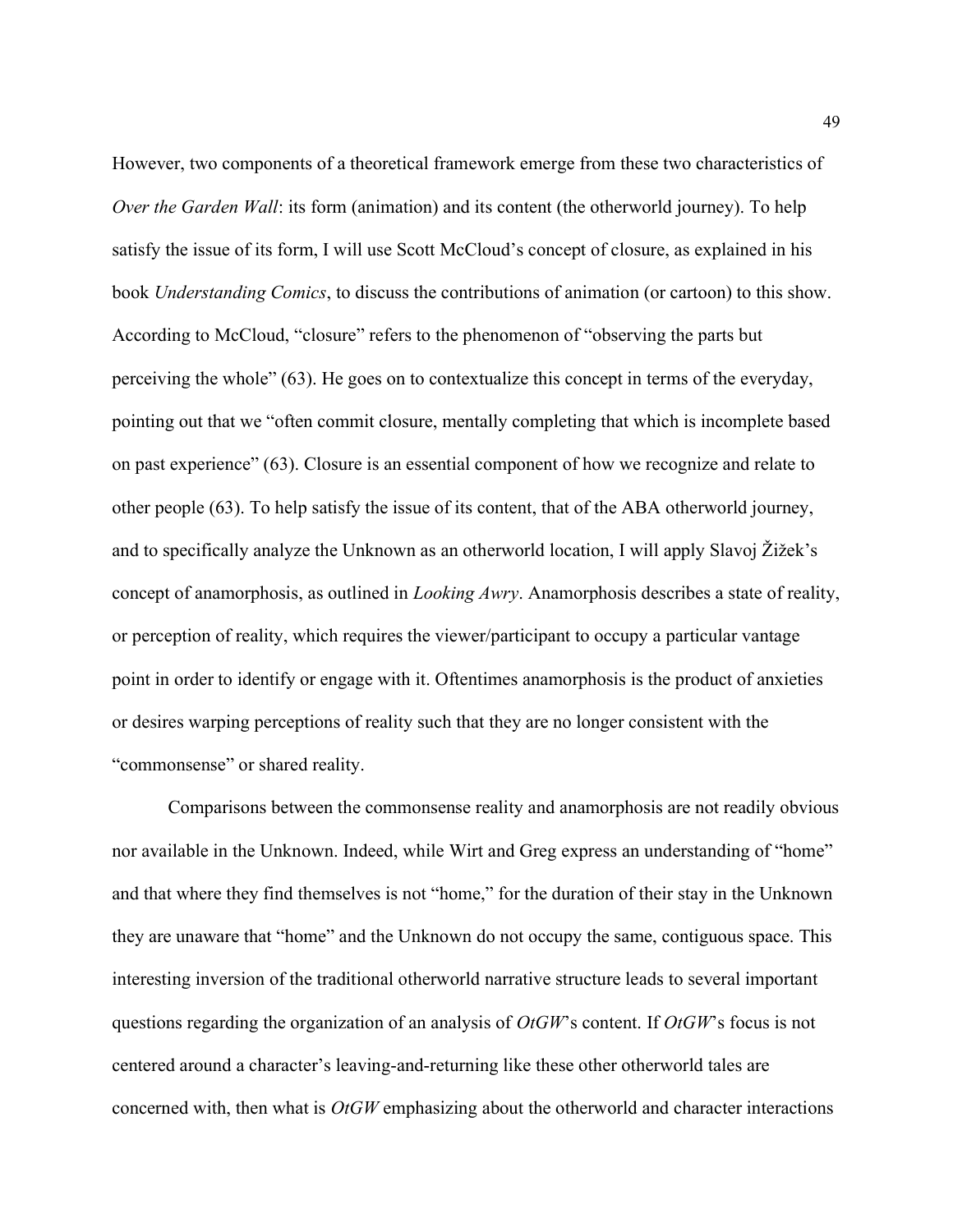However, two components of a theoretical framework emerge from these two characteristics of *Over the Garden Wall*: its form (animation) and its content (the otherworld journey). To help satisfy the issue of its form, I will use Scott McCloud's concept of closure, as explained in his book *Understanding Comics*, to discuss the contributions of animation (or cartoon) to this show. According to McCloud, "closure" refers to the phenomenon of "observing the parts but perceiving the whole" (63). He goes on to contextualize this concept in terms of the everyday, pointing out that we "often commit closure, mentally completing that which is incomplete based on past experience" (63). Closure is an essential component of how we recognize and relate to other people (63). To help satisfy the issue of its content, that of the ABA otherworld journey, and to specifically analyze the Unknown as an otherworld location, I will apply Slavoj Žižek's concept of anamorphosis, as outlined in *Looking Awry*. Anamorphosis describes a state of reality, or perception of reality, which requires the viewer/participant to occupy a particular vantage point in order to identify or engage with it. Oftentimes anamorphosis is the product of anxieties or desires warping perceptions of reality such that they are no longer consistent with the "commonsense" or shared reality.

Comparisons between the commonsense reality and anamorphosis are not readily obvious nor available in the Unknown. Indeed, while Wirt and Greg express an understanding of "home" and that where they find themselves is not "home," for the duration of their stay in the Unknown they are unaware that "home" and the Unknown do not occupy the same, contiguous space. This interesting inversion of the traditional otherworld narrative structure leads to several important questions regarding the organization of an analysis of *OtGW*'s content. If *OtGW*'s focus is not centered around a character's leaving-and-returning like these other otherworld tales are concerned with, then what is *OtGW* emphasizing about the otherworld and character interactions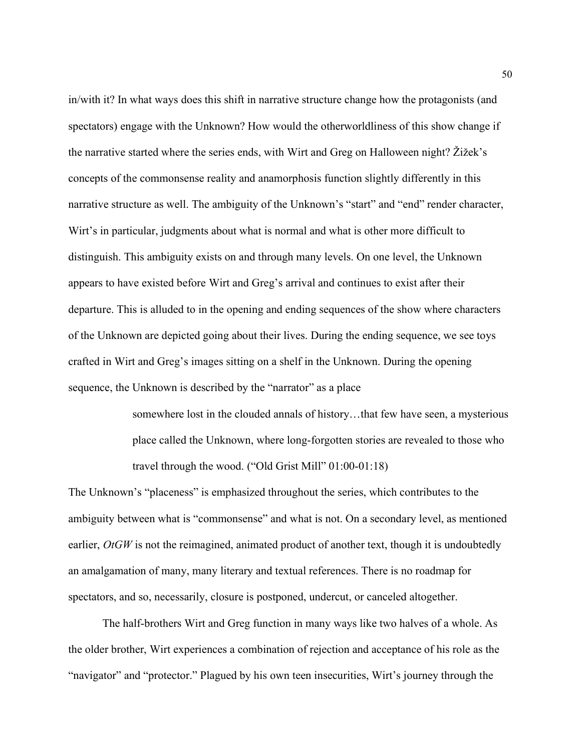in/with it? In what ways does this shift in narrative structure change how the protagonists (and spectators) engage with the Unknown? How would the otherworldliness of this show change if the narrative started where the series ends, with Wirt and Greg on Halloween night? Žižek's concepts of the commonsense reality and anamorphosis function slightly differently in this narrative structure as well. The ambiguity of the Unknown's "start" and "end" render character, Wirt's in particular, judgments about what is normal and what is other more difficult to distinguish. This ambiguity exists on and through many levels. On one level, the Unknown appears to have existed before Wirt and Greg's arrival and continues to exist after their departure. This is alluded to in the opening and ending sequences of the show where characters of the Unknown are depicted going about their lives. During the ending sequence, we see toys crafted in Wirt and Greg's images sitting on a shelf in the Unknown. During the opening sequence, the Unknown is described by the "narrator" as a place

> somewhere lost in the clouded annals of history…that few have seen, a mysterious place called the Unknown, where long-forgotten stories are revealed to those who travel through the wood. ("Old Grist Mill" 01:00-01:18)

The Unknown's "placeness" is emphasized throughout the series, which contributes to the ambiguity between what is "commonsense" and what is not. On a secondary level, as mentioned earlier, *OtGW* is not the reimagined, animated product of another text, though it is undoubtedly an amalgamation of many, many literary and textual references. There is no roadmap for spectators, and so, necessarily, closure is postponed, undercut, or canceled altogether.

The half-brothers Wirt and Greg function in many ways like two halves of a whole. As the older brother, Wirt experiences a combination of rejection and acceptance of his role as the "navigator" and "protector." Plagued by his own teen insecurities, Wirt's journey through the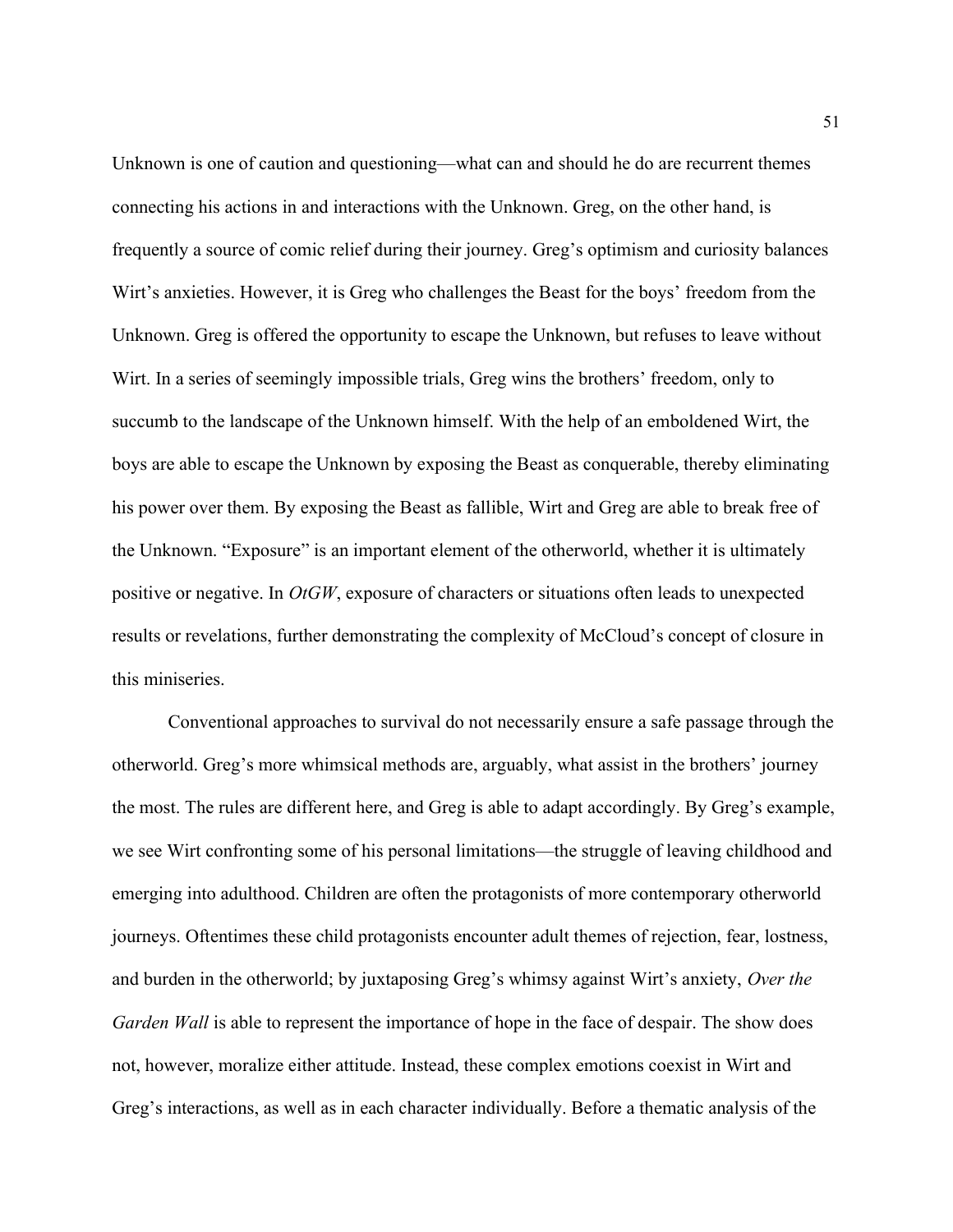Unknown is one of caution and questioning—what can and should he do are recurrent themes connecting his actions in and interactions with the Unknown. Greg, on the other hand, is frequently a source of comic relief during their journey. Greg's optimism and curiosity balances Wirt's anxieties. However, it is Greg who challenges the Beast for the boys' freedom from the Unknown. Greg is offered the opportunity to escape the Unknown, but refuses to leave without Wirt. In a series of seemingly impossible trials, Greg wins the brothers' freedom, only to succumb to the landscape of the Unknown himself. With the help of an emboldened Wirt, the boys are able to escape the Unknown by exposing the Beast as conquerable, thereby eliminating his power over them. By exposing the Beast as fallible, Wirt and Greg are able to break free of the Unknown. "Exposure" is an important element of the otherworld, whether it is ultimately positive or negative. In *OtGW*, exposure of characters or situations often leads to unexpected results or revelations, further demonstrating the complexity of McCloud's concept of closure in this miniseries.

Conventional approaches to survival do not necessarily ensure a safe passage through the otherworld. Greg's more whimsical methods are, arguably, what assist in the brothers' journey the most. The rules are different here, and Greg is able to adapt accordingly. By Greg's example, we see Wirt confronting some of his personal limitations—the struggle of leaving childhood and emerging into adulthood. Children are often the protagonists of more contemporary otherworld journeys. Oftentimes these child protagonists encounter adult themes of rejection, fear, lostness, and burden in the otherworld; by juxtaposing Greg's whimsy against Wirt's anxiety, *Over the Garden Wall* is able to represent the importance of hope in the face of despair. The show does not, however, moralize either attitude. Instead, these complex emotions coexist in Wirt and Greg's interactions, as well as in each character individually. Before a thematic analysis of the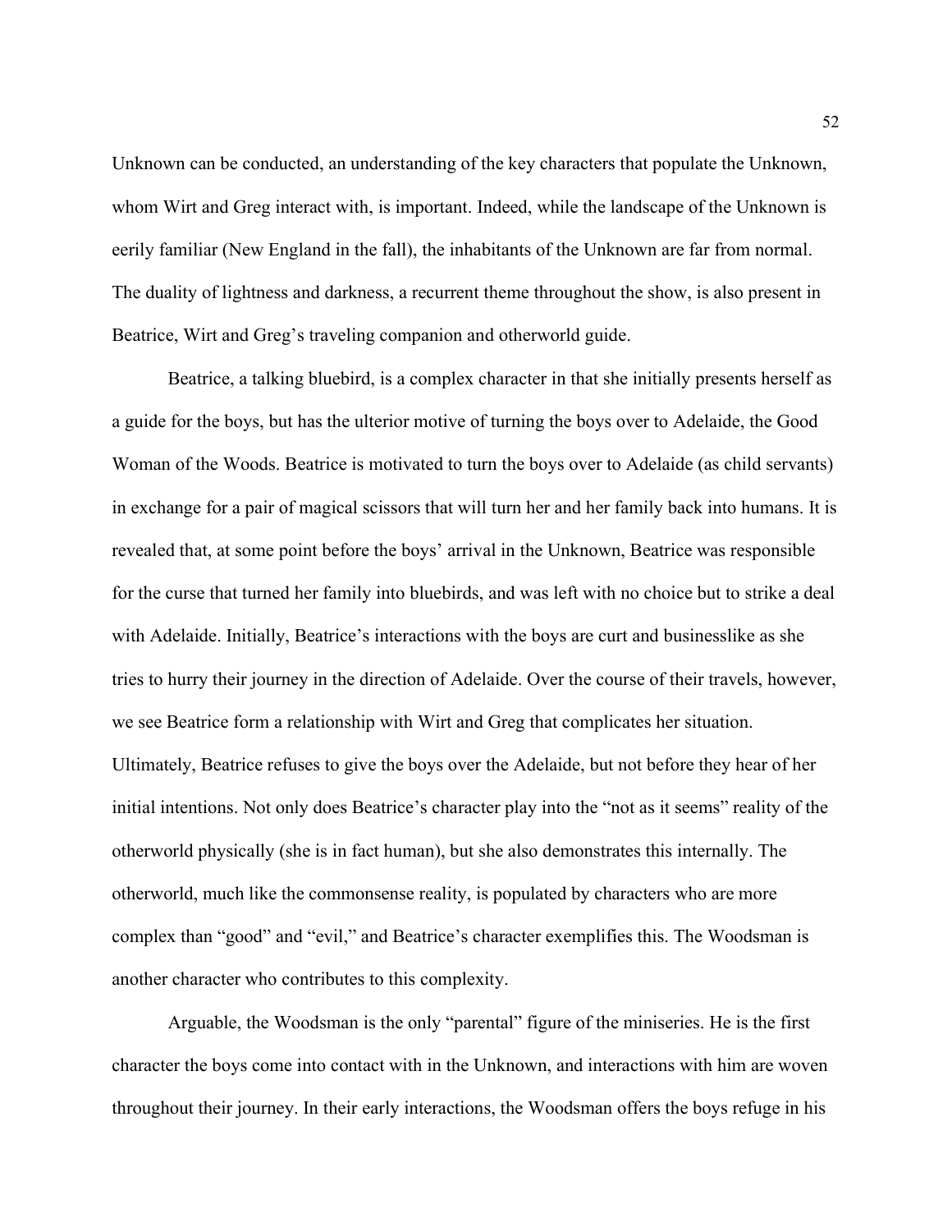Unknown can be conducted, an understanding of the key characters that populate the Unknown, whom Wirt and Greg interact with, is important. Indeed, while the landscape of the Unknown is eerily familiar (New England in the fall), the inhabitants of the Unknown are far from normal. The duality of lightness and darkness, a recurrent theme throughout the show, is also present in Beatrice, Wirt and Greg's traveling companion and otherworld guide.

Beatrice, a talking bluebird, is a complex character in that she initially presents herself as a guide for the boys, but has the ulterior motive of turning the boys over to Adelaide, the Good Woman of the Woods. Beatrice is motivated to turn the boys over to Adelaide (as child servants) in exchange for a pair of magical scissors that will turn her and her family back into humans. It is revealed that, at some point before the boys' arrival in the Unknown, Beatrice was responsible for the curse that turned her family into bluebirds, and was left with no choice but to strike a deal with Adelaide. Initially, Beatrice's interactions with the boys are curt and businesslike as she tries to hurry their journey in the direction of Adelaide. Over the course of their travels, however, we see Beatrice form a relationship with Wirt and Greg that complicates her situation. Ultimately, Beatrice refuses to give the boys over the Adelaide, but not before they hear of her initial intentions. Not only does Beatrice's character play into the "not as it seems" reality of the otherworld physically (she is in fact human), but she also demonstrates this internally. The otherworld, much like the commonsense reality, is populated by characters who are more complex than "good" and "evil," and Beatrice's character exemplifies this. The Woodsman is another character who contributes to this complexity.

Arguable, the Woodsman is the only "parental" figure of the miniseries. He is the first character the boys come into contact with in the Unknown, and interactions with him are woven throughout their journey. In their early interactions, the Woodsman offers the boys refuge in his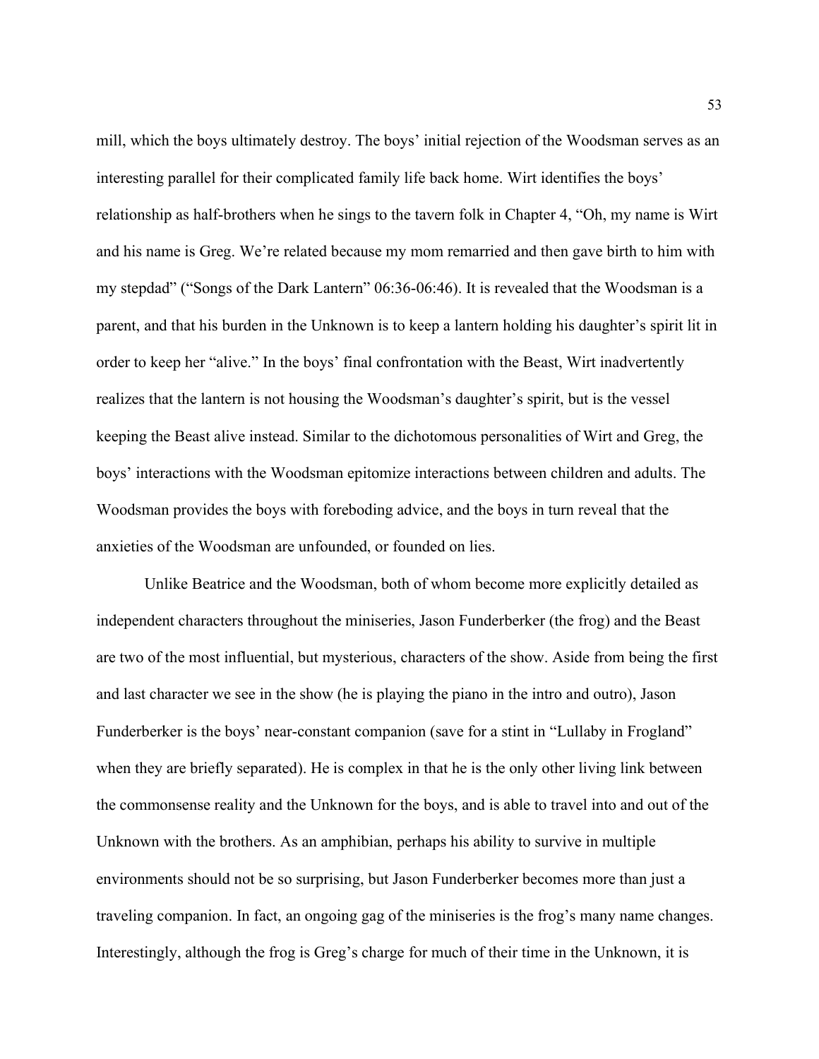mill, which the boys ultimately destroy. The boys' initial rejection of the Woodsman serves as an interesting parallel for their complicated family life back home. Wirt identifies the boys' relationship as half-brothers when he sings to the tavern folk in Chapter 4, "Oh, my name is Wirt and his name is Greg. We're related because my mom remarried and then gave birth to him with my stepdad" ("Songs of the Dark Lantern" 06:36-06:46). It is revealed that the Woodsman is a parent, and that his burden in the Unknown is to keep a lantern holding his daughter's spirit lit in order to keep her "alive." In the boys' final confrontation with the Beast, Wirt inadvertently realizes that the lantern is not housing the Woodsman's daughter's spirit, but is the vessel keeping the Beast alive instead. Similar to the dichotomous personalities of Wirt and Greg, the boys' interactions with the Woodsman epitomize interactions between children and adults. The Woodsman provides the boys with foreboding advice, and the boys in turn reveal that the anxieties of the Woodsman are unfounded, or founded on lies.

Unlike Beatrice and the Woodsman, both of whom become more explicitly detailed as independent characters throughout the miniseries, Jason Funderberker (the frog) and the Beast are two of the most influential, but mysterious, characters of the show. Aside from being the first and last character we see in the show (he is playing the piano in the intro and outro), Jason Funderberker is the boys' near-constant companion (save for a stint in "Lullaby in Frogland" when they are briefly separated). He is complex in that he is the only other living link between the commonsense reality and the Unknown for the boys, and is able to travel into and out of the Unknown with the brothers. As an amphibian, perhaps his ability to survive in multiple environments should not be so surprising, but Jason Funderberker becomes more than just a traveling companion. In fact, an ongoing gag of the miniseries is the frog's many name changes. Interestingly, although the frog is Greg's charge for much of their time in the Unknown, it is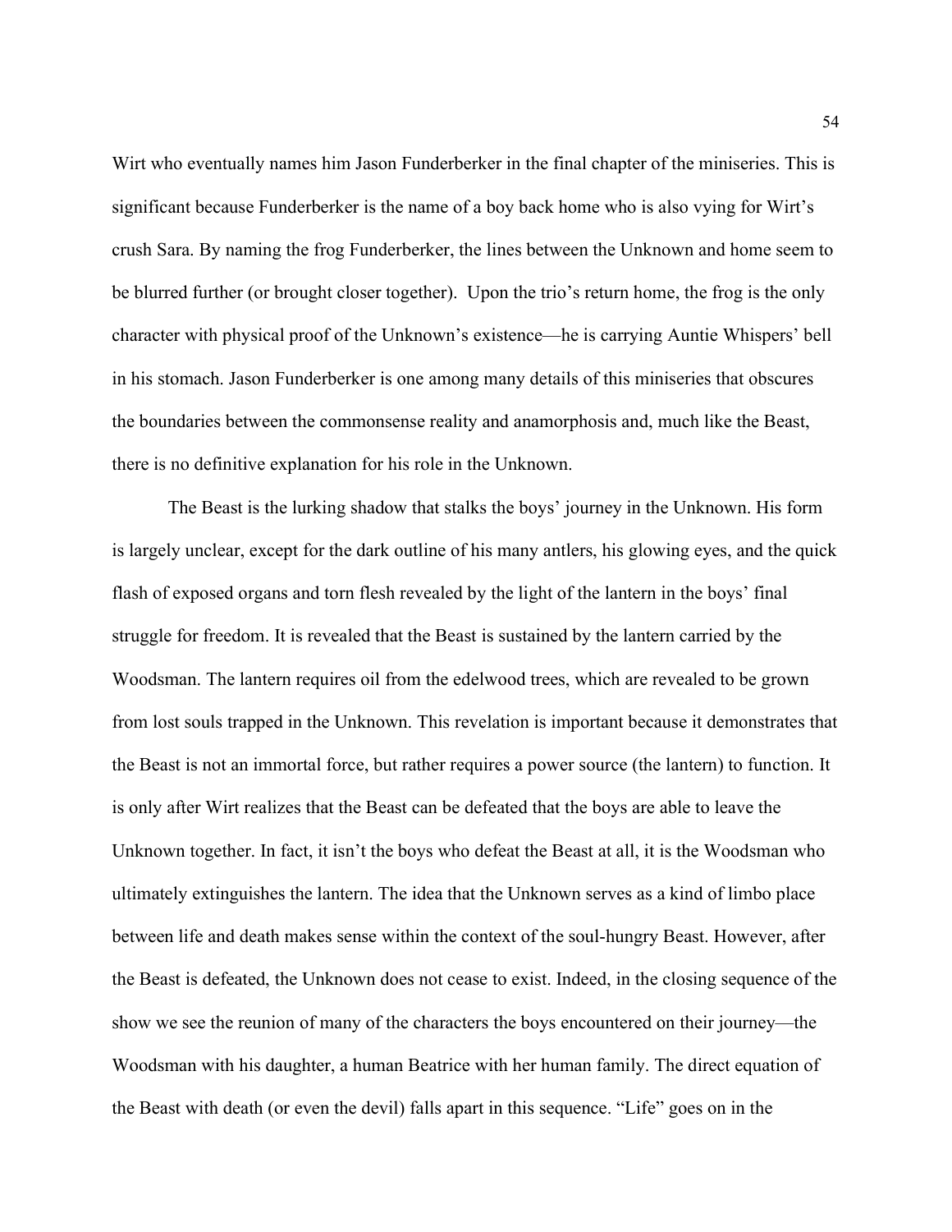Wirt who eventually names him Jason Funderberker in the final chapter of the miniseries. This is significant because Funderberker is the name of a boy back home who is also vying for Wirt's crush Sara. By naming the frog Funderberker, the lines between the Unknown and home seem to be blurred further (or brought closer together). Upon the trio's return home, the frog is the only character with physical proof of the Unknown's existence—he is carrying Auntie Whispers' bell in his stomach. Jason Funderberker is one among many details of this miniseries that obscures the boundaries between the commonsense reality and anamorphosis and, much like the Beast, there is no definitive explanation for his role in the Unknown.

The Beast is the lurking shadow that stalks the boys' journey in the Unknown. His form is largely unclear, except for the dark outline of his many antlers, his glowing eyes, and the quick flash of exposed organs and torn flesh revealed by the light of the lantern in the boys' final struggle for freedom. It is revealed that the Beast is sustained by the lantern carried by the Woodsman. The lantern requires oil from the edelwood trees, which are revealed to be grown from lost souls trapped in the Unknown. This revelation is important because it demonstrates that the Beast is not an immortal force, but rather requires a power source (the lantern) to function. It is only after Wirt realizes that the Beast can be defeated that the boys are able to leave the Unknown together. In fact, it isn't the boys who defeat the Beast at all, it is the Woodsman who ultimately extinguishes the lantern. The idea that the Unknown serves as a kind of limbo place between life and death makes sense within the context of the soul-hungry Beast. However, after the Beast is defeated, the Unknown does not cease to exist. Indeed, in the closing sequence of the show we see the reunion of many of the characters the boys encountered on their journey—the Woodsman with his daughter, a human Beatrice with her human family. The direct equation of the Beast with death (or even the devil) falls apart in this sequence. "Life" goes on in the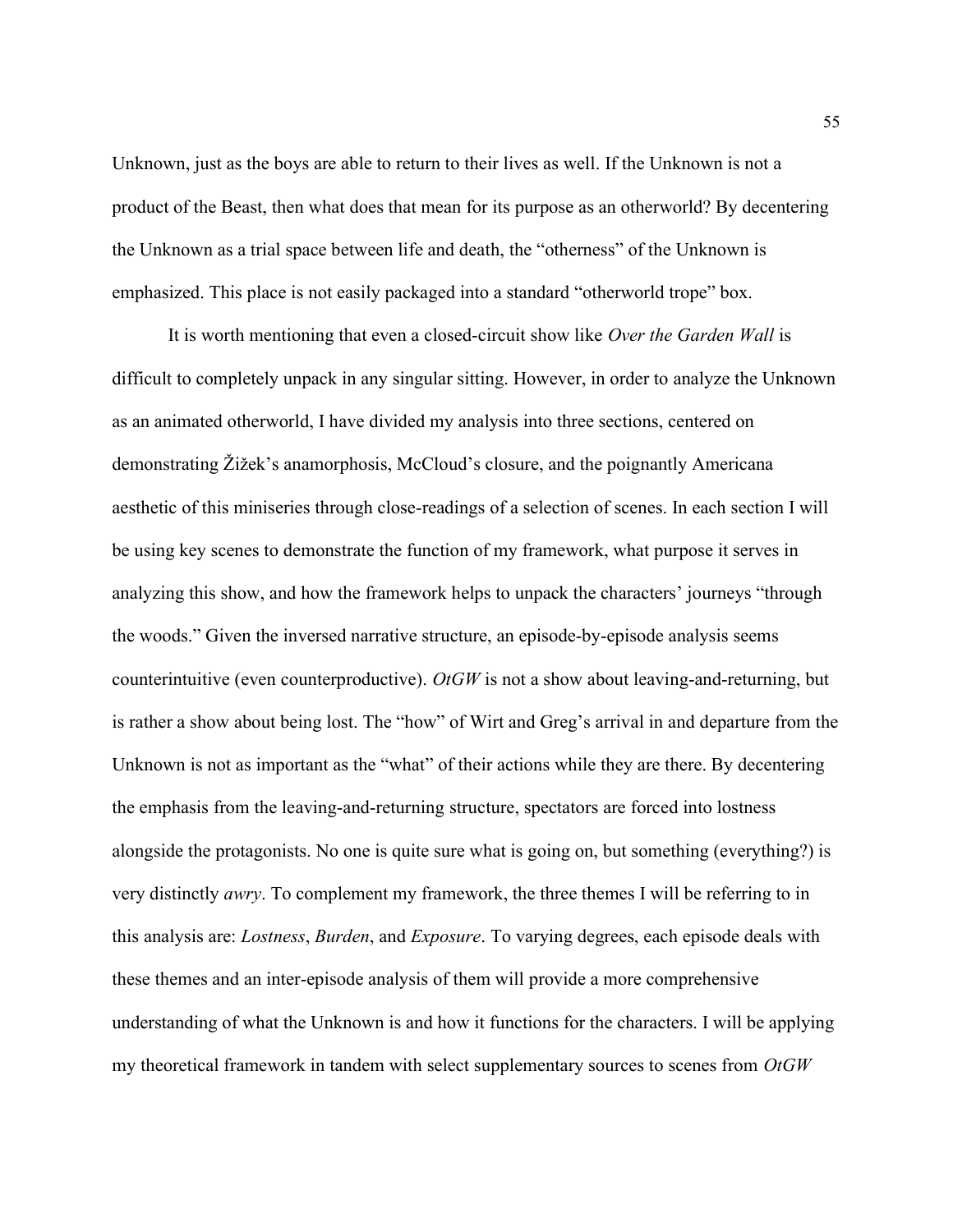Unknown, just as the boys are able to return to their lives as well. If the Unknown is not a product of the Beast, then what does that mean for its purpose as an otherworld? By decentering the Unknown as a trial space between life and death, the "otherness" of the Unknown is emphasized. This place is not easily packaged into a standard "otherworld trope" box.

It is worth mentioning that even a closed-circuit show like *Over the Garden Wall* is difficult to completely unpack in any singular sitting. However, in order to analyze the Unknown as an animated otherworld, I have divided my analysis into three sections, centered on demonstrating Žižek's anamorphosis, McCloud's closure, and the poignantly Americana aesthetic of this miniseries through close-readings of a selection of scenes. In each section I will be using key scenes to demonstrate the function of my framework, what purpose it serves in analyzing this show, and how the framework helps to unpack the characters' journeys "through the woods." Given the inversed narrative structure, an episode-by-episode analysis seems counterintuitive (even counterproductive). *OtGW* is not a show about leaving-and-returning, but is rather a show about being lost. The "how" of Wirt and Greg's arrival in and departure from the Unknown is not as important as the "what" of their actions while they are there. By decentering the emphasis from the leaving-and-returning structure, spectators are forced into lostness alongside the protagonists. No one is quite sure what is going on, but something (everything?) is very distinctly *awry*. To complement my framework, the three themes I will be referring to in this analysis are: *Lostness*, *Burden*, and *Exposure*. To varying degrees, each episode deals with these themes and an inter-episode analysis of them will provide a more comprehensive understanding of what the Unknown is and how it functions for the characters. I will be applying my theoretical framework in tandem with select supplementary sources to scenes from *OtGW*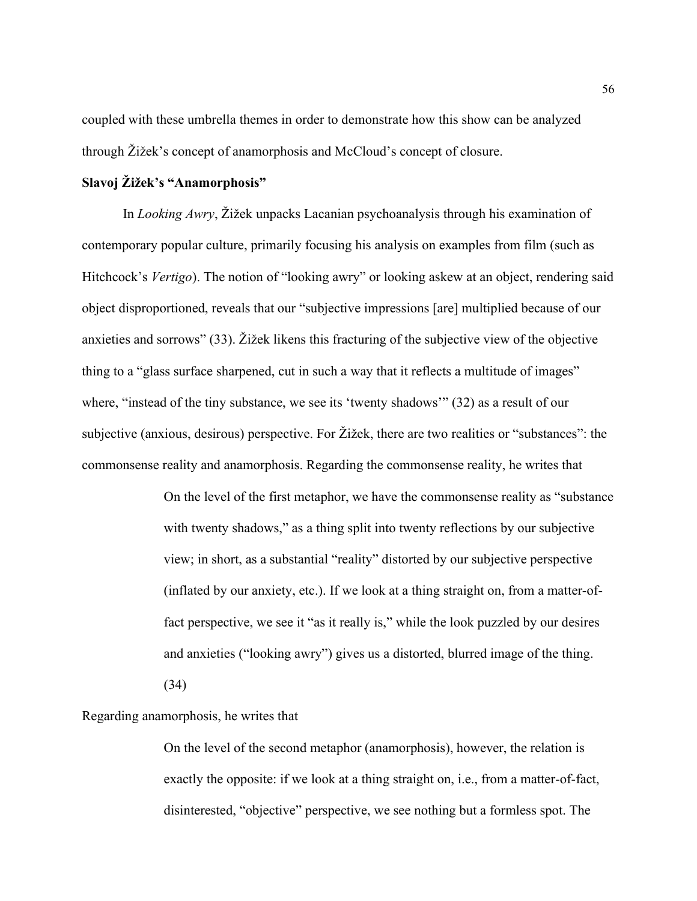coupled with these umbrella themes in order to demonstrate how this show can be analyzed through Žižek's concept of anamorphosis and McCloud's concept of closure.

**Slavoj Žižek's "Anamorphosis"**

In *Looking Awry*, Žižek unpacks Lacanian psychoanalysis through his examination of contemporary popular culture, primarily focusing his analysis on examples from film (such as Hitchcock's *Vertigo*). The notion of "looking awry" or looking askew at an object, rendering said object disproportioned, reveals that our "subjective impressions [are] multiplied because of our anxieties and sorrows" (33). Žižek likens this fracturing of the subjective view of the objective thing to a "glass surface sharpened, cut in such a way that it reflects a multitude of images" where, "instead of the tiny substance, we see its 'twenty shadows'" (32) as a result of our subjective (anxious, desirous) perspective. For Žižek, there are two realities or "substances": the commonsense reality and anamorphosis. Regarding the commonsense reality, he writes that

> On the level of the first metaphor, we have the commonsense reality as "substance with twenty shadows," as a thing split into twenty reflections by our subjective view; in short, as a substantial "reality" distorted by our subjective perspective (inflated by our anxiety, etc.). If we look at a thing straight on, from a matter-of-fact perspective, we see it "as it really is," while the look puzzled by our desires and anxieties ("looking awry") gives us a distorted, blurred image of the thing. (34)

Regarding anamorphosis, he writes that

> On the level of the second metaphor (anamorphosis), however, the relation is exactly the opposite: if we look at a thing straight on, i.e., from a matter-of-fact, disinterested, "objective" perspective, we see nothing but a formless spot. The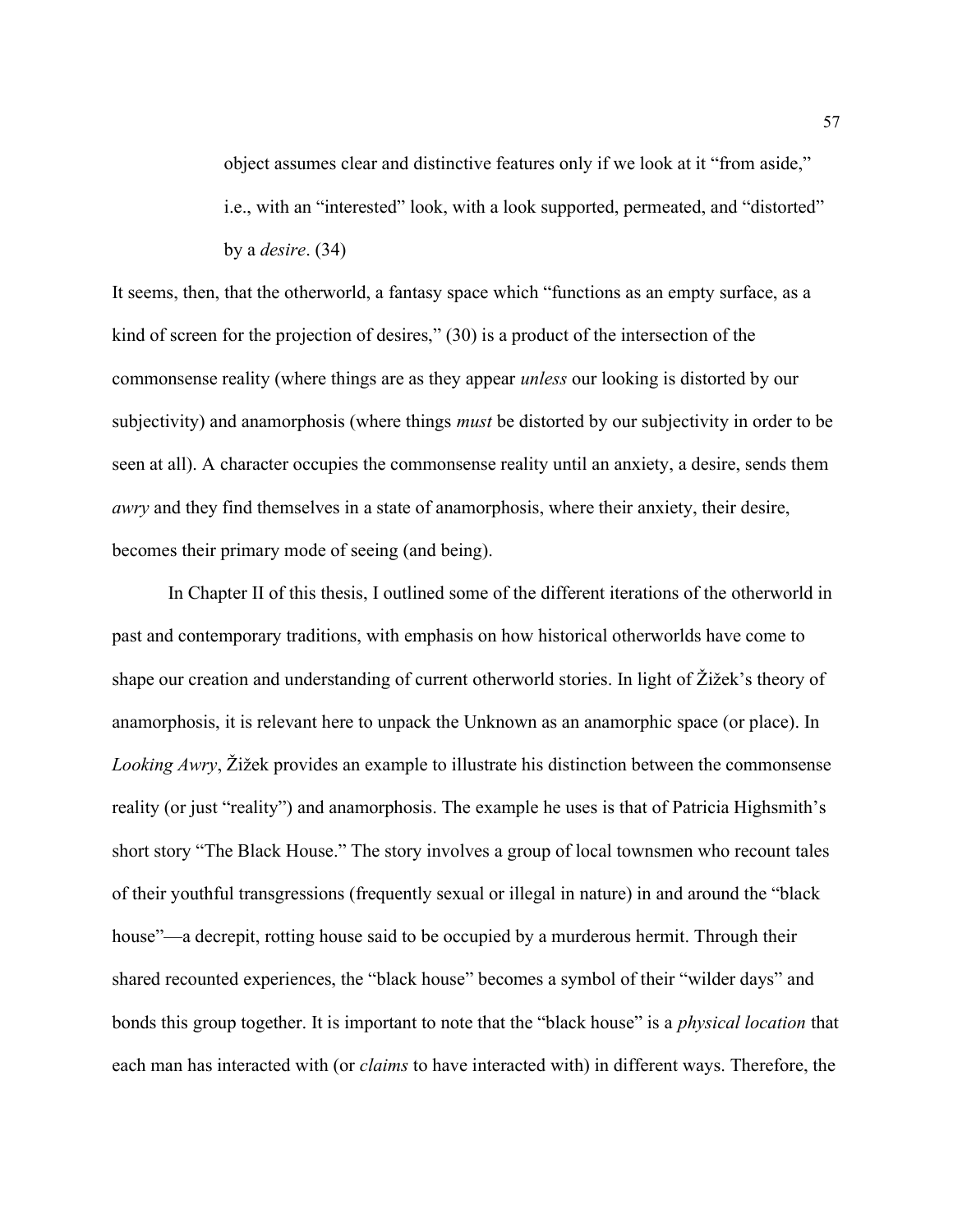> object assumes clear and distinctive features only if we look at it "from aside," i.e., with an "interested" look, with a look supported, permeated, and "distorted" by a *desire*. (34)

It seems, then, that the otherworld, a fantasy space which "functions as an empty surface, as a kind of screen for the projection of desires," (30) is a product of the intersection of the commonsense reality (where things are as they appear *unless* our looking is distorted by our subjectivity) and anamorphosis (where things *must* be distorted by our subjectivity in order to be seen at all). A character occupies the commonsense reality until an anxiety, a desire, sends them *awry* and they find themselves in a state of anamorphosis, where their anxiety, their desire, becomes their primary mode of seeing (and being).

In Chapter II of this thesis, I outlined some of the different iterations of the otherworld in past and contemporary traditions, with emphasis on how historical otherworlds have come to shape our creation and understanding of current otherworld stories. In light of Žižek's theory of anamorphosis, it is relevant here to unpack the Unknown as an anamorphic space (or place). In *Looking Awry*, Žižek provides an example to illustrate his distinction between the commonsense reality (or just "reality") and anamorphosis. The example he uses is that of Patricia Highsmith's short story "The Black House." The story involves a group of local townsmen who recount tales of their youthful transgressions (frequently sexual or illegal in nature) in and around the "black house"—a decrepit, rotting house said to be occupied by a murderous hermit. Through their shared recounted experiences, the "black house" becomes a symbol of their "wilder days" and bonds this group together. It is important to note that the "black house" is a *physical location* that each man has interacted with (or *claims* to have interacted with) in different ways. Therefore, the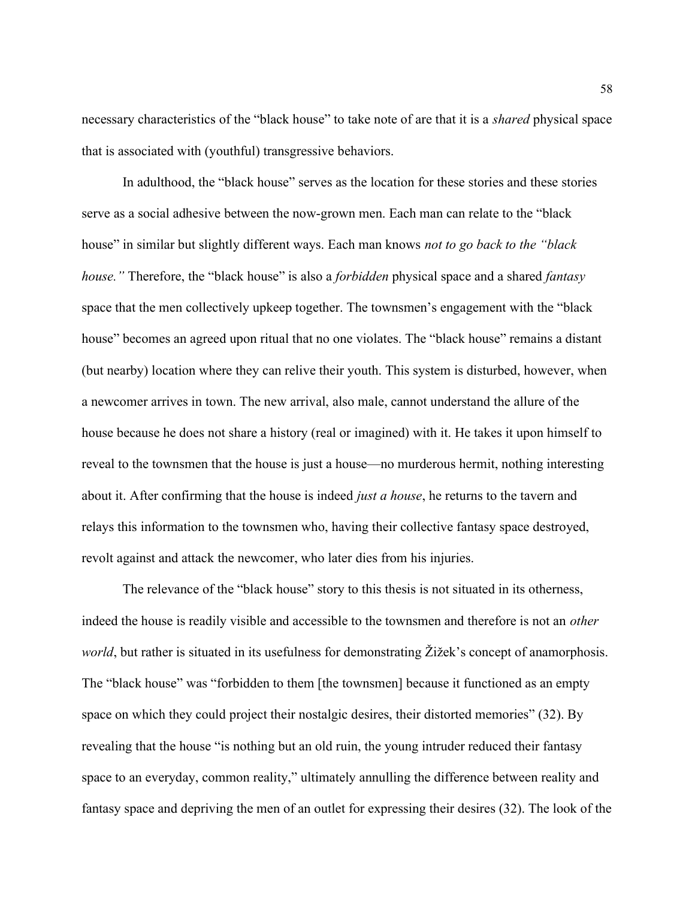necessary characteristics of the "black house" to take note of are that it is a *shared* physical space that is associated with (youthful) transgressive behaviors.

In adulthood, the "black house" serves as the location for these stories and these stories serve as a social adhesive between the now-grown men. Each man can relate to the "black house" in similar but slightly different ways. Each man knows *not to go back to the "black house."* Therefore, the "black house" is also a *forbidden* physical space and a shared *fantasy* space that the men collectively upkeep together. The townsmen's engagement with the "black house" becomes an agreed upon ritual that no one violates. The "black house" remains a distant (but nearby) location where they can relive their youth. This system is disturbed, however, when a newcomer arrives in town. The new arrival, also male, cannot understand the allure of the house because he does not share a history (real or imagined) with it. He takes it upon himself to reveal to the townsmen that the house is just a house—no murderous hermit, nothing interesting about it. After confirming that the house is indeed *just a house*, he returns to the tavern and relays this information to the townsmen who, having their collective fantasy space destroyed, revolt against and attack the newcomer, who later dies from his injuries.

The relevance of the "black house" story to this thesis is not situated in its otherness, indeed the house is readily visible and accessible to the townsmen and therefore is not an *other world*, but rather is situated in its usefulness for demonstrating Žižek's concept of anamorphosis. The "black house" was "forbidden to them [the townsmen] because it functioned as an empty space on which they could project their nostalgic desires, their distorted memories" (32). By revealing that the house "is nothing but an old ruin, the young intruder reduced their fantasy space to an everyday, common reality," ultimately annulling the difference between reality and fantasy space and depriving the men of an outlet for expressing their desires (32). The look of the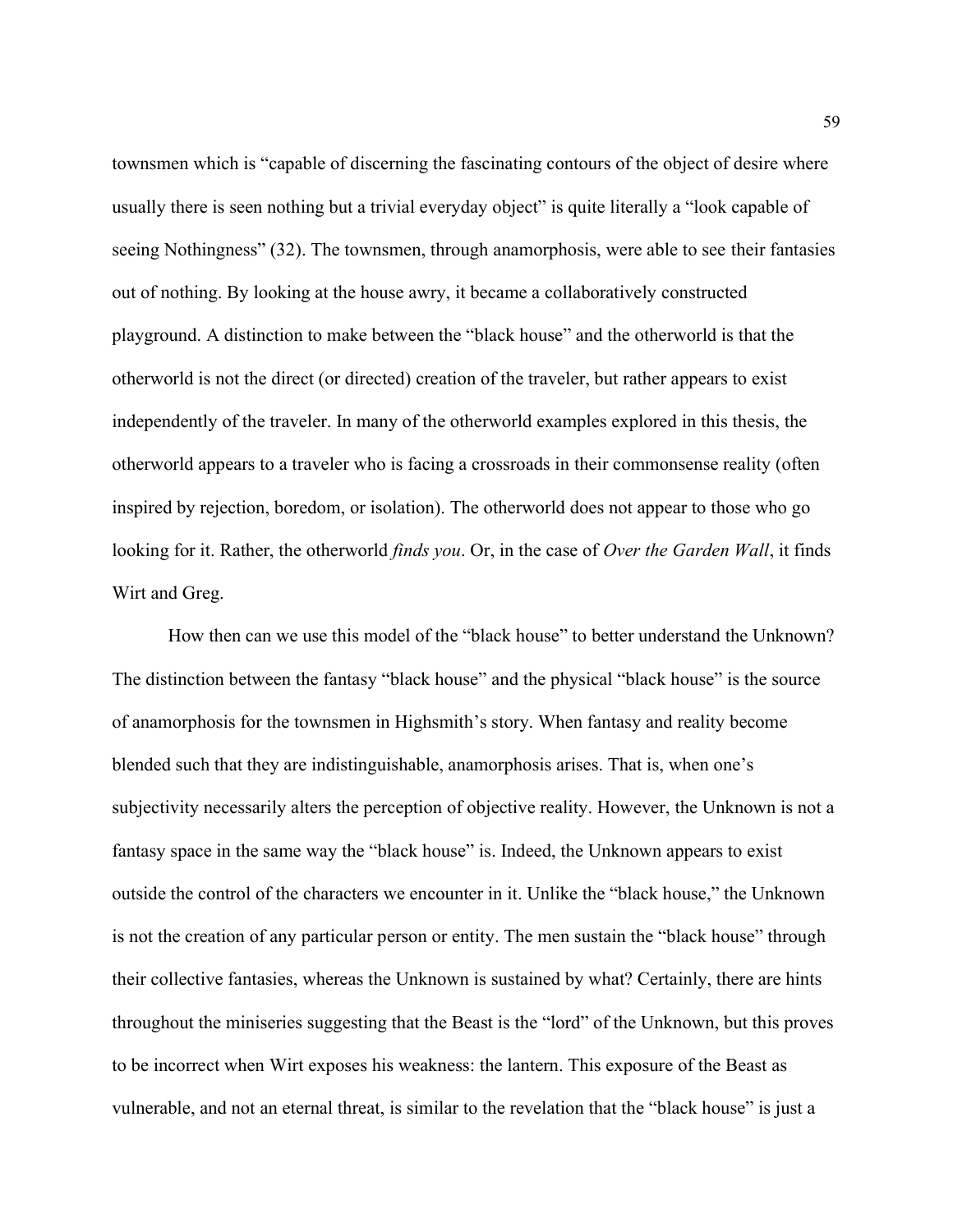townsmen which is "capable of discerning the fascinating contours of the object of desire where usually there is seen nothing but a trivial everyday object" is quite literally a "look capable of seeing Nothingness" (32). The townsmen, through anamorphosis, were able to see their fantasies out of nothing. By looking at the house awry, it became a collaboratively constructed playground. A distinction to make between the "black house" and the otherworld is that the otherworld is not the direct (or directed) creation of the traveler, but rather appears to exist independently of the traveler. In many of the otherworld examples explored in this thesis, the otherworld appears to a traveler who is facing a crossroads in their commonsense reality (often inspired by rejection, boredom, or isolation). The otherworld does not appear to those who go looking for it. Rather, the otherworld *finds you*. Or, in the case of *Over the Garden Wall*, it finds Wirt and Greg.

How then can we use this model of the "black house" to better understand the Unknown? The distinction between the fantasy "black house" and the physical "black house" is the source of anamorphosis for the townsmen in Highsmith's story. When fantasy and reality become blended such that they are indistinguishable, anamorphosis arises. That is, when one's subjectivity necessarily alters the perception of objective reality. However, the Unknown is not a fantasy space in the same way the "black house" is. Indeed, the Unknown appears to exist outside the control of the characters we encounter in it. Unlike the "black house," the Unknown is not the creation of any particular person or entity. The men sustain the "black house" through their collective fantasies, whereas the Unknown is sustained by what? Certainly, there are hints throughout the miniseries suggesting that the Beast is the "lord" of the Unknown, but this proves to be incorrect when Wirt exposes his weakness: the lantern. This exposure of the Beast as vulnerable, and not an eternal threat, is similar to the revelation that the "black house" is just a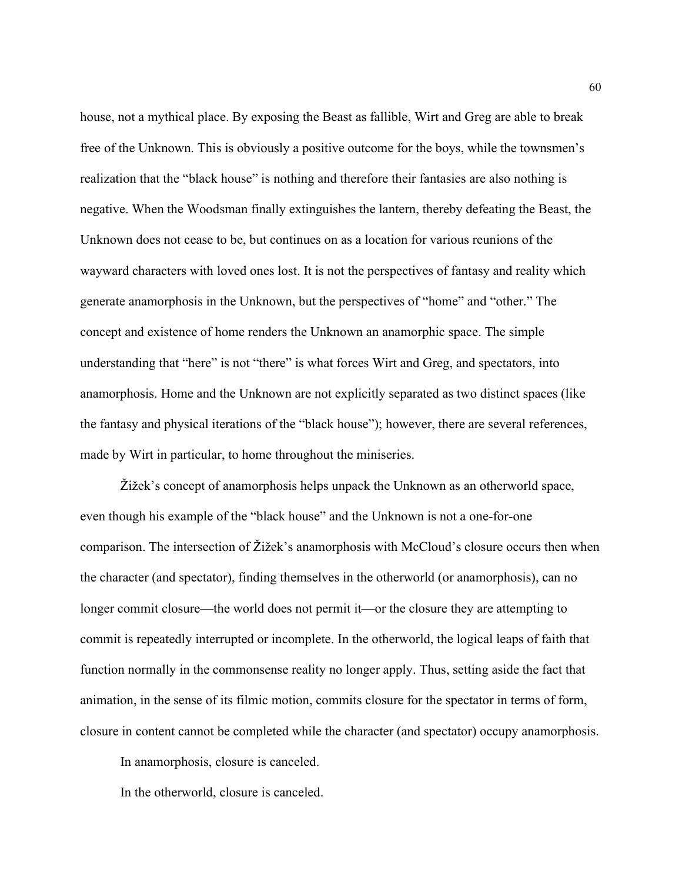house, not a mythical place. By exposing the Beast as fallible, Wirt and Greg are able to break free of the Unknown. This is obviously a positive outcome for the boys, while the townsmen's realization that the "black house" is nothing and therefore their fantasies are also nothing is negative. When the Woodsman finally extinguishes the lantern, thereby defeating the Beast, the Unknown does not cease to be, but continues on as a location for various reunions of the wayward characters with loved ones lost. It is not the perspectives of fantasy and reality which generate anamorphosis in the Unknown, but the perspectives of "home" and "other." The concept and existence of home renders the Unknown an anamorphic space. The simple understanding that "here" is not "there" is what forces Wirt and Greg, and spectators, into anamorphosis. Home and the Unknown are not explicitly separated as two distinct spaces (like the fantasy and physical iterations of the "black house"); however, there are several references, made by Wirt in particular, to home throughout the miniseries.

Žižek's concept of anamorphosis helps unpack the Unknown as an otherworld space, even though his example of the "black house" and the Unknown is not a one-for-one comparison. The intersection of Žižek's anamorphosis with McCloud's closure occurs then when the character (and spectator), finding themselves in the otherworld (or anamorphosis), can no longer commit closure—the world does not permit it—or the closure they are attempting to commit is repeatedly interrupted or incomplete. In the otherworld, the logical leaps of faith that function normally in the commonsense reality no longer apply. Thus, setting aside the fact that animation, in the sense of its filmic motion, commits closure for the spectator in terms of form, closure in content cannot be completed while the character (and spectator) occupy anamorphosis.

In anamorphosis, closure is canceled.

In the otherworld, closure is canceled.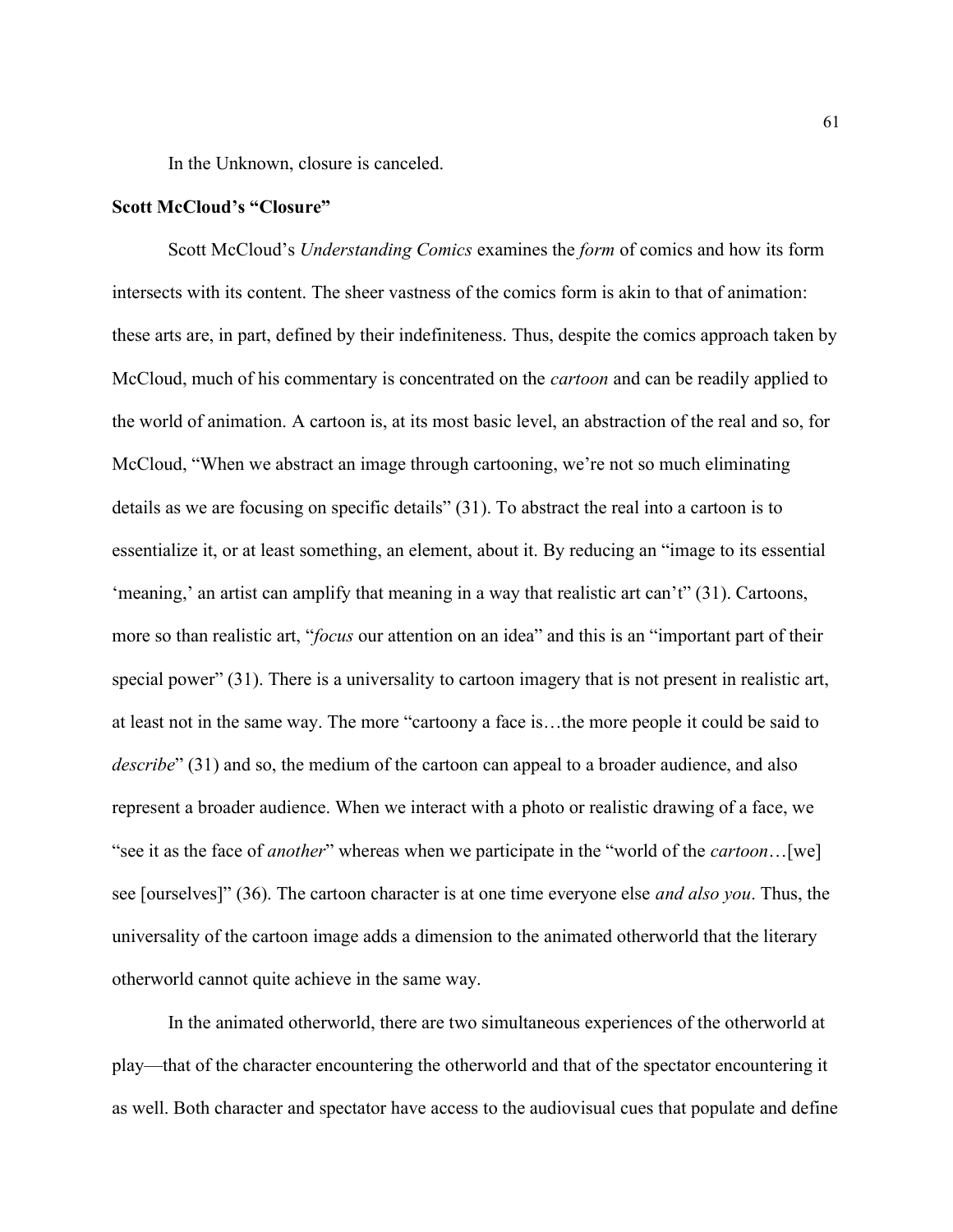In the Unknown, closure is canceled.

**Scott McCloud's "Closure"**

Scott McCloud's *Understanding Comics* examines the *form* of comics and how its form intersects with its content. The sheer vastness of the comics form is akin to that of animation: these arts are, in part, defined by their indefiniteness. Thus, despite the comics approach taken by McCloud, much of his commentary is concentrated on the *cartoon* and can be readily applied to the world of animation. A cartoon is, at its most basic level, an abstraction of the real and so, for McCloud, "When we abstract an image through cartooning, we're not so much eliminating details as we are focusing on specific details" (31). To abstract the real into a cartoon is to essentialize it, or at least something, an element, about it. By reducing an "image to its essential 'meaning,' an artist can amplify that meaning in a way that realistic art can't" (31). Cartoons, more so than realistic art, "*focus* our attention on an idea" and this is an "important part of their special power" (31). There is a universality to cartoon imagery that is not present in realistic art, at least not in the same way. The more "cartoony a face is…the more people it could be said to *describe*" (31) and so, the medium of the cartoon can appeal to a broader audience, and also represent a broader audience. When we interact with a photo or realistic drawing of a face, we "see it as the face of *another*" whereas when we participate in the "world of the *cartoon*…[we] see [ourselves]" (36). The cartoon character is at one time everyone else *and also you*. Thus, the universality of the cartoon image adds a dimension to the animated otherworld that the literary otherworld cannot quite achieve in the same way.

In the animated otherworld, there are two simultaneous experiences of the otherworld at play—that of the character encountering the otherworld and that of the spectator encountering it as well. Both character and spectator have access to the audiovisual cues that populate and define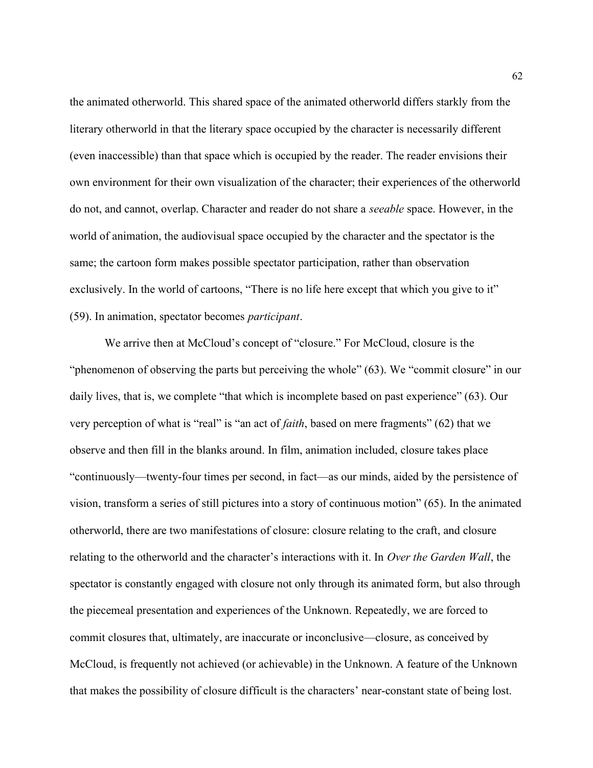the animated otherworld. This shared space of the animated otherworld differs starkly from the literary otherworld in that the literary space occupied by the character is necessarily different (even inaccessible) than that space which is occupied by the reader. The reader envisions their own environment for their own visualization of the character; their experiences of the otherworld do not, and cannot, overlap. Character and reader do not share a *seeable* space. However, in the world of animation, the audiovisual space occupied by the character and the spectator is the same; the cartoon form makes possible spectator participation, rather than observation exclusively. In the world of cartoons, "There is no life here except that which you give to it" (59). In animation, spectator becomes *participant*.

We arrive then at McCloud's concept of "closure." For McCloud, closure is the "phenomenon of observing the parts but perceiving the whole" (63). We "commit closure" in our daily lives, that is, we complete "that which is incomplete based on past experience" (63). Our very perception of what is "real" is "an act of *faith*, based on mere fragments" (62) that we observe and then fill in the blanks around. In film, animation included, closure takes place "continuously—twenty-four times per second, in fact—as our minds, aided by the persistence of vision, transform a series of still pictures into a story of continuous motion" (65). In the animated otherworld, there are two manifestations of closure: closure relating to the craft, and closure relating to the otherworld and the character's interactions with it. In *Over the Garden Wall*, the spectator is constantly engaged with closure not only through its animated form, but also through the piecemeal presentation and experiences of the Unknown. Repeatedly, we are forced to commit closures that, ultimately, are inaccurate or inconclusive—closure, as conceived by McCloud, is frequently not achieved (or achievable) in the Unknown. A feature of the Unknown that makes the possibility of closure difficult is the characters' near-constant state of being lost.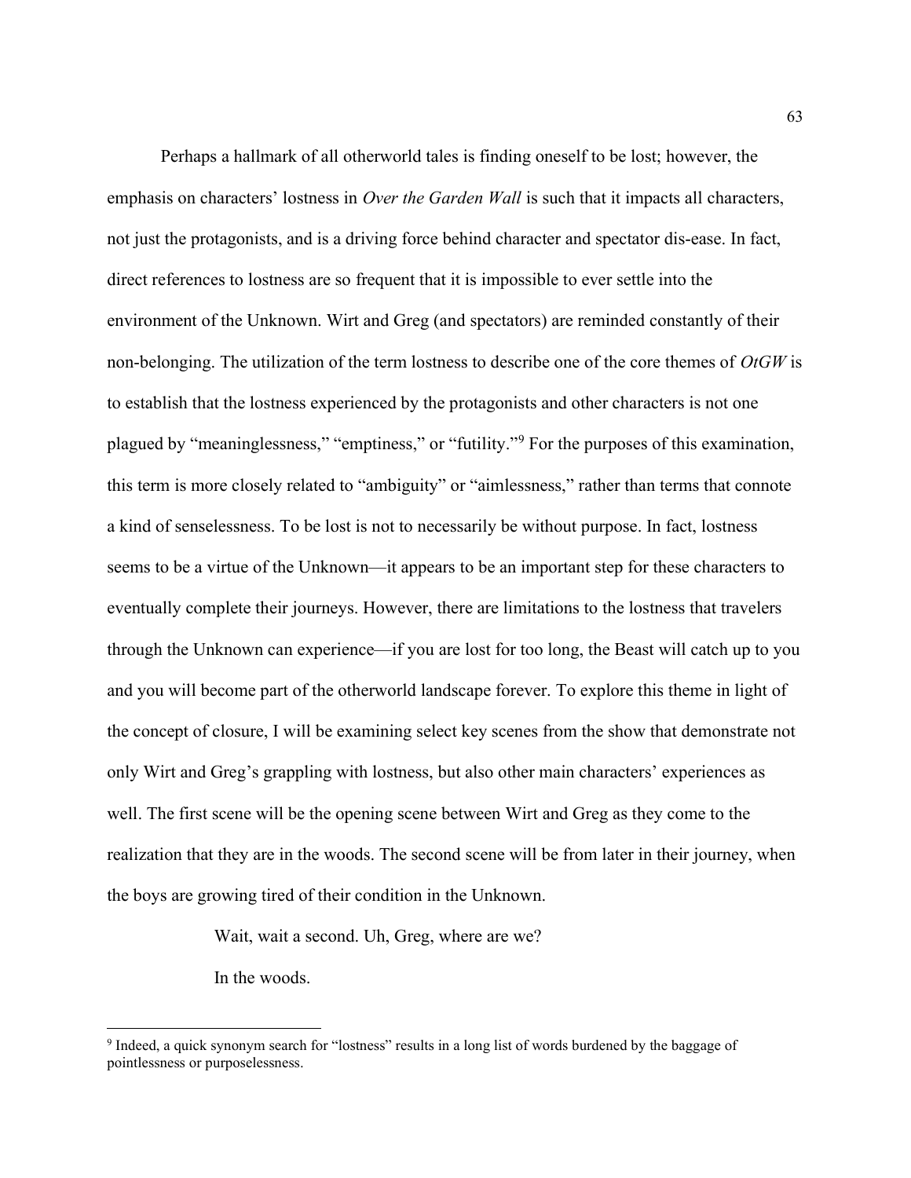Perhaps a hallmark of all otherworld tales is finding oneself to be lost; however, the emphasis on characters' lostness in *Over the Garden Wall* is such that it impacts all characters, not just the protagonists, and is a driving force behind character and spectator dis-ease. In fact, direct references to lostness are so frequent that it is impossible to ever settle into the environment of the Unknown. Wirt and Greg (and spectators) are reminded constantly of their non-belonging. The utilization of the term lostness to describe one of the core themes of *OtGW* is to establish that the lostness experienced by the protagonists and other characters is not one plagued by "meaninglessness," "emptiness," or "futility."[9] For the purposes of this examination, this term is more closely related to "ambiguity" or "aimlessness," rather than terms that connote a kind of senselessness. To be lost is not to necessarily be without purpose. In fact, lostness seems to be a virtue of the Unknown—it appears to be an important step for these characters to eventually complete their journeys. However, there are limitations to the lostness that travelers through the Unknown can experience—if you are lost for too long, the Beast will catch up to you and you will become part of the otherworld landscape forever. To explore this theme in light of the concept of closure, I will be examining select key scenes from the show that demonstrate not only Wirt and Greg's grappling with lostness, but also other main characters' experiences as well. The first scene will be the opening scene between Wirt and Greg as they come to the realization that they are in the woods. The second scene will be from later in their journey, when the boys are growing tired of their condition in the Unknown.

> Wait, wait a second. Uh, Greg, where are we?
>
> In the woods.

[9] Indeed, a quick synonym search for "lostness" results in a long list of words burdened by the baggage of pointlessness or purposelessness.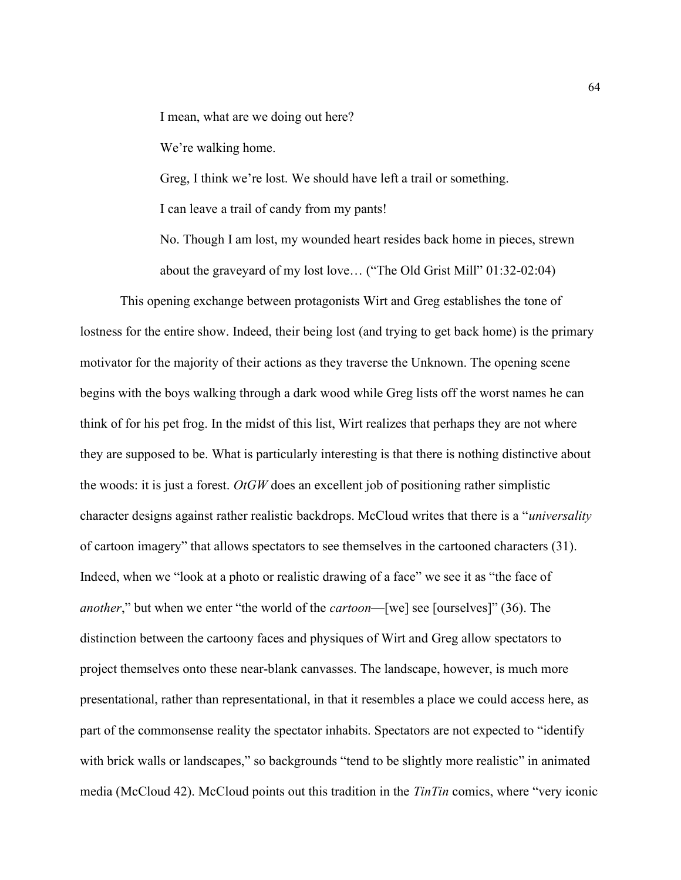I mean, what are we doing out here?

We're walking home.

Greg, I think we're lost. We should have left a trail or something.

I can leave a trail of candy from my pants!

No. Though I am lost, my wounded heart resides back home in pieces, strewn about the graveyard of my lost love… ("The Old Grist Mill" 01:32-02:04)

This opening exchange between protagonists Wirt and Greg establishes the tone of lostness for the entire show. Indeed, their being lost (and trying to get back home) is the primary motivator for the majority of their actions as they traverse the Unknown. The opening scene begins with the boys walking through a dark wood while Greg lists off the worst names he can think of for his pet frog. In the midst of this list, Wirt realizes that perhaps they are not where they are supposed to be. What is particularly interesting is that there is nothing distinctive about the woods: it is just a forest. *OtGW* does an excellent job of positioning rather simplistic character designs against rather realistic backdrops. McCloud writes that there is a "*universality* of cartoon imagery" that allows spectators to see themselves in the cartooned characters (31). Indeed, when we "look at a photo or realistic drawing of a face" we see it as "the face of *another*," but when we enter "the world of the *cartoon*—[we] see [ourselves]" (36). The distinction between the cartoony faces and physiques of Wirt and Greg allow spectators to project themselves onto these near-blank canvasses. The landscape, however, is much more presentational, rather than representational, in that it resembles a place we could access here, as part of the commonsense reality the spectator inhabits. Spectators are not expected to "identify with brick walls or landscapes," so backgrounds "tend to be slightly more realistic" in animated media (McCloud 42). McCloud points out this tradition in the *TinTin* comics, where "very iconic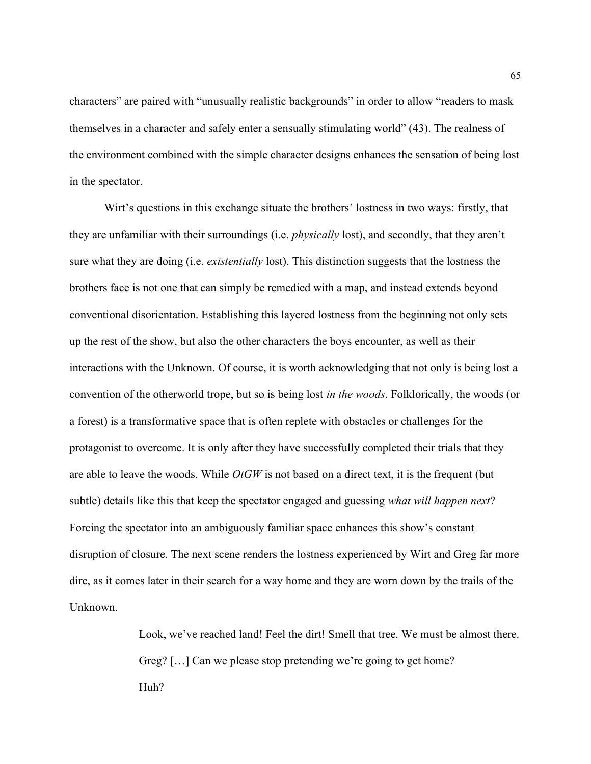characters" are paired with "unusually realistic backgrounds" in order to allow "readers to mask themselves in a character and safely enter a sensually stimulating world" (43). The realness of the environment combined with the simple character designs enhances the sensation of being lost in the spectator.

Wirt's questions in this exchange situate the brothers' lostness in two ways: firstly, that they are unfamiliar with their surroundings (i.e. *physically* lost), and secondly, that they aren't sure what they are doing (i.e. *existentially* lost). This distinction suggests that the lostness the brothers face is not one that can simply be remedied with a map, and instead extends beyond conventional disorientation. Establishing this layered lostness from the beginning not only sets up the rest of the show, but also the other characters the boys encounter, as well as their interactions with the Unknown. Of course, it is worth acknowledging that not only is being lost a convention of the otherworld trope, but so is being lost *in the woods*. Folklorically, the woods (or a forest) is a transformative space that is often replete with obstacles or challenges for the protagonist to overcome. It is only after they have successfully completed their trials that they are able to leave the woods. While *OtGW* is not based on a direct text, it is the frequent (but subtle) details like this that keep the spectator engaged and guessing *what will happen next*? Forcing the spectator into an ambiguously familiar space enhances this show's constant disruption of closure. The next scene renders the lostness experienced by Wirt and Greg far more dire, as it comes later in their search for a way home and they are worn down by the trails of the Unknown.

> Look, we've reached land! Feel the dirt! Smell that tree. We must be almost there.
>
> Greg? […] Can we please stop pretending we're going to get home?
>
> Huh?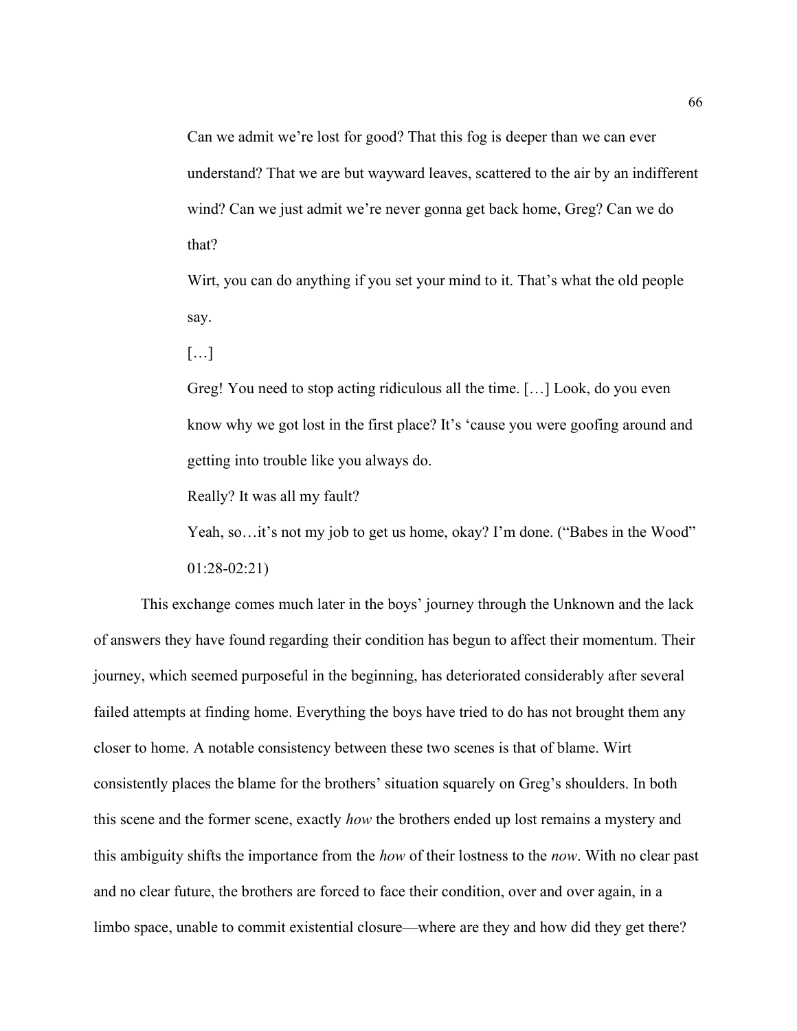> Can we admit we're lost for good? That this fog is deeper than we can ever understand? That we are but wayward leaves, scattered to the air by an indifferent wind? Can we just admit we're never gonna get back home, Greg? Can we do that?
>
> Wirt, you can do anything if you set your mind to it. That's what the old people say.
>
> […]
>
> Greg! You need to stop acting ridiculous all the time. […] Look, do you even know why we got lost in the first place? It's 'cause you were goofing around and getting into trouble like you always do.
>
> Really? It was all my fault?
>
> Yeah, so…it's not my job to get us home, okay? I'm done. ("Babes in the Wood" 01:28-02:21)

This exchange comes much later in the boys' journey through the Unknown and the lack of answers they have found regarding their condition has begun to affect their momentum. Their journey, which seemed purposeful in the beginning, has deteriorated considerably after several failed attempts at finding home. Everything the boys have tried to do has not brought them any closer to home. A notable consistency between these two scenes is that of blame. Wirt consistently places the blame for the brothers' situation squarely on Greg's shoulders. In both this scene and the former scene, exactly *how* the brothers ended up lost remains a mystery and this ambiguity shifts the importance from the *how* of their lostness to the *now*. With no clear past and no clear future, the brothers are forced to face their condition, over and over again, in a limbo space, unable to commit existential closure—where are they and how did they get there?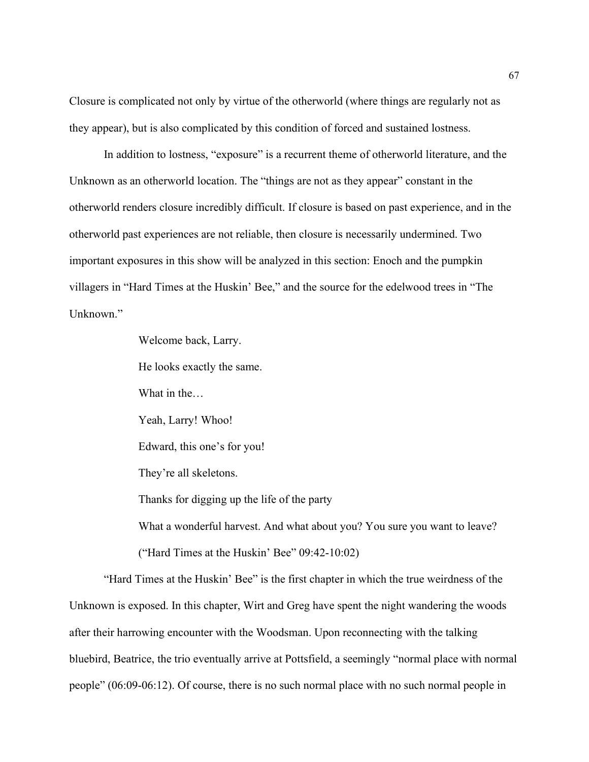Closure is complicated not only by virtue of the otherworld (where things are regularly not as they appear), but is also complicated by this condition of forced and sustained lostness.

In addition to lostness, "exposure" is a recurrent theme of otherworld literature, and the Unknown as an otherworld location. The "things are not as they appear" constant in the otherworld renders closure incredibly difficult. If closure is based on past experience, and in the otherworld past experiences are not reliable, then closure is necessarily undermined. Two important exposures in this show will be analyzed in this section: Enoch and the pumpkin villagers in "Hard Times at the Huskin' Bee," and the source for the edelwood trees in "The Unknown."

> Welcome back, Larry.
>
> He looks exactly the same.
>
> What in the…
>
> Yeah, Larry! Whoo!
>
> Edward, this one's for you!
>
> They're all skeletons.
>
> Thanks for digging up the life of the party
>
> What a wonderful harvest. And what about you? You sure you want to leave?
>
> ("Hard Times at the Huskin' Bee" 09:42-10:02)

"Hard Times at the Huskin' Bee" is the first chapter in which the true weirdness of the Unknown is exposed. In this chapter, Wirt and Greg have spent the night wandering the woods after their harrowing encounter with the Woodsman. Upon reconnecting with the talking bluebird, Beatrice, the trio eventually arrive at Pottsfield, a seemingly "normal place with normal people" (06:09-06:12). Of course, there is no such normal place with no such normal people in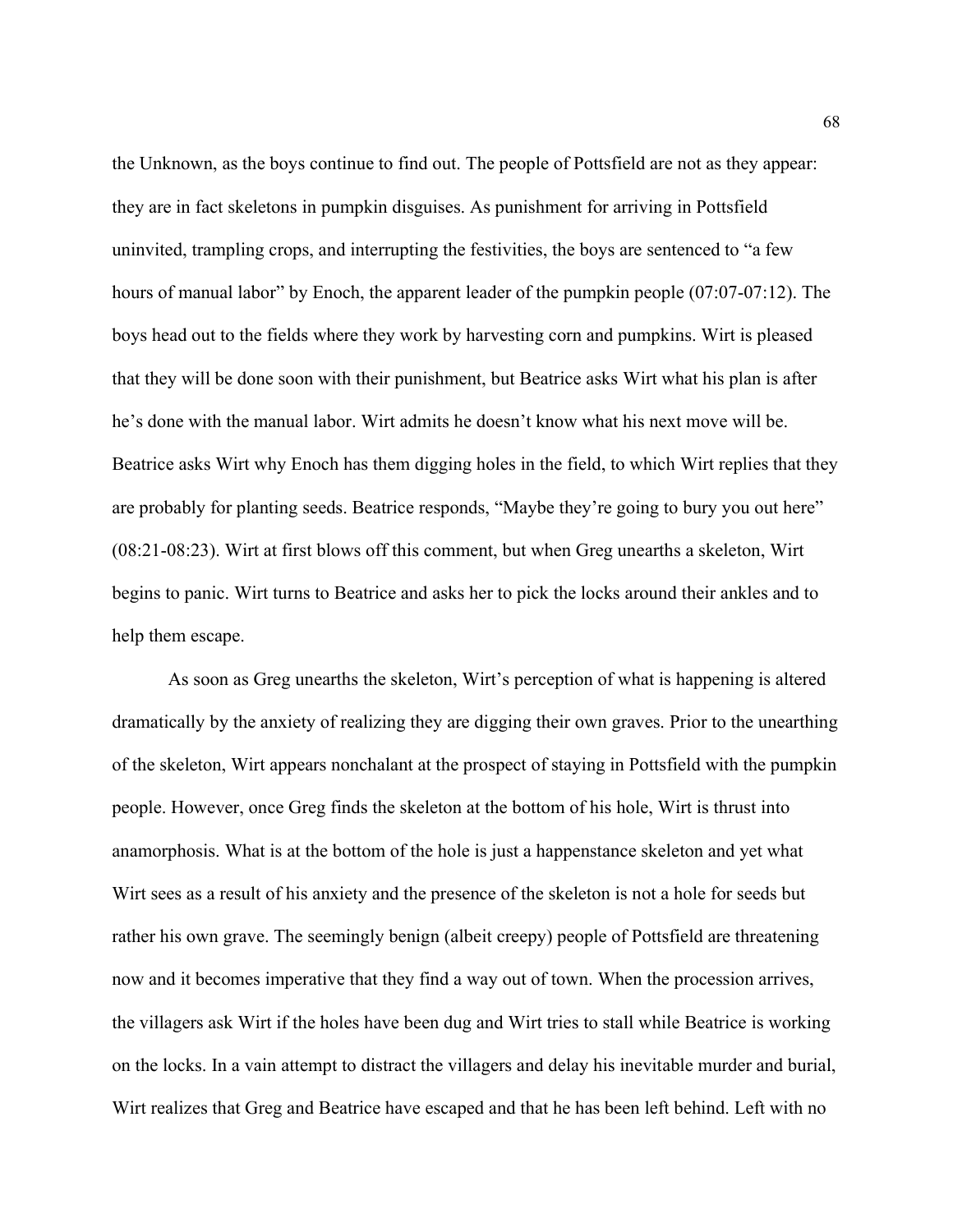the Unknown, as the boys continue to find out. The people of Pottsfield are not as they appear: they are in fact skeletons in pumpkin disguises. As punishment for arriving in Pottsfield uninvited, trampling crops, and interrupting the festivities, the boys are sentenced to "a few hours of manual labor" by Enoch, the apparent leader of the pumpkin people (07:07-07:12). The boys head out to the fields where they work by harvesting corn and pumpkins. Wirt is pleased that they will be done soon with their punishment, but Beatrice asks Wirt what his plan is after he's done with the manual labor. Wirt admits he doesn't know what his next move will be. Beatrice asks Wirt why Enoch has them digging holes in the field, to which Wirt replies that they are probably for planting seeds. Beatrice responds, "Maybe they're going to bury you out here" (08:21-08:23). Wirt at first blows off this comment, but when Greg unearths a skeleton, Wirt begins to panic. Wirt turns to Beatrice and asks her to pick the locks around their ankles and to help them escape.

As soon as Greg unearths the skeleton, Wirt's perception of what is happening is altered dramatically by the anxiety of realizing they are digging their own graves. Prior to the unearthing of the skeleton, Wirt appears nonchalant at the prospect of staying in Pottsfield with the pumpkin people. However, once Greg finds the skeleton at the bottom of his hole, Wirt is thrust into anamorphosis. What is at the bottom of the hole is just a happenstance skeleton and yet what Wirt sees as a result of his anxiety and the presence of the skeleton is not a hole for seeds but rather his own grave. The seemingly benign (albeit creepy) people of Pottsfield are threatening now and it becomes imperative that they find a way out of town. When the procession arrives, the villagers ask Wirt if the holes have been dug and Wirt tries to stall while Beatrice is working on the locks. In a vain attempt to distract the villagers and delay his inevitable murder and burial, Wirt realizes that Greg and Beatrice have escaped and that he has been left behind. Left with no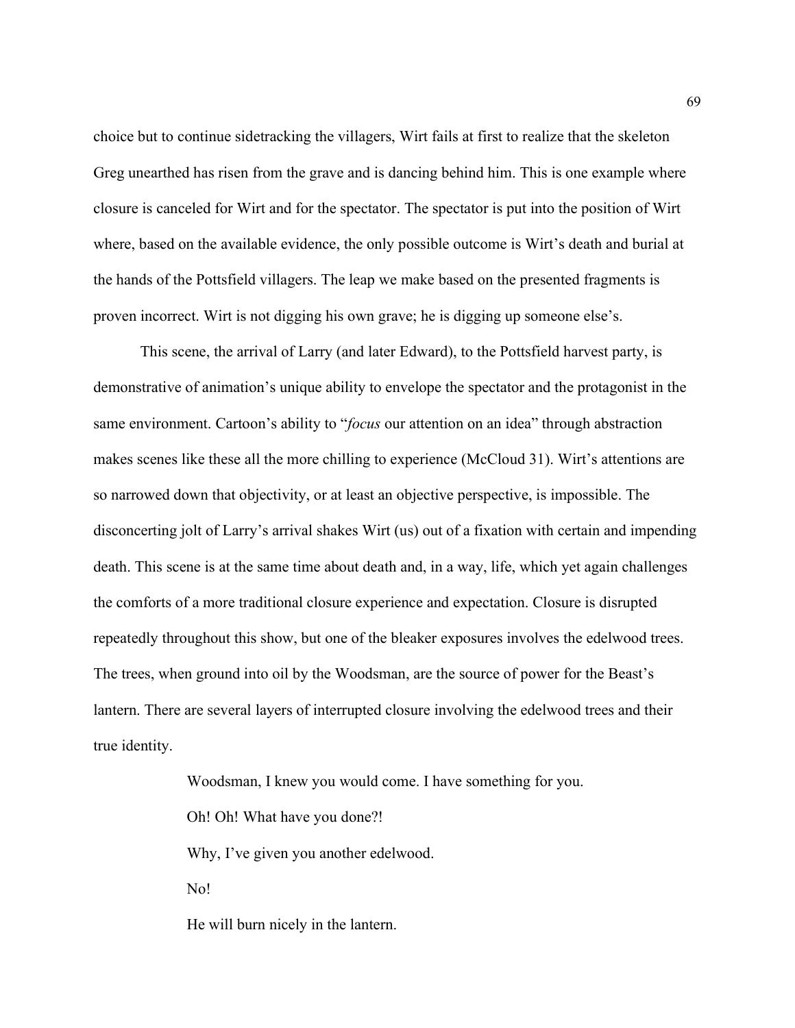choice but to continue sidetracking the villagers, Wirt fails at first to realize that the skeleton Greg unearthed has risen from the grave and is dancing behind him. This is one example where closure is canceled for Wirt and for the spectator. The spectator is put into the position of Wirt where, based on the available evidence, the only possible outcome is Wirt's death and burial at the hands of the Pottsfield villagers. The leap we make based on the presented fragments is proven incorrect. Wirt is not digging his own grave; he is digging up someone else's.

This scene, the arrival of Larry (and later Edward), to the Pottsfield harvest party, is demonstrative of animation's unique ability to envelope the spectator and the protagonist in the same environment. Cartoon's ability to "*focus* our attention on an idea" through abstraction makes scenes like these all the more chilling to experience (McCloud 31). Wirt's attentions are so narrowed down that objectivity, or at least an objective perspective, is impossible. The disconcerting jolt of Larry's arrival shakes Wirt (us) out of a fixation with certain and impending death. This scene is at the same time about death and, in a way, life, which yet again challenges the comforts of a more traditional closure experience and expectation. Closure is disrupted repeatedly throughout this show, but one of the bleaker exposures involves the edelwood trees. The trees, when ground into oil by the Woodsman, are the source of power for the Beast's lantern. There are several layers of interrupted closure involving the edelwood trees and their true identity.

> Woodsman, I knew you would come. I have something for you.
>
> Oh! Oh! What have you done?!
>
> Why, I've given you another edelwood.
>
> No!
>
> He will burn nicely in the lantern.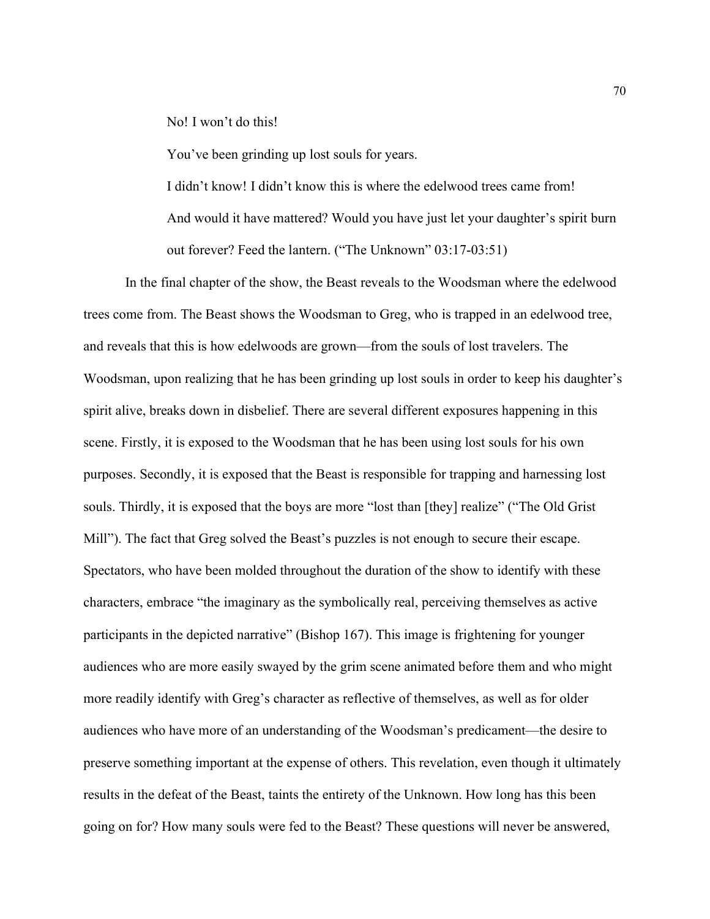> No! I won't do this!
>
> You've been grinding up lost souls for years.
>
> I didn't know! I didn't know this is where the edelwood trees came from!
>
> And would it have mattered? Would you have just let your daughter's spirit burn out forever? Feed the lantern. ("The Unknown" 03:17-03:51)

In the final chapter of the show, the Beast reveals to the Woodsman where the edelwood trees come from. The Beast shows the Woodsman to Greg, who is trapped in an edelwood tree, and reveals that this is how edelwoods are grown—from the souls of lost travelers. The Woodsman, upon realizing that he has been grinding up lost souls in order to keep his daughter's spirit alive, breaks down in disbelief. There are several different exposures happening in this scene. Firstly, it is exposed to the Woodsman that he has been using lost souls for his own purposes. Secondly, it is exposed that the Beast is responsible for trapping and harnessing lost souls. Thirdly, it is exposed that the boys are more "lost than [they] realize" ("The Old Grist Mill"). The fact that Greg solved the Beast's puzzles is not enough to secure their escape. Spectators, who have been molded throughout the duration of the show to identify with these characters, embrace "the imaginary as the symbolically real, perceiving themselves as active participants in the depicted narrative" (Bishop 167). This image is frightening for younger audiences who are more easily swayed by the grim scene animated before them and who might more readily identify with Greg's character as reflective of themselves, as well as for older audiences who have more of an understanding of the Woodsman's predicament—the desire to preserve something important at the expense of others. This revelation, even though it ultimately results in the defeat of the Beast, taints the entirety of the Unknown. How long has this been going on for? How many souls were fed to the Beast? These questions will never be answered,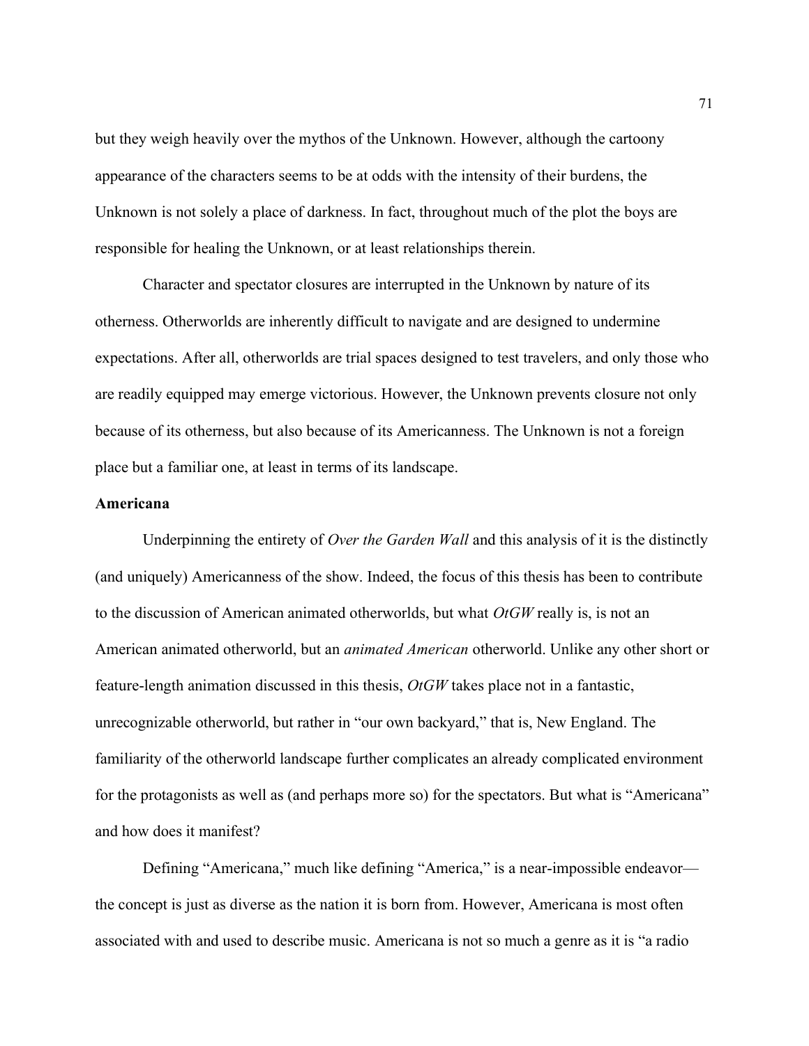but they weigh heavily over the mythos of the Unknown. However, although the cartoony appearance of the characters seems to be at odds with the intensity of their burdens, the Unknown is not solely a place of darkness. In fact, throughout much of the plot the boys are responsible for healing the Unknown, or at least relationships therein.

Character and spectator closures are interrupted in the Unknown by nature of its otherness. Otherworlds are inherently difficult to navigate and are designed to undermine expectations. After all, otherworlds are trial spaces designed to test travelers, and only those who are readily equipped may emerge victorious. However, the Unknown prevents closure not only because of its otherness, but also because of its Americanness. The Unknown is not a foreign place but a familiar one, at least in terms of its landscape.

**Americana**

Underpinning the entirety of *Over the Garden Wall* and this analysis of it is the distinctly (and uniquely) Americanness of the show. Indeed, the focus of this thesis has been to contribute to the discussion of American animated otherworlds, but what *OtGW* really is, is not an American animated otherworld, but an *animated American* otherworld. Unlike any other short or feature-length animation discussed in this thesis, *OtGW* takes place not in a fantastic, unrecognizable otherworld, but rather in "our own backyard," that is, New England. The familiarity of the otherworld landscape further complicates an already complicated environment for the protagonists as well as (and perhaps more so) for the spectators. But what is "Americana" and how does it manifest?

Defining "Americana," much like defining "America," is a near-impossible endeavor—the concept is just as diverse as the nation it is born from. However, Americana is most often associated with and used to describe music. Americana is not so much a genre as it is "a radio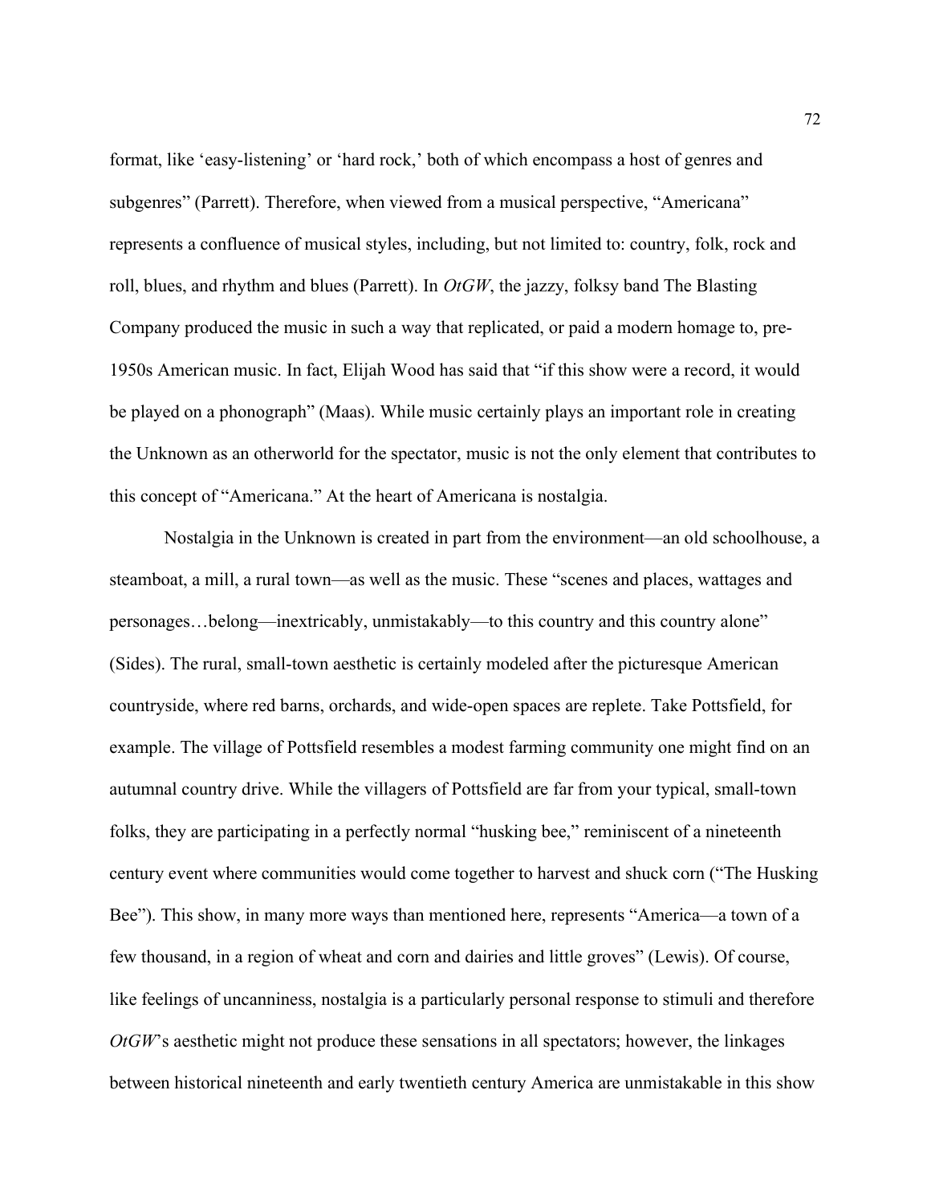format, like 'easy-listening' or 'hard rock,' both of which encompass a host of genres and subgenres" (Parrett). Therefore, when viewed from a musical perspective, "Americana" represents a confluence of musical styles, including, but not limited to: country, folk, rock and roll, blues, and rhythm and blues (Parrett). In *OtGW*, the jazzy, folksy band The Blasting Company produced the music in such a way that replicated, or paid a modern homage to, pre-1950s American music. In fact, Elijah Wood has said that "if this show were a record, it would be played on a phonograph" (Maas). While music certainly plays an important role in creating the Unknown as an otherworld for the spectator, music is not the only element that contributes to this concept of "Americana." At the heart of Americana is nostalgia.

Nostalgia in the Unknown is created in part from the environment—an old schoolhouse, a steamboat, a mill, a rural town—as well as the music. These "scenes and places, wattages and personages…belong—inextricably, unmistakably—to this country and this country alone" (Sides). The rural, small-town aesthetic is certainly modeled after the picturesque American countryside, where red barns, orchards, and wide-open spaces are replete. Take Pottsfield, for example. The village of Pottsfield resembles a modest farming community one might find on an autumnal country drive. While the villagers of Pottsfield are far from your typical, small-town folks, they are participating in a perfectly normal "husking bee," reminiscent of a nineteenth century event where communities would come together to harvest and shuck corn ("The Husking Bee"). This show, in many more ways than mentioned here, represents "America—a town of a few thousand, in a region of wheat and corn and dairies and little groves" (Lewis). Of course, like feelings of uncanniness, nostalgia is a particularly personal response to stimuli and therefore *OtGW*'s aesthetic might not produce these sensations in all spectators; however, the linkages between historical nineteenth and early twentieth century America are unmistakable in this show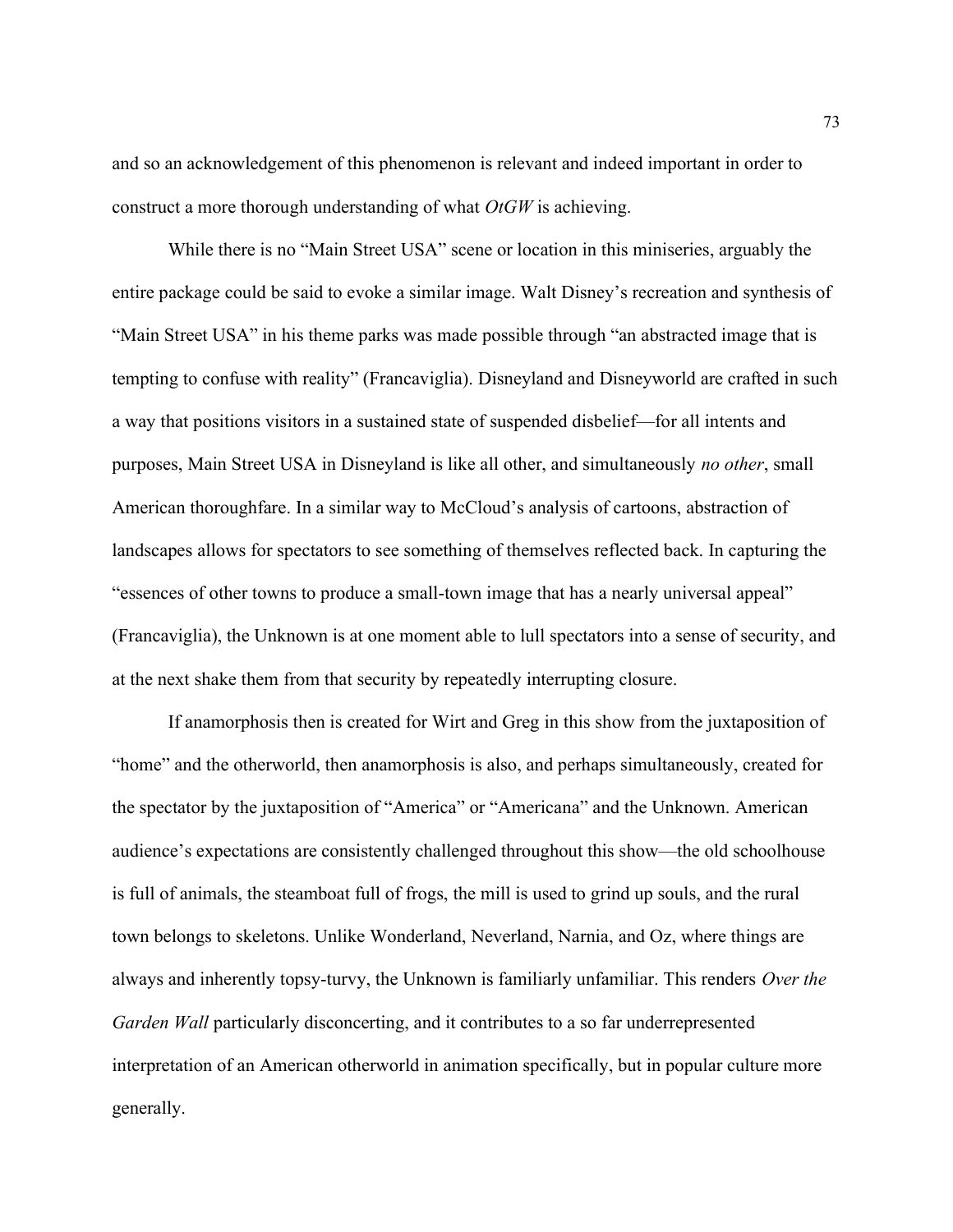and so an acknowledgement of this phenomenon is relevant and indeed important in order to construct a more thorough understanding of what *OtGW* is achieving.

While there is no "Main Street USA" scene or location in this miniseries, arguably the entire package could be said to evoke a similar image. Walt Disney's recreation and synthesis of "Main Street USA" in his theme parks was made possible through "an abstracted image that is tempting to confuse with reality" (Francaviglia). Disneyland and Disneyworld are crafted in such a way that positions visitors in a sustained state of suspended disbelief—for all intents and purposes, Main Street USA in Disneyland is like all other, and simultaneously *no other*, small American thoroughfare. In a similar way to McCloud's analysis of cartoons, abstraction of landscapes allows for spectators to see something of themselves reflected back. In capturing the "essences of other towns to produce a small-town image that has a nearly universal appeal" (Francaviglia), the Unknown is at one moment able to lull spectators into a sense of security, and at the next shake them from that security by repeatedly interrupting closure.

If anamorphosis then is created for Wirt and Greg in this show from the juxtaposition of "home" and the otherworld, then anamorphosis is also, and perhaps simultaneously, created for the spectator by the juxtaposition of "America" or "Americana" and the Unknown. American audience's expectations are consistently challenged throughout this show—the old schoolhouse is full of animals, the steamboat full of frogs, the mill is used to grind up souls, and the rural town belongs to skeletons. Unlike Wonderland, Neverland, Narnia, and Oz, where things are always and inherently topsy-turvy, the Unknown is familiarly unfamiliar. This renders *Over the Garden Wall* particularly disconcerting, and it contributes to a so far underrepresented interpretation of an American otherworld in animation specifically, but in popular culture more generally.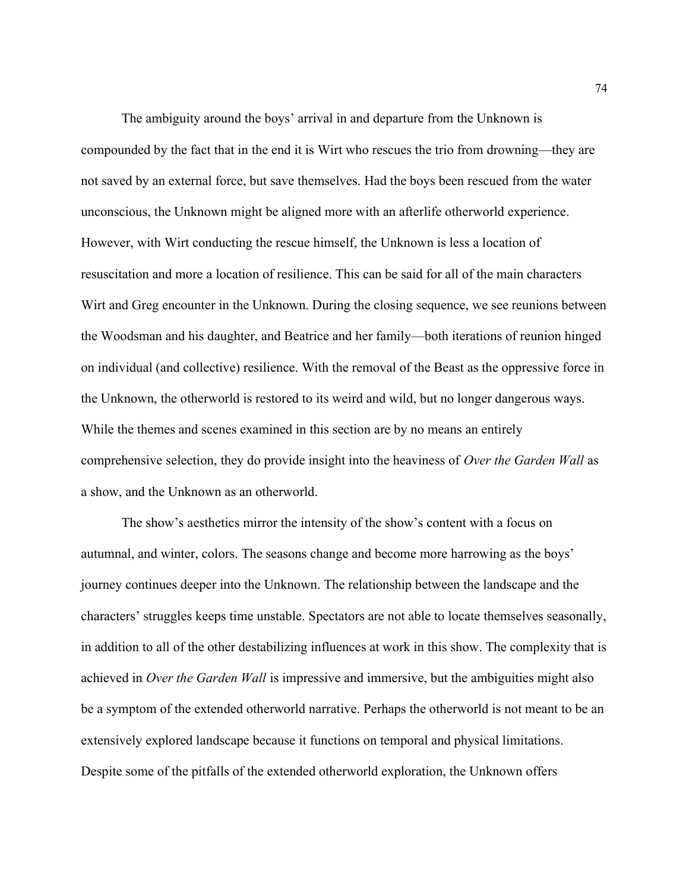The ambiguity around the boys' arrival in and departure from the Unknown is compounded by the fact that in the end it is Wirt who rescues the trio from drowning—they are not saved by an external force, but save themselves. Had the boys been rescued from the water unconscious, the Unknown might be aligned more with an afterlife otherworld experience. However, with Wirt conducting the rescue himself, the Unknown is less a location of resuscitation and more a location of resilience. This can be said for all of the main characters Wirt and Greg encounter in the Unknown. During the closing sequence, we see reunions between the Woodsman and his daughter, and Beatrice and her family—both iterations of reunion hinged on individual (and collective) resilience. With the removal of the Beast as the oppressive force in the Unknown, the otherworld is restored to its weird and wild, but no longer dangerous ways. While the themes and scenes examined in this section are by no means an entirely comprehensive selection, they do provide insight into the heaviness of *Over the Garden Wall* as a show, and the Unknown as an otherworld.

The show's aesthetics mirror the intensity of the show's content with a focus on autumnal, and winter, colors. The seasons change and become more harrowing as the boys' journey continues deeper into the Unknown. The relationship between the landscape and the characters' struggles keeps time unstable. Spectators are not able to locate themselves seasonally, in addition to all of the other destabilizing influences at work in this show. The complexity that is achieved in *Over the Garden Wall* is impressive and immersive, but the ambiguities might also be a symptom of the extended otherworld narrative. Perhaps the otherworld is not meant to be an extensively explored landscape because it functions on temporal and physical limitations. Despite some of the pitfalls of the extended otherworld exploration, the Unknown offers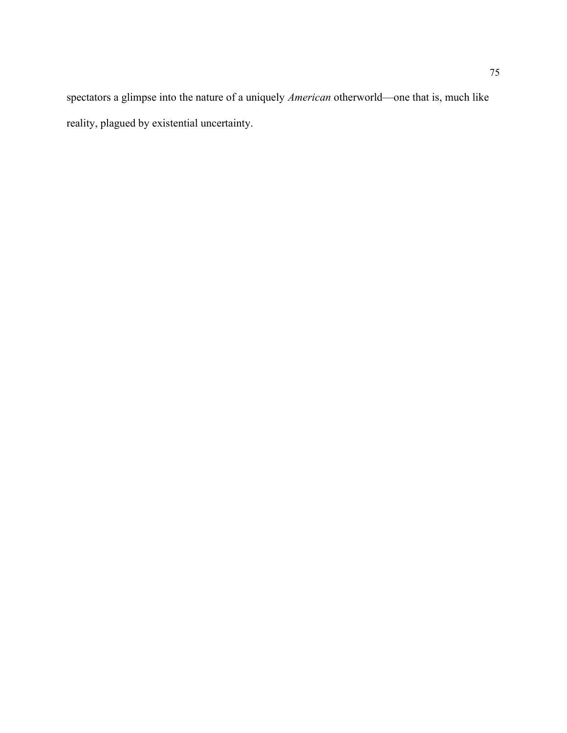spectators a glimpse into the nature of a uniquely *American* otherworld—one that is, much like reality, plagued by existential uncertainty.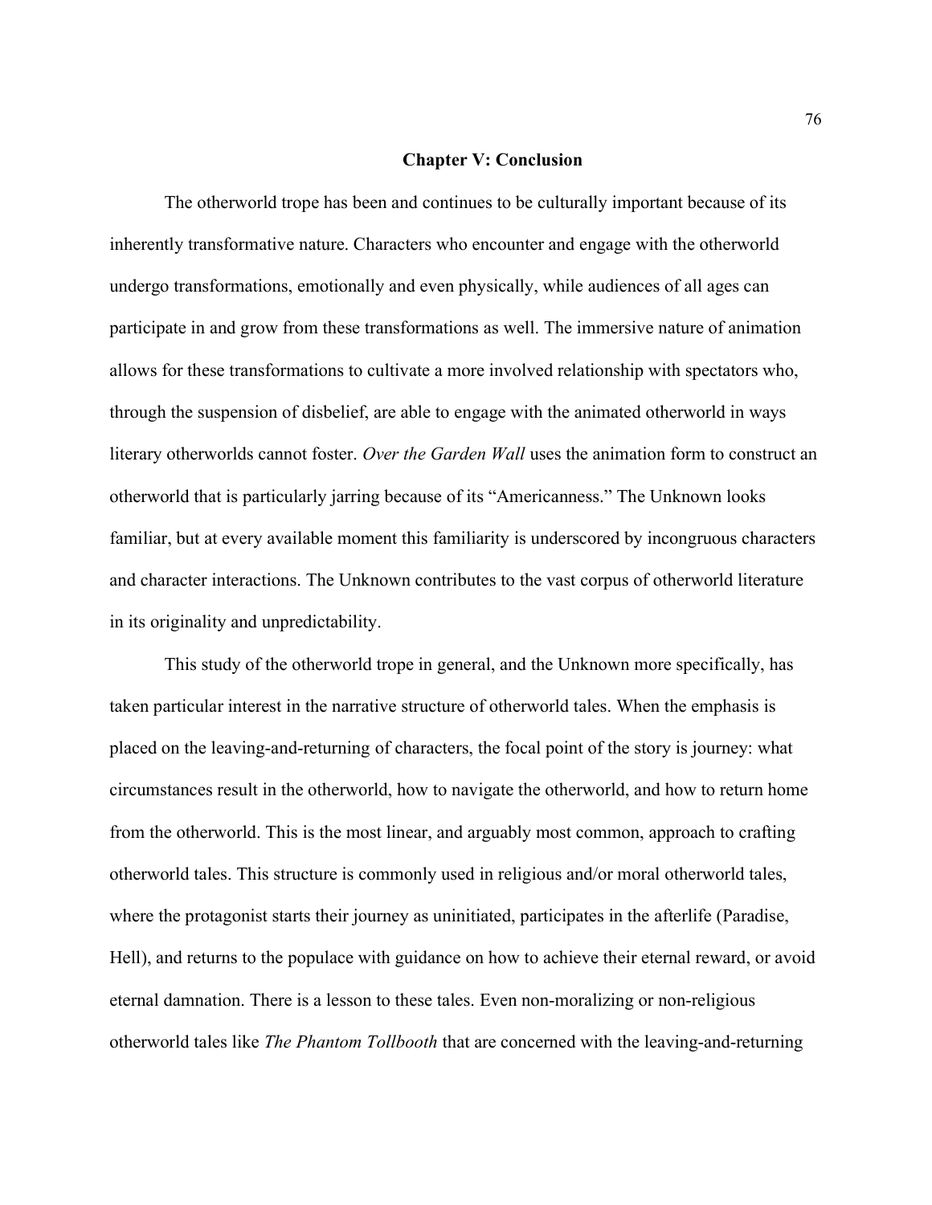## Chapter V: Conclusion

The otherworld trope has been and continues to be culturally important because of its inherently transformative nature. Characters who encounter and engage with the otherworld undergo transformations, emotionally and even physically, while audiences of all ages can participate in and grow from these transformations as well. The immersive nature of animation allows for these transformations to cultivate a more involved relationship with spectators who, through the suspension of disbelief, are able to engage with the animated otherworld in ways literary otherworlds cannot foster. *Over the Garden Wall* uses the animation form to construct an otherworld that is particularly jarring because of its "Americanness." The Unknown looks familiar, but at every available moment this familiarity is underscored by incongruous characters and character interactions. The Unknown contributes to the vast corpus of otherworld literature in its originality and unpredictability.

This study of the otherworld trope in general, and the Unknown more specifically, has taken particular interest in the narrative structure of otherworld tales. When the emphasis is placed on the leaving-and-returning of characters, the focal point of the story is journey: what circumstances result in the otherworld, how to navigate the otherworld, and how to return home from the otherworld. This is the most linear, and arguably most common, approach to crafting otherworld tales. This structure is commonly used in religious and/or moral otherworld tales, where the protagonist starts their journey as uninitiated, participates in the afterlife (Paradise, Hell), and returns to the populace with guidance on how to achieve their eternal reward, or avoid eternal damnation. There is a lesson to these tales. Even non-moralizing or non-religious otherworld tales like *The Phantom Tollbooth* that are concerned with the leaving-and-returning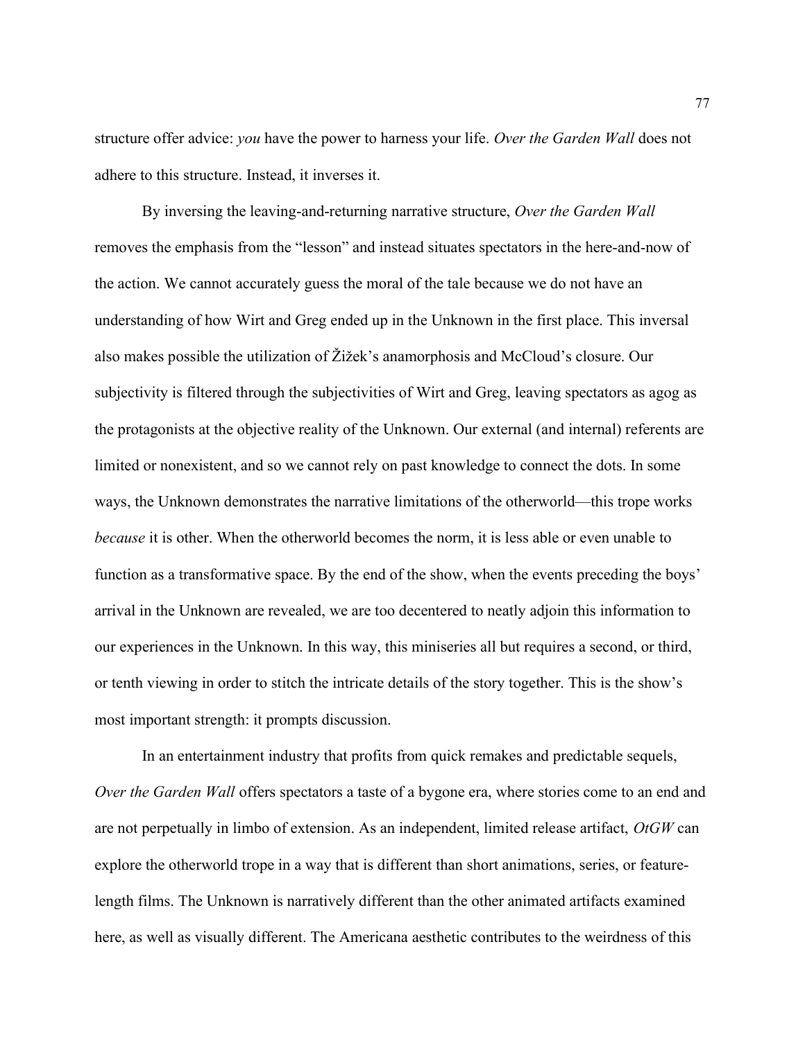structure offer advice: *you* have the power to harness your life. *Over the Garden Wall* does not adhere to this structure. Instead, it inverses it.

By inversing the leaving-and-returning narrative structure, *Over the Garden Wall* removes the emphasis from the "lesson" and instead situates spectators in the here-and-now of the action. We cannot accurately guess the moral of the tale because we do not have an understanding of how Wirt and Greg ended up in the Unknown in the first place. This inversal also makes possible the utilization of Žižek's anamorphosis and McCloud's closure. Our subjectivity is filtered through the subjectivities of Wirt and Greg, leaving spectators as agog as the protagonists at the objective reality of the Unknown. Our external (and internal) referents are limited or nonexistent, and so we cannot rely on past knowledge to connect the dots. In some ways, the Unknown demonstrates the narrative limitations of the otherworld—this trope works *because* it is other. When the otherworld becomes the norm, it is less able or even unable to function as a transformative space. By the end of the show, when the events preceding the boys' arrival in the Unknown are revealed, we are too decentered to neatly adjoin this information to our experiences in the Unknown. In this way, this miniseries all but requires a second, or third, or tenth viewing in order to stitch the intricate details of the story together. This is the show's most important strength: it prompts discussion.

In an entertainment industry that profits from quick remakes and predictable sequels, *Over the Garden Wall* offers spectators a taste of a bygone era, where stories come to an end and are not perpetually in limbo of extension. As an independent, limited release artifact, *OtGW* can explore the otherworld trope in a way that is different than short animations, series, or feature-length films. The Unknown is narratively different than the other animated artifacts examined here, as well as visually different. The Americana aesthetic contributes to the weirdness of this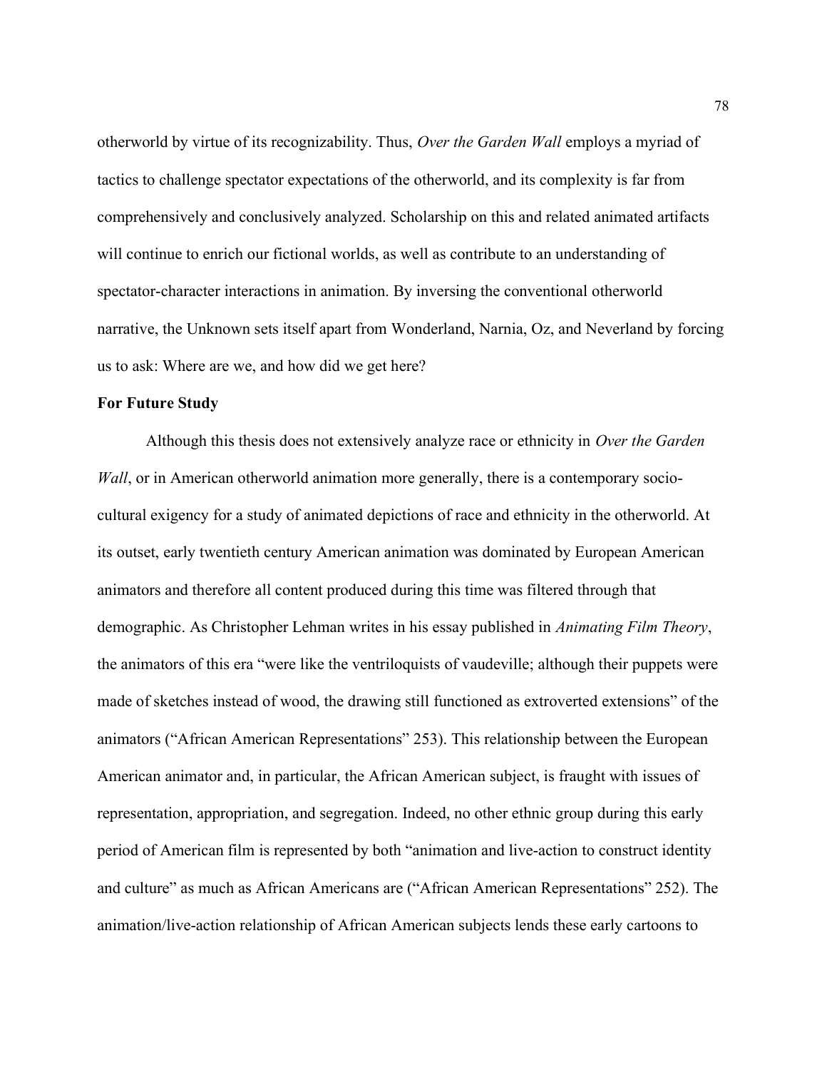otherworld by virtue of its recognizability. Thus, *Over the Garden Wall* employs a myriad of tactics to challenge spectator expectations of the otherworld, and its complexity is far from comprehensively and conclusively analyzed. Scholarship on this and related animated artifacts will continue to enrich our fictional worlds, as well as contribute to an understanding of spectator-character interactions in animation. By inversing the conventional otherworld narrative, the Unknown sets itself apart from Wonderland, Narnia, Oz, and Neverland by forcing us to ask: Where are we, and how did we get here?

**For Future Study**

Although this thesis does not extensively analyze race or ethnicity in *Over the Garden Wall*, or in American otherworld animation more generally, there is a contemporary socio-cultural exigency for a study of animated depictions of race and ethnicity in the otherworld. At its outset, early twentieth century American animation was dominated by European American animators and therefore all content produced during this time was filtered through that demographic. As Christopher Lehman writes in his essay published in *Animating Film Theory*, the animators of this era "were like the ventriloquists of vaudeville; although their puppets were made of sketches instead of wood, the drawing still functioned as extroverted extensions" of the animators ("African American Representations" 253). This relationship between the European American animator and, in particular, the African American subject, is fraught with issues of representation, appropriation, and segregation. Indeed, no other ethnic group during this early period of American film is represented by both "animation and live-action to construct identity and culture" as much as African Americans are ("African American Representations" 252). The animation/live-action relationship of African American subjects lends these early cartoons to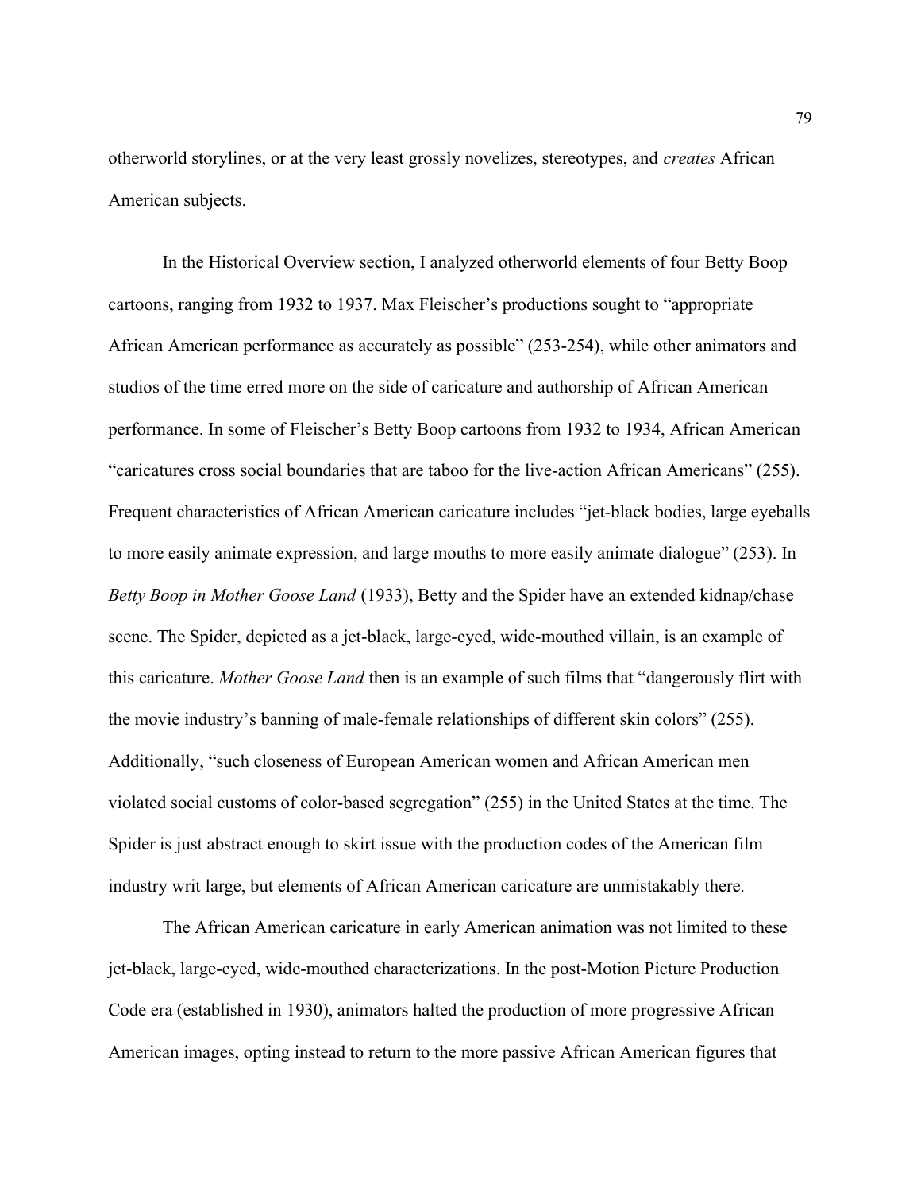otherworld storylines, or at the very least grossly novelizes, stereotypes, and *creates* African American subjects.

In the Historical Overview section, I analyzed otherworld elements of four Betty Boop cartoons, ranging from 1932 to 1937. Max Fleischer's productions sought to "appropriate African American performance as accurately as possible" (253-254), while other animators and studios of the time erred more on the side of caricature and authorship of African American performance. In some of Fleischer's Betty Boop cartoons from 1932 to 1934, African American "caricatures cross social boundaries that are taboo for the live-action African Americans" (255). Frequent characteristics of African American caricature includes "jet-black bodies, large eyeballs to more easily animate expression, and large mouths to more easily animate dialogue" (253). In *Betty Boop in Mother Goose Land* (1933), Betty and the Spider have an extended kidnap/chase scene. The Spider, depicted as a jet-black, large-eyed, wide-mouthed villain, is an example of this caricature. *Mother Goose Land* then is an example of such films that "dangerously flirt with the movie industry's banning of male-female relationships of different skin colors" (255). Additionally, "such closeness of European American women and African American men violated social customs of color-based segregation" (255) in the United States at the time. The Spider is just abstract enough to skirt issue with the production codes of the American film industry writ large, but elements of African American caricature are unmistakably there.

The African American caricature in early American animation was not limited to these jet-black, large-eyed, wide-mouthed characterizations. In the post-Motion Picture Production Code era (established in 1930), animators halted the production of more progressive African American images, opting instead to return to the more passive African American figures that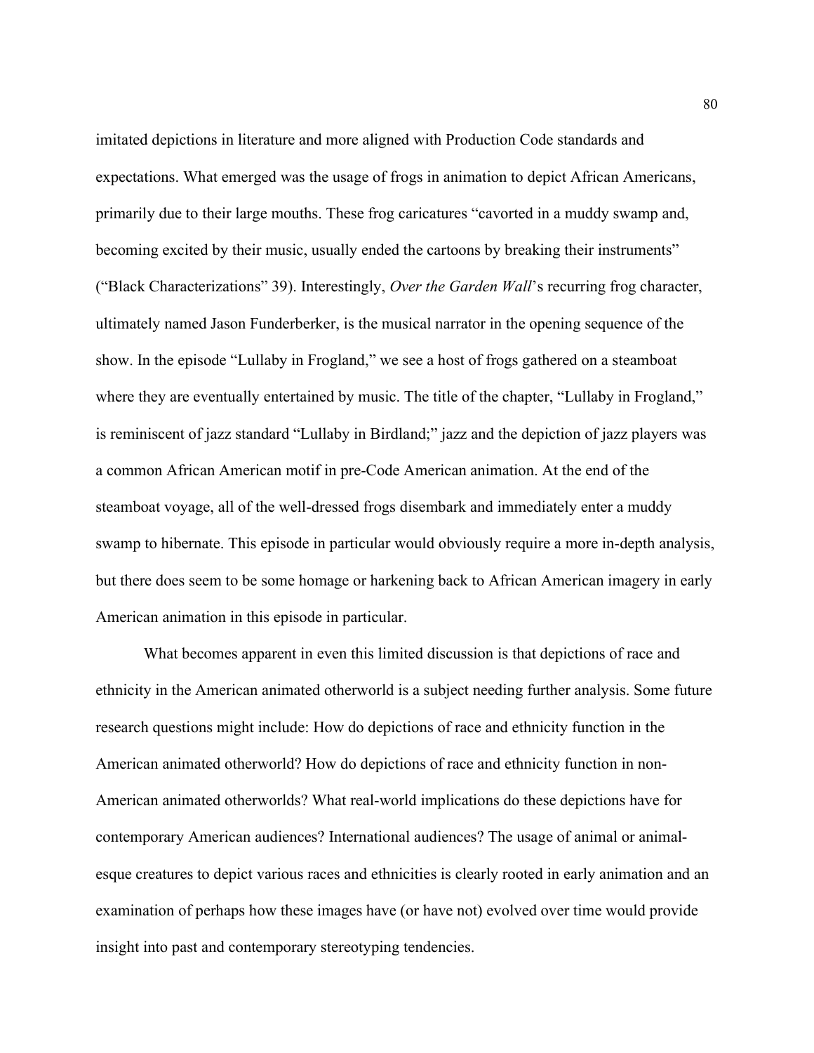imitated depictions in literature and more aligned with Production Code standards and expectations. What emerged was the usage of frogs in animation to depict African Americans, primarily due to their large mouths. These frog caricatures "cavorted in a muddy swamp and, becoming excited by their music, usually ended the cartoons by breaking their instruments" ("Black Characterizations" 39). Interestingly, *Over the Garden Wall*'s recurring frog character, ultimately named Jason Funderberker, is the musical narrator in the opening sequence of the show. In the episode "Lullaby in Frogland," we see a host of frogs gathered on a steamboat where they are eventually entertained by music. The title of the chapter, "Lullaby in Frogland," is reminiscent of jazz standard "Lullaby in Birdland;" jazz and the depiction of jazz players was a common African American motif in pre-Code American animation. At the end of the steamboat voyage, all of the well-dressed frogs disembark and immediately enter a muddy swamp to hibernate. This episode in particular would obviously require a more in-depth analysis, but there does seem to be some homage or harkening back to African American imagery in early American animation in this episode in particular.

What becomes apparent in even this limited discussion is that depictions of race and ethnicity in the American animated otherworld is a subject needing further analysis. Some future research questions might include: How do depictions of race and ethnicity function in the American animated otherworld? How do depictions of race and ethnicity function in non-American animated otherworlds? What real-world implications do these depictions have for contemporary American audiences? International audiences? The usage of animal or animal-esque creatures to depict various races and ethnicities is clearly rooted in early animation and an examination of perhaps how these images have (or have not) evolved over time would provide insight into past and contemporary stereotyping tendencies.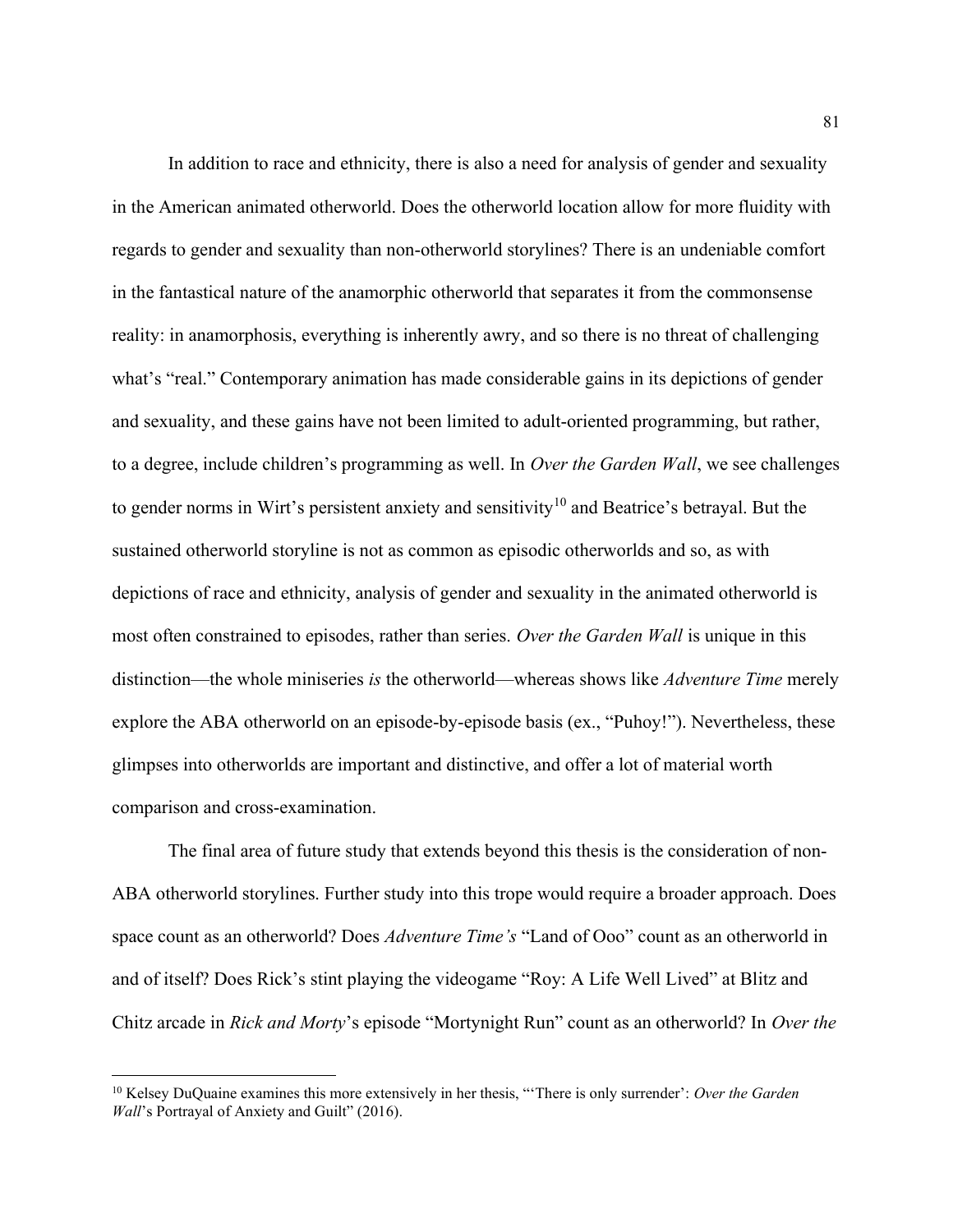In addition to race and ethnicity, there is also a need for analysis of gender and sexuality in the American animated otherworld. Does the otherworld location allow for more fluidity with regards to gender and sexuality than non-otherworld storylines? There is an undeniable comfort in the fantastical nature of the anamorphic otherworld that separates it from the commonsense reality: in anamorphosis, everything is inherently awry, and so there is no threat of challenging what's "real." Contemporary animation has made considerable gains in its depictions of gender and sexuality, and these gains have not been limited to adult-oriented programming, but rather, to a degree, include children's programming as well. In *Over the Garden Wall*, we see challenges to gender norms in Wirt's persistent anxiety and sensitivity[10] and Beatrice's betrayal. But the sustained otherworld storyline is not as common as episodic otherworlds and so, as with depictions of race and ethnicity, analysis of gender and sexuality in the animated otherworld is most often constrained to episodes, rather than series. *Over the Garden Wall* is unique in this distinction—the whole miniseries *is* the otherworld—whereas shows like *Adventure Time* merely explore the ABA otherworld on an episode-by-episode basis (ex., "Puhoy!"). Nevertheless, these glimpses into otherworlds are important and distinctive, and offer a lot of material worth comparison and cross-examination.

The final area of future study that extends beyond this thesis is the consideration of non-ABA otherworld storylines. Further study into this trope would require a broader approach. Does space count as an otherworld? Does *Adventure Time's* "Land of Ooo" count as an otherworld in and of itself? Does Rick's stint playing the videogame "Roy: A Life Well Lived" at Blitz and Chitz arcade in *Rick and Morty*'s episode "Mortynight Run" count as an otherworld? In *Over the*

---

[10] Kelsey DuQuaine examines this more extensively in her thesis, "'There is only surrender': *Over the Garden Wall*'s Portrayal of Anxiety and Guilt" (2016).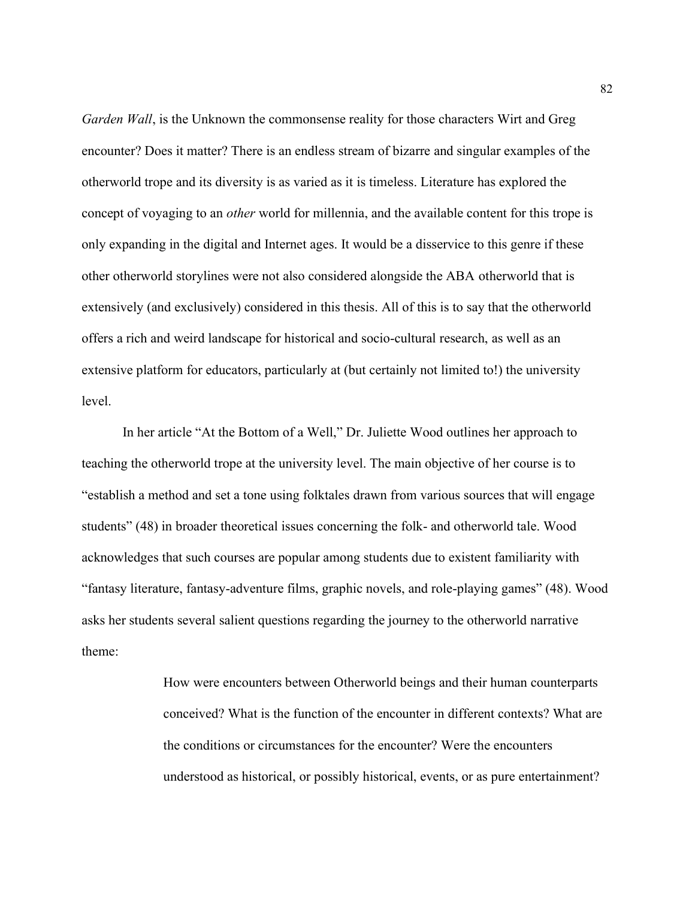*Garden Wall*, is the Unknown the commonsense reality for those characters Wirt and Greg encounter? Does it matter? There is an endless stream of bizarre and singular examples of the otherworld trope and its diversity is as varied as it is timeless. Literature has explored the concept of voyaging to an *other* world for millennia, and the available content for this trope is only expanding in the digital and Internet ages. It would be a disservice to this genre if these other otherworld storylines were not also considered alongside the ABA otherworld that is extensively (and exclusively) considered in this thesis. All of this is to say that the otherworld offers a rich and weird landscape for historical and socio-cultural research, as well as an extensive platform for educators, particularly at (but certainly not limited to!) the university level.

In her article "At the Bottom of a Well," Dr. Juliette Wood outlines her approach to teaching the otherworld trope at the university level. The main objective of her course is to "establish a method and set a tone using folktales drawn from various sources that will engage students" (48) in broader theoretical issues concerning the folk- and otherworld tale. Wood acknowledges that such courses are popular among students due to existent familiarity with "fantasy literature, fantasy-adventure films, graphic novels, and role-playing games" (48). Wood asks her students several salient questions regarding the journey to the otherworld narrative theme:

> How were encounters between Otherworld beings and their human counterparts conceived? What is the function of the encounter in different contexts? What are the conditions or circumstances for the encounter? Were the encounters understood as historical, or possibly historical, events, or as pure entertainment?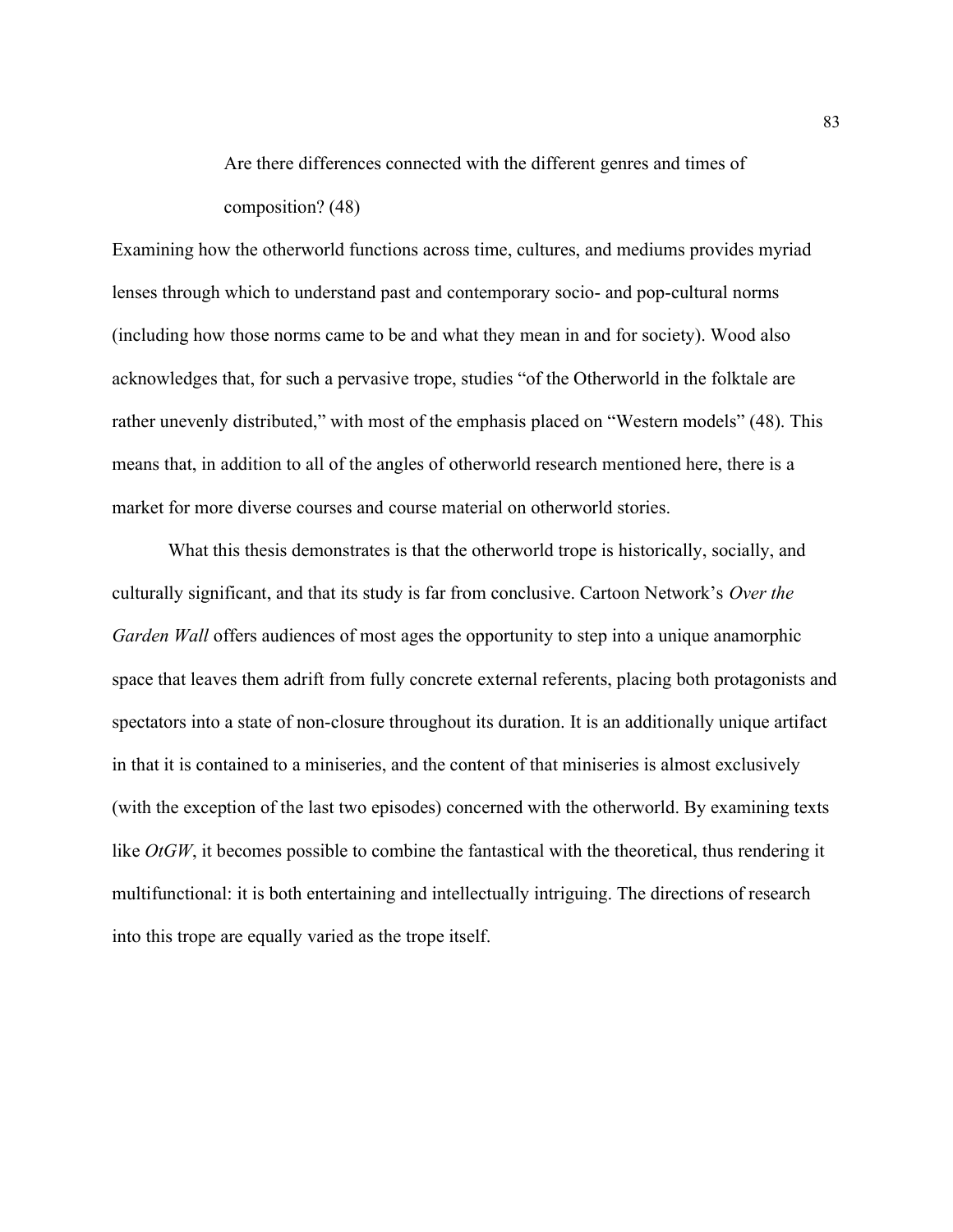> Are there differences connected with the different genres and times of composition? (48)

Examining how the otherworld functions across time, cultures, and mediums provides myriad lenses through which to understand past and contemporary socio- and pop-cultural norms (including how those norms came to be and what they mean in and for society). Wood also acknowledges that, for such a pervasive trope, studies "of the Otherworld in the folktale are rather unevenly distributed," with most of the emphasis placed on "Western models" (48). This means that, in addition to all of the angles of otherworld research mentioned here, there is a market for more diverse courses and course material on otherworld stories.

What this thesis demonstrates is that the otherworld trope is historically, socially, and culturally significant, and that its study is far from conclusive. Cartoon Network's *Over the Garden Wall* offers audiences of most ages the opportunity to step into a unique anamorphic space that leaves them adrift from fully concrete external referents, placing both protagonists and spectators into a state of non-closure throughout its duration. It is an additionally unique artifact in that it is contained to a miniseries, and the content of that miniseries is almost exclusively (with the exception of the last two episodes) concerned with the otherworld. By examining texts like *OtGW*, it becomes possible to combine the fantastical with the theoretical, thus rendering it multifunctional: it is both entertaining and intellectually intriguing. The directions of research into this trope are equally varied as the trope itself.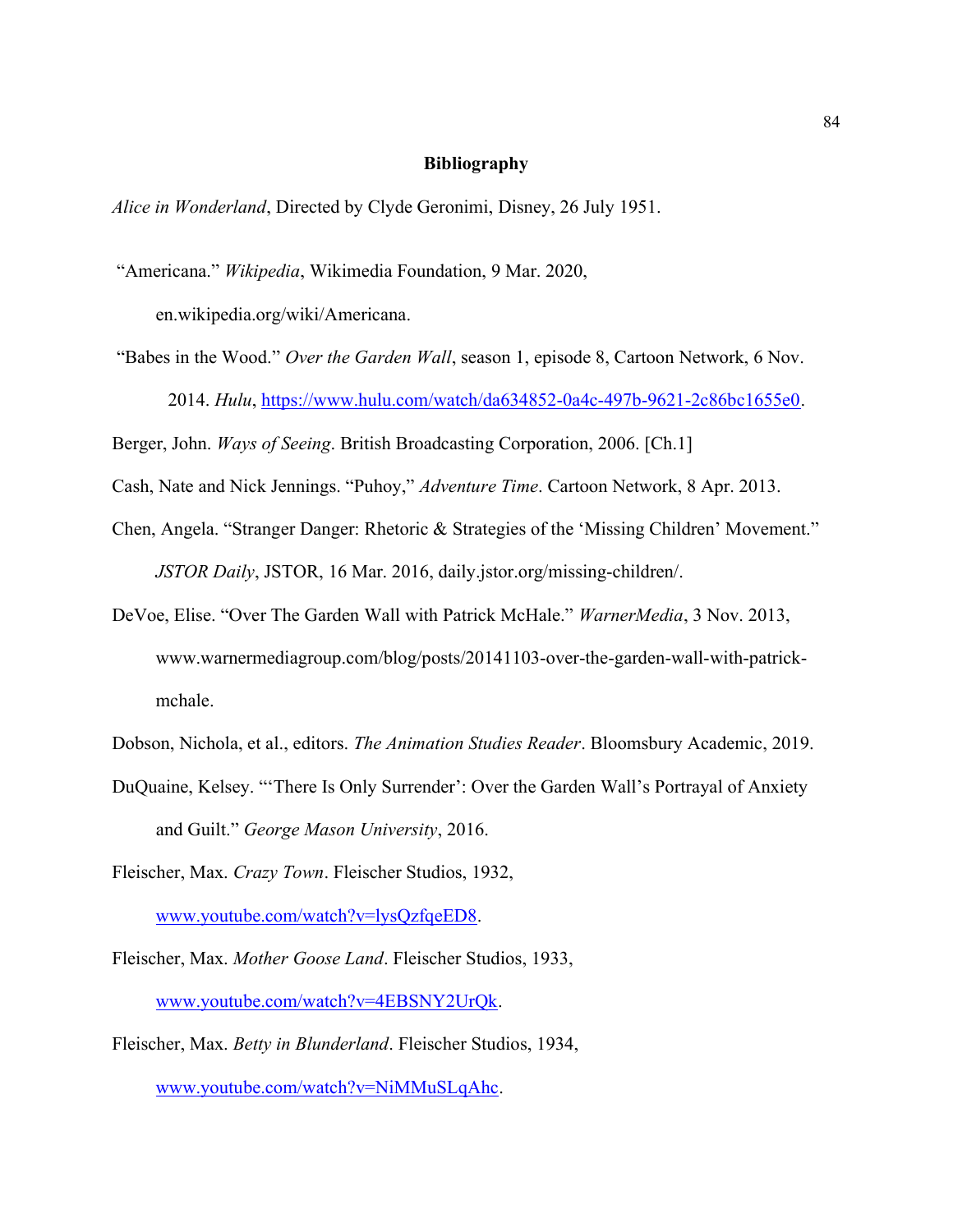# Bibliography

*Alice in Wonderland*, Directed by Clyde Geronimi, Disney, 26 July 1951.

"Americana." *Wikipedia*, Wikimedia Foundation, 9 Mar. 2020, en.wikipedia.org/wiki/Americana.

"Babes in the Wood." *Over the Garden Wall*, season 1, episode 8, Cartoon Network, 6 Nov. 2014. *Hulu*, https://www.hulu.com/watch/da634852-0a4c-497b-9621-2c86bc1655e0.

Berger, John. *Ways of Seeing*. British Broadcasting Corporation, 2006. [Ch.1]

Cash, Nate and Nick Jennings. "Puhoy," *Adventure Time*. Cartoon Network, 8 Apr. 2013.

Chen, Angela. "Stranger Danger: Rhetoric & Strategies of the 'Missing Children' Movement." *JSTOR Daily*, JSTOR, 16 Mar. 2016, daily.jstor.org/missing-children/.

DeVoe, Elise. "Over The Garden Wall with Patrick McHale." *WarnerMedia*, 3 Nov. 2013, www.warnermediagroup.com/blog/posts/20141103-over-the-garden-wall-with-patrick-mchale.

Dobson, Nichola, et al., editors. *The Animation Studies Reader*. Bloomsbury Academic, 2019.

DuQuaine, Kelsey. "'There Is Only Surrender': Over the Garden Wall's Portrayal of Anxiety and Guilt." *George Mason University*, 2016.

Fleischer, Max. *Crazy Town*. Fleischer Studios, 1932, www.youtube.com/watch?v=lysQzfqeED8.

Fleischer, Max. *Mother Goose Land*. Fleischer Studios, 1933, www.youtube.com/watch?v=4EBSNY2UrQk.

Fleischer, Max. *Betty in Blunderland*. Fleischer Studios, 1934, www.youtube.com/watch?v=NiMMuSLqAhc.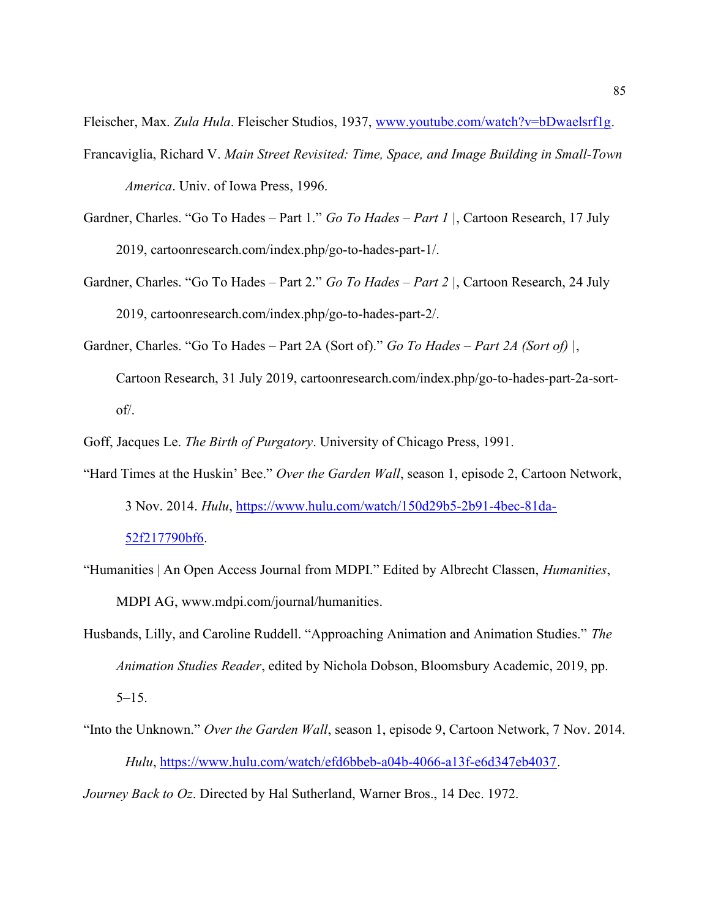Fleischer, Max. *Zula Hula*. Fleischer Studios, 1937, www.youtube.com/watch?v=bDwaelsrf1g.

Francaviglia, Richard V. *Main Street Revisited: Time, Space, and Image Building in Small-Town America*. Univ. of Iowa Press, 1996.

Gardner, Charles. "Go To Hades – Part 1." *Go To Hades – Part 1* |, Cartoon Research, 17 July 2019, cartoonresearch.com/index.php/go-to-hades-part-1/.

Gardner, Charles. "Go To Hades – Part 2." *Go To Hades – Part 2* |, Cartoon Research, 24 July 2019, cartoonresearch.com/index.php/go-to-hades-part-2/.

Gardner, Charles. "Go To Hades – Part 2A (Sort of)." *Go To Hades – Part 2A (Sort of)* |, Cartoon Research, 31 July 2019, cartoonresearch.com/index.php/go-to-hades-part-2a-sort-of/.

Goff, Jacques Le. *The Birth of Purgatory*. University of Chicago Press, 1991.

"Hard Times at the Huskin' Bee." *Over the Garden Wall*, season 1, episode 2, Cartoon Network, 3 Nov. 2014. *Hulu*, https://www.hulu.com/watch/150d29b5-2b91-4bec-81da-52f217790bf6.

"Humanities | An Open Access Journal from MDPI." Edited by Albrecht Classen, *Humanities*, MDPI AG, www.mdpi.com/journal/humanities.

Husbands, Lilly, and Caroline Ruddell. "Approaching Animation and Animation Studies." *The Animation Studies Reader*, edited by Nichola Dobson, Bloomsbury Academic, 2019, pp. 5–15.

"Into the Unknown." *Over the Garden Wall*, season 1, episode 9, Cartoon Network, 7 Nov. 2014. *Hulu*, https://www.hulu.com/watch/efd6bbeb-a04b-4066-a13f-e6d347eb4037.

*Journey Back to Oz*. Directed by Hal Sutherland, Warner Bros., 14 Dec. 1972.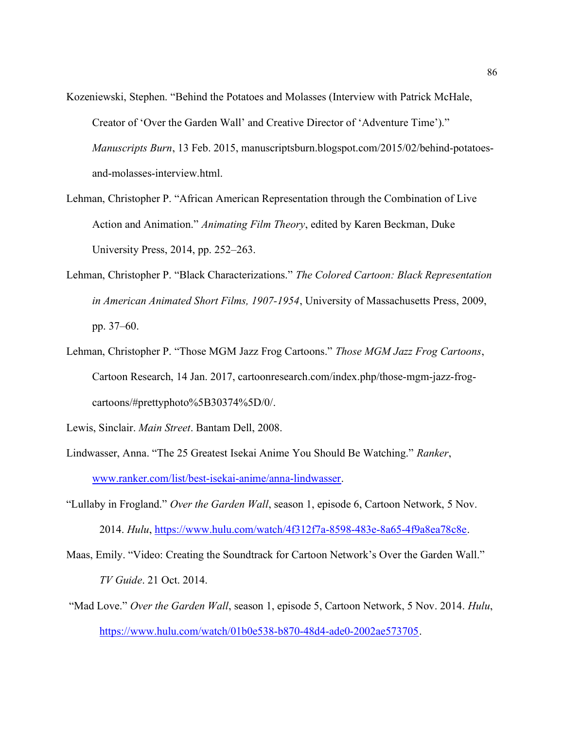Kozeniewski, Stephen. “Behind the Potatoes and Molasses (Interview with Patrick McHale, Creator of ‘Over the Garden Wall’ and Creative Director of ‘Adventure Time’).” *Manuscripts Burn*, 13 Feb. 2015, manuscriptsburn.blogspot.com/2015/02/behind-potatoes-and-molasses-interview.html.

Lehman, Christopher P. “African American Representation through the Combination of Live Action and Animation.” *Animating Film Theory*, edited by Karen Beckman, Duke University Press, 2014, pp. 252–263.

Lehman, Christopher P. “Black Characterizations.” *The Colored Cartoon: Black Representation in American Animated Short Films, 1907-1954*, University of Massachusetts Press, 2009, pp. 37–60.

Lehman, Christopher P. “Those MGM Jazz Frog Cartoons.” *Those MGM Jazz Frog Cartoons*, Cartoon Research, 14 Jan. 2017, cartoonresearch.com/index.php/those-mgm-jazz-frog-cartoons/#prettyphoto%5B30374%5D/0/.

Lewis, Sinclair. *Main Street*. Bantam Dell, 2008.

Lindwasser, Anna. “The 25 Greatest Isekai Anime You Should Be Watching.” *Ranker*, www.ranker.com/list/best-isekai-anime/anna-lindwasser.

“Lullaby in Frogland.” *Over the Garden Wall*, season 1, episode 6, Cartoon Network, 5 Nov. 2014. *Hulu*, https://www.hulu.com/watch/4f312f7a-8598-483e-8a65-4f9a8ea78c8e.

Maas, Emily. “Video: Creating the Soundtrack for Cartoon Network’s Over the Garden Wall.” *TV Guide*. 21 Oct. 2014.

“Mad Love.” *Over the Garden Wall*, season 1, episode 5, Cartoon Network, 5 Nov. 2014. *Hulu*, https://www.hulu.com/watch/01b0e538-b870-48d4-ade0-2002ae573705.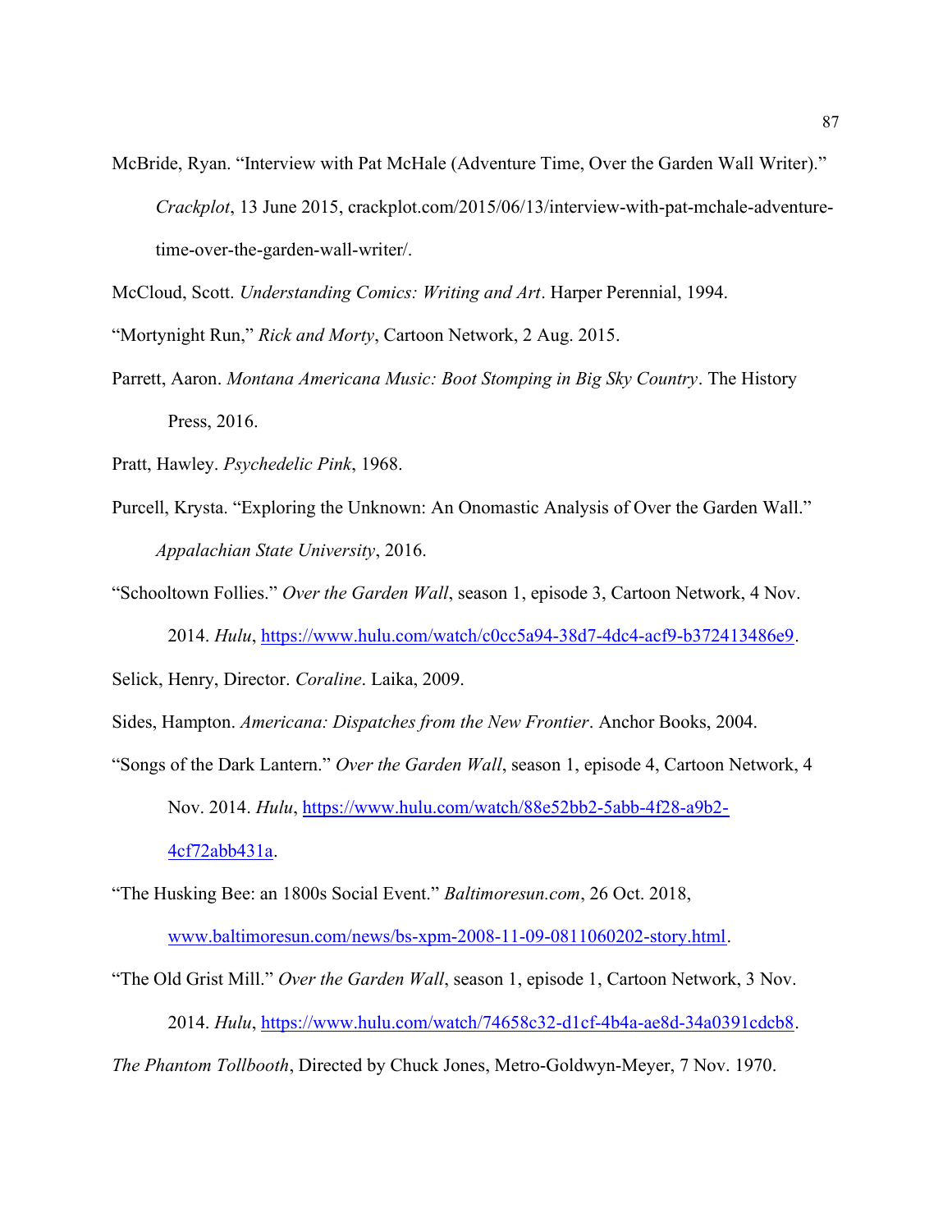McBride, Ryan. "Interview with Pat McHale (Adventure Time, Over the Garden Wall Writer)." *Crackplot*, 13 June 2015, crackplot.com/2015/06/13/interview-with-pat-mchale-adventure-time-over-the-garden-wall-writer/.

McCloud, Scott. *Understanding Comics: Writing and Art*. Harper Perennial, 1994.

"Mortynight Run," *Rick and Morty*, Cartoon Network, 2 Aug. 2015.

Parrett, Aaron. *Montana Americana Music: Boot Stomping in Big Sky Country*. The History Press, 2016.

Pratt, Hawley. *Psychedelic Pink*, 1968.

Purcell, Krysta. "Exploring the Unknown: An Onomastic Analysis of Over the Garden Wall." *Appalachian State University*, 2016.

"Schooltown Follies." *Over the Garden Wall*, season 1, episode 3, Cartoon Network, 4 Nov. 2014. *Hulu*, https://www.hulu.com/watch/c0cc5a94-38d7-4dc4-acf9-b372413486e9.

Selick, Henry, Director. *Coraline*. Laika, 2009.

Sides, Hampton. *Americana: Dispatches from the New Frontier*. Anchor Books, 2004.

"Songs of the Dark Lantern." *Over the Garden Wall*, season 1, episode 4, Cartoon Network, 4 Nov. 2014. *Hulu*, https://www.hulu.com/watch/88e52bb2-5abb-4f28-a9b2-4cf72abb431a.

"The Husking Bee: an 1800s Social Event." *Baltimoresun.com*, 26 Oct. 2018, www.baltimoresun.com/news/bs-xpm-2008-11-09-0811060202-story.html.

"The Old Grist Mill." *Over the Garden Wall*, season 1, episode 1, Cartoon Network, 3 Nov. 2014. *Hulu*, https://www.hulu.com/watch/74658c32-d1cf-4b4a-ae8d-34a0391cdcb8.

*The Phantom Tollbooth*, Directed by Chuck Jones, Metro-Goldwyn-Meyer, 7 Nov. 1970.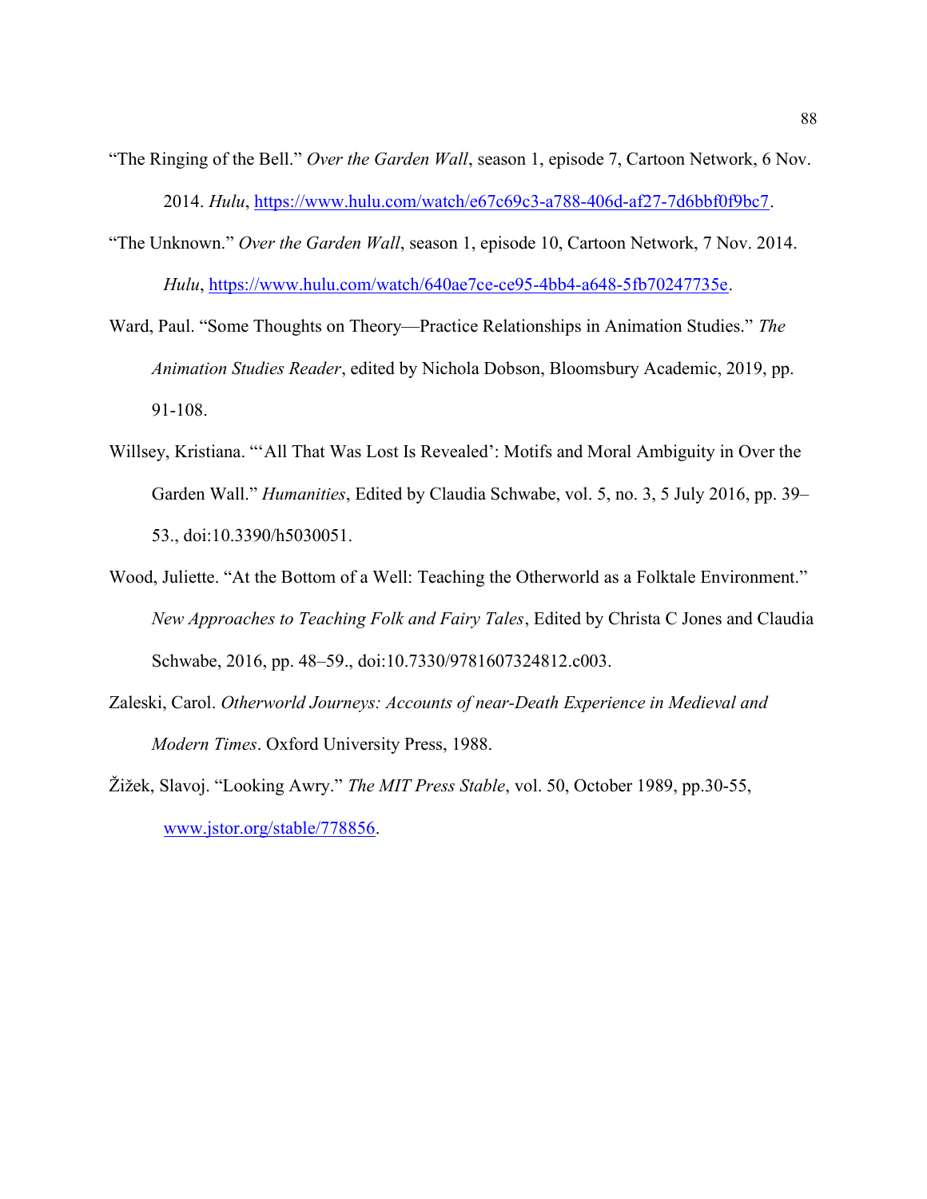"The Ringing of the Bell." *Over the Garden Wall*, season 1, episode 7, Cartoon Network, 6 Nov. 2014. *Hulu*, https://www.hulu.com/watch/e67c69c3-a788-406d-af27-7d6bbf0f9bc7.

"The Unknown." *Over the Garden Wall*, season 1, episode 10, Cartoon Network, 7 Nov. 2014. *Hulu*, https://www.hulu.com/watch/640ae7ce-ce95-4bb4-a648-5fb70247735e.

Ward, Paul. "Some Thoughts on Theory—Practice Relationships in Animation Studies." *The Animation Studies Reader*, edited by Nichola Dobson, Bloomsbury Academic, 2019, pp. 91-108.

Willsey, Kristiana. "'All That Was Lost Is Revealed': Motifs and Moral Ambiguity in Over the Garden Wall." *Humanities*, Edited by Claudia Schwabe, vol. 5, no. 3, 5 July 2016, pp. 39–53., doi:10.3390/h5030051.

Wood, Juliette. "At the Bottom of a Well: Teaching the Otherworld as a Folktale Environment." *New Approaches to Teaching Folk and Fairy Tales*, Edited by Christa C Jones and Claudia Schwabe, 2016, pp. 48–59., doi:10.7330/9781607324812.c003.

Zaleski, Carol. *Otherworld Journeys: Accounts of near-Death Experience in Medieval and Modern Times*. Oxford University Press, 1988.

Žižek, Slavoj. "Looking Awry." *The MIT Press Stable*, vol. 50, October 1989, pp.30-55, www.jstor.org/stable/778856.